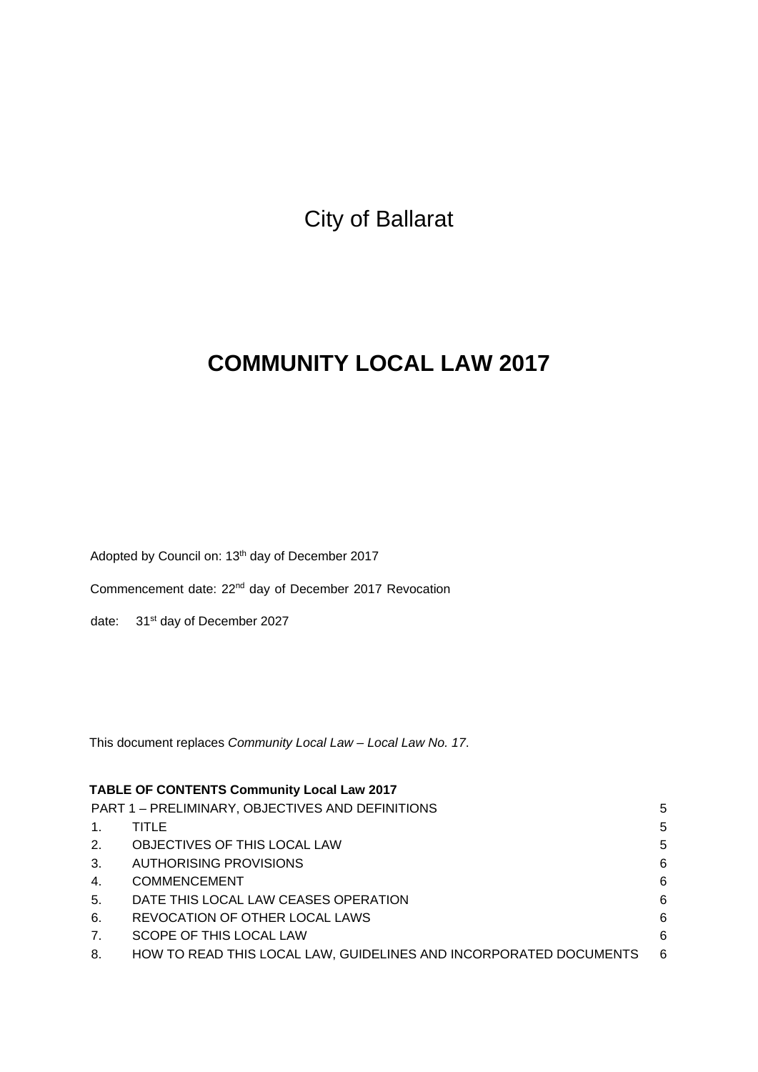City of Ballarat

# COMMUNITY LOCAL LAW 2017

Adopted by Council on: 13th day of December 2017

Commencement date: 22nd day of December 2017 Revocation

date: 31st day of December 2027

This document replaces *Community Local Law – Local Law No. 17*.

**TABLE OF CONTENTS Community Local Law 2017**

| | | |
|---|---|---|
| PART 1 – PRELIMINARY, OBJECTIVES AND DEFINITIONS | | 5 |
| 1. | TITLE | 5 |
| 2. | OBJECTIVES OF THIS LOCAL LAW | 5 |
| 3. | AUTHORISING PROVISIONS | 6 |
| 4. | COMMENCEMENT | 6 |
| 5. | DATE THIS LOCAL LAW CEASES OPERATION | 6 |
| 6. | REVOCATION OF OTHER LOCAL LAWS | 6 |
| 7. | SCOPE OF THIS LOCAL LAW | 6 |
| 8. | HOW TO READ THIS LOCAL LAW, GUIDELINES AND INCORPORATED DOCUMENTS | 6 |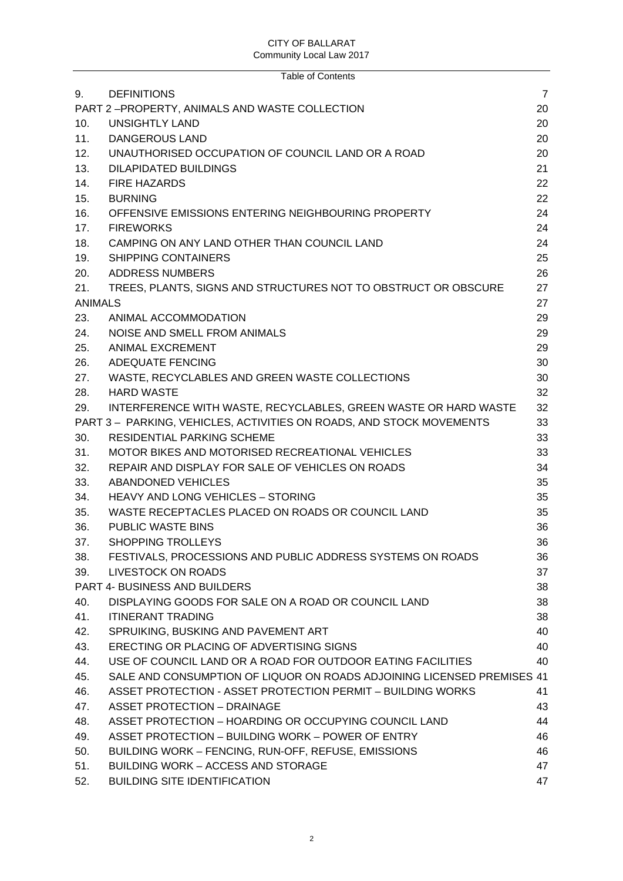Table of Contents

| | | |
|---|---|---|
| 9. | DEFINITIONS | 7 |
| PART 2 –PROPERTY, ANIMALS AND WASTE COLLECTION | | 20 |
| 10. | UNSIGHTLY LAND | 20 |
| 11. | DANGEROUS LAND | 20 |
| 12. | UNAUTHORISED OCCUPATION OF COUNCIL LAND OR A ROAD | 20 |
| 13. | DILAPIDATED BUILDINGS | 21 |
| 14. | FIRE HAZARDS | 22 |
| 15. | BURNING | 22 |
| 16. | OFFENSIVE EMISSIONS ENTERING NEIGHBOURING PROPERTY | 24 |
| 17. | FIREWORKS | 24 |
| 18. | CAMPING ON ANY LAND OTHER THAN COUNCIL LAND | 24 |
| 19. | SHIPPING CONTAINERS | 25 |
| 20. | ADDRESS NUMBERS | 26 |
| 21. | TREES, PLANTS, SIGNS AND STRUCTURES NOT TO OBSTRUCT OR OBSCURE | 27 |
| ANIMALS | | 27 |
| 23. | ANIMAL ACCOMMODATION | 29 |
| 24. | NOISE AND SMELL FROM ANIMALS | 29 |
| 25. | ANIMAL EXCREMENT | 29 |
| 26. | ADEQUATE FENCING | 30 |
| 27. | WASTE, RECYCLABLES AND GREEN WASTE COLLECTIONS | 30 |
| 28. | HARD WASTE | 32 |
| 29. | INTERFERENCE WITH WASTE, RECYCLABLES, GREEN WASTE OR HARD WASTE | 32 |
| PART 3 – PARKING, VEHICLES, ACTIVITIES ON ROADS, AND STOCK MOVEMENTS | | 33 |
| 30. | RESIDENTIAL PARKING SCHEME | 33 |
| 31. | MOTOR BIKES AND MOTORISED RECREATIONAL VEHICLES | 33 |
| 32. | REPAIR AND DISPLAY FOR SALE OF VEHICLES ON ROADS | 34 |
| 33. | ABANDONED VEHICLES | 35 |
| 34. | HEAVY AND LONG VEHICLES – STORING | 35 |
| 35. | WASTE RECEPTACLES PLACED ON ROADS OR COUNCIL LAND | 35 |
| 36. | PUBLIC WASTE BINS | 36 |
| 37. | SHOPPING TROLLEYS | 36 |
| 38. | FESTIVALS, PROCESSIONS AND PUBLIC ADDRESS SYSTEMS ON ROADS | 36 |
| 39. | LIVESTOCK ON ROADS | 37 |
| PART 4- BUSINESS AND BUILDERS | | 38 |
| 40. | DISPLAYING GOODS FOR SALE ON A ROAD OR COUNCIL LAND | 38 |
| 41. | ITINERANT TRADING | 38 |
| 42. | SPRUIKING, BUSKING AND PAVEMENT ART | 40 |
| 43. | ERECTING OR PLACING OF ADVERTISING SIGNS | 40 |
| 44. | USE OF COUNCIL LAND OR A ROAD FOR OUTDOOR EATING FACILITIES | 40 |
| 45. | SALE AND CONSUMPTION OF LIQUOR ON ROADS ADJOINING LICENSED PREMISES | 41 |
| 46. | ASSET PROTECTION - ASSET PROTECTION PERMIT – BUILDING WORKS | 41 |
| 47. | ASSET PROTECTION – DRAINAGE | 43 |
| 48. | ASSET PROTECTION – HOARDING OR OCCUPYING COUNCIL LAND | 44 |
| 49. | ASSET PROTECTION – BUILDING WORK – POWER OF ENTRY | 46 |
| 50. | BUILDING WORK – FENCING, RUN-OFF, REFUSE, EMISSIONS | 46 |
| 51. | BUILDING WORK – ACCESS AND STORAGE | 47 |
| 52. | BUILDING SITE IDENTIFICATION | 47 |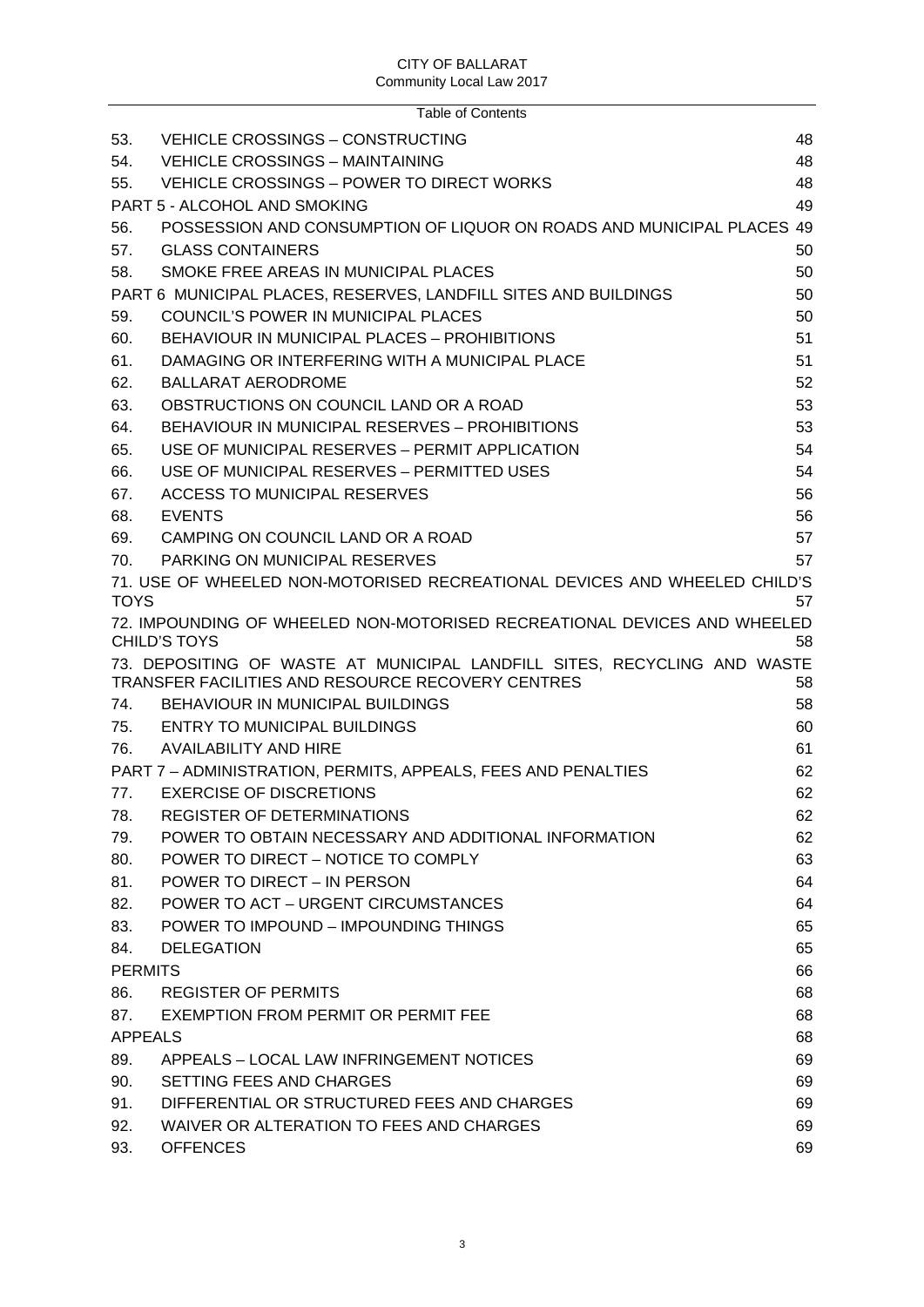Table of Contents

| | | |
|---|---|---|
| 53. | VEHICLE CROSSINGS – CONSTRUCTING | 48 |
| 54. | VEHICLE CROSSINGS – MAINTAINING | 48 |
| 55. | VEHICLE CROSSINGS – POWER TO DIRECT WORKS | 48 |
| PART 5 - ALCOHOL AND SMOKING | | 49 |
| 56. | POSSESSION AND CONSUMPTION OF LIQUOR ON ROADS AND MUNICIPAL PLACES | 49 |
| 57. | GLASS CONTAINERS | 50 |
| 58. | SMOKE FREE AREAS IN MUNICIPAL PLACES | 50 |
| PART 6 MUNICIPAL PLACES, RESERVES, LANDFILL SITES AND BUILDINGS | | 50 |
| 59. | COUNCIL'S POWER IN MUNICIPAL PLACES | 50 |
| 60. | BEHAVIOUR IN MUNICIPAL PLACES – PROHIBITIONS | 51 |
| 61. | DAMAGING OR INTERFERING WITH A MUNICIPAL PLACE | 51 |
| 62. | BALLARAT AERODROME | 52 |
| 63. | OBSTRUCTIONS ON COUNCIL LAND OR A ROAD | 53 |
| 64. | BEHAVIOUR IN MUNICIPAL RESERVES – PROHIBITIONS | 53 |
| 65. | USE OF MUNICIPAL RESERVES – PERMIT APPLICATION | 54 |
| 66. | USE OF MUNICIPAL RESERVES – PERMITTED USES | 54 |
| 67. | ACCESS TO MUNICIPAL RESERVES | 56 |
| 68. | EVENTS | 56 |
| 69. | CAMPING ON COUNCIL LAND OR A ROAD | 57 |
| 70. | PARKING ON MUNICIPAL RESERVES | 57 |
| 71. USE OF WHEELED NON-MOTORISED RECREATIONAL DEVICES AND WHEELED CHILD'S TOYS | | 57 |
| 72. IMPOUNDING OF WHEELED NON-MOTORISED RECREATIONAL DEVICES AND WHEELED CHILD'S TOYS | | 58 |
| 73. DEPOSITING OF WASTE AT MUNICIPAL LANDFILL SITES, RECYCLING AND WASTE TRANSFER FACILITIES AND RESOURCE RECOVERY CENTRES | | 58 |
| 74. | BEHAVIOUR IN MUNICIPAL BUILDINGS | 58 |
| 75. | ENTRY TO MUNICIPAL BUILDINGS | 60 |
| 76. | AVAILABILITY AND HIRE | 61 |
| PART 7 – ADMINISTRATION, PERMITS, APPEALS, FEES AND PENALTIES | | 62 |
| 77. | EXERCISE OF DISCRETIONS | 62 |
| 78. | REGISTER OF DETERMINATIONS | 62 |
| 79. | POWER TO OBTAIN NECESSARY AND ADDITIONAL INFORMATION | 62 |
| 80. | POWER TO DIRECT – NOTICE TO COMPLY | 63 |
| 81. | POWER TO DIRECT – IN PERSON | 64 |
| 82. | POWER TO ACT – URGENT CIRCUMSTANCES | 64 |
| 83. | POWER TO IMPOUND – IMPOUNDING THINGS | 65 |
| 84. | DELEGATION | 65 |
| PERMITS | | 66 |
| 86. | REGISTER OF PERMITS | 68 |
| 87. | EXEMPTION FROM PERMIT OR PERMIT FEE | 68 |
| APPEALS | | 68 |
| 89. | APPEALS – LOCAL LAW INFRINGEMENT NOTICES | 69 |
| 90. | SETTING FEES AND CHARGES | 69 |
| 91. | DIFFERENTIAL OR STRUCTURED FEES AND CHARGES | 69 |
| 92. | WAIVER OR ALTERATION TO FEES AND CHARGES | 69 |
| 93. | OFFENCES | 69 |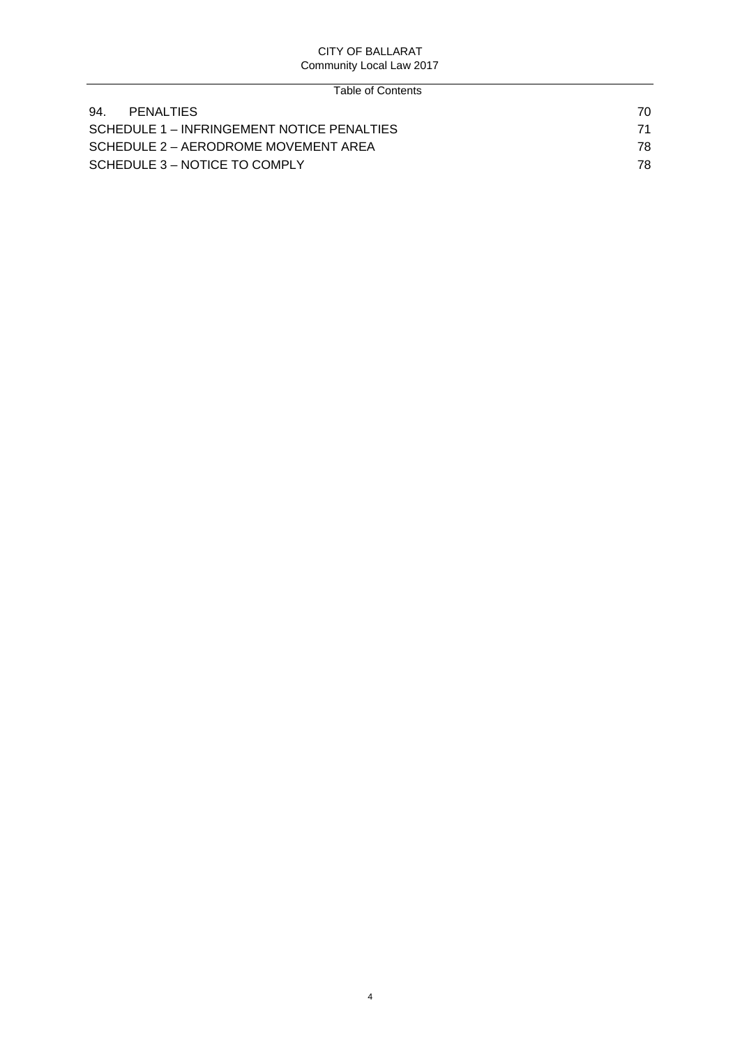| | |
|---|---|
| 94. PENALTIES | 70 |
| SCHEDULE 1 – INFRINGEMENT NOTICE PENALTIES | 71 |
| SCHEDULE 2 – AERODROME MOVEMENT AREA | 78 |
| SCHEDULE 3 – NOTICE TO COMPLY | 78 |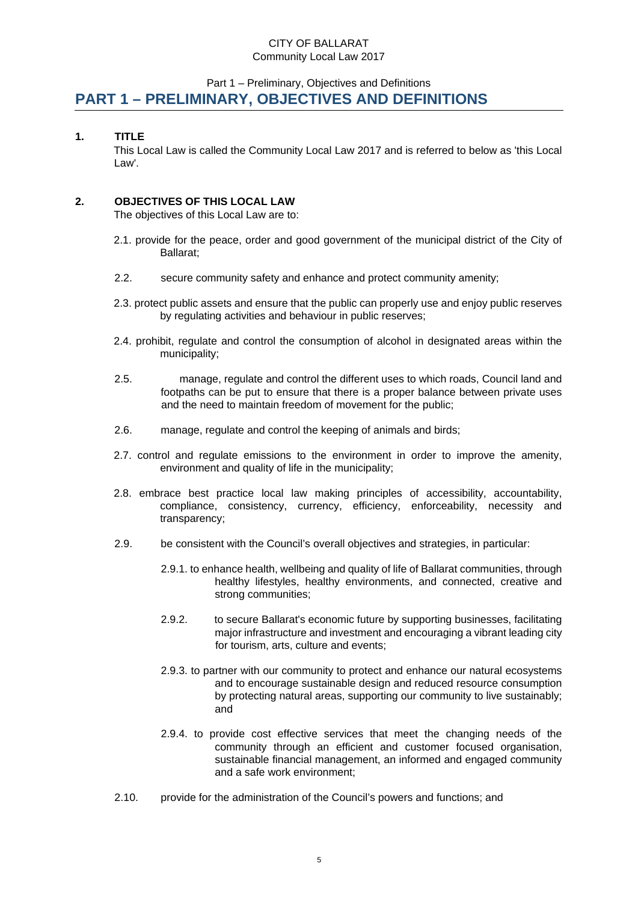# PART 1 – PRELIMINARY, OBJECTIVES AND DEFINITIONS

## 1. TITLE

This Local Law is called the Community Local Law 2017 and is referred to below as 'this Local Law'.

## 2. OBJECTIVES OF THIS LOCAL LAW

The objectives of this Local Law are to:

2.1. provide for the peace, order and good government of the municipal district of the City of Ballarat;

2.2. secure community safety and enhance and protect community amenity;

2.3. protect public assets and ensure that the public can properly use and enjoy public reserves by regulating activities and behaviour in public reserves;

2.4. prohibit, regulate and control the consumption of alcohol in designated areas within the municipality;

2.5. manage, regulate and control the different uses to which roads, Council land and footpaths can be put to ensure that there is a proper balance between private uses and the need to maintain freedom of movement for the public;

2.6. manage, regulate and control the keeping of animals and birds;

2.7. control and regulate emissions to the environment in order to improve the amenity, environment and quality of life in the municipality;

2.8. embrace best practice local law making principles of accessibility, accountability, compliance, consistency, currency, efficiency, enforceability, necessity and transparency;

2.9. be consistent with the Council's overall objectives and strategies, in particular:

2.9.1. to enhance health, wellbeing and quality of life of Ballarat communities, through healthy lifestyles, healthy environments, and connected, creative and strong communities;

2.9.2. to secure Ballarat's economic future by supporting businesses, facilitating major infrastructure and investment and encouraging a vibrant leading city for tourism, arts, culture and events;

2.9.3. to partner with our community to protect and enhance our natural ecosystems and to encourage sustainable design and reduced resource consumption by protecting natural areas, supporting our community to live sustainably; and

2.9.4. to provide cost effective services that meet the changing needs of the community through an efficient and customer focused organisation, sustainable financial management, an informed and engaged community and a safe work environment;

2.10. provide for the administration of the Council's powers and functions; and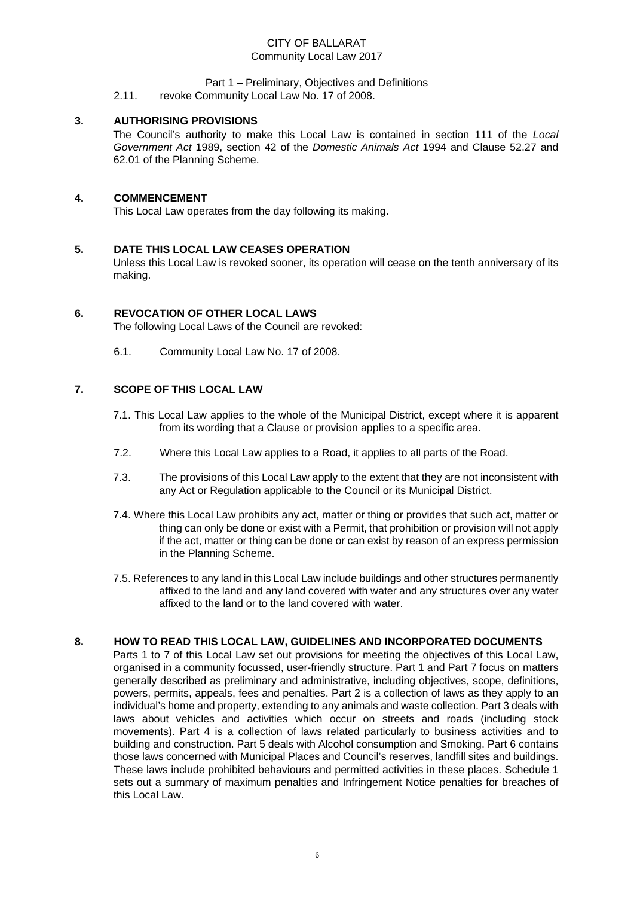2.11. revoke Community Local Law No. 17 of 2008.

## 3. AUTHORISING PROVISIONS

The Council's authority to make this Local Law is contained in section 111 of the *Local Government Act* 1989, section 42 of the *Domestic Animals Act* 1994 and Clause 52.27 and 62.01 of the Planning Scheme.

## 4. COMMENCEMENT

This Local Law operates from the day following its making.

## 5. DATE THIS LOCAL LAW CEASES OPERATION

Unless this Local Law is revoked sooner, its operation will cease on the tenth anniversary of its making.

## 6. REVOCATION OF OTHER LOCAL LAWS

The following Local Laws of the Council are revoked:

6.1. Community Local Law No. 17 of 2008.

## 7. SCOPE OF THIS LOCAL LAW

7.1. This Local Law applies to the whole of the Municipal District, except where it is apparent from its wording that a Clause or provision applies to a specific area.

7.2. Where this Local Law applies to a Road, it applies to all parts of the Road.

7.3. The provisions of this Local Law apply to the extent that they are not inconsistent with any Act or Regulation applicable to the Council or its Municipal District.

7.4. Where this Local Law prohibits any act, matter or thing or provides that such act, matter or thing can only be done or exist with a Permit, that prohibition or provision will not apply if the act, matter or thing can be done or can exist by reason of an express permission in the Planning Scheme.

7.5. References to any land in this Local Law include buildings and other structures permanently affixed to the land and any land covered with water and any structures over any water affixed to the land or to the land covered with water.

## 8. HOW TO READ THIS LOCAL LAW, GUIDELINES AND INCORPORATED DOCUMENTS

Parts 1 to 7 of this Local Law set out provisions for meeting the objectives of this Local Law, organised in a community focussed, user-friendly structure. Part 1 and Part 7 focus on matters generally described as preliminary and administrative, including objectives, scope, definitions, powers, permits, appeals, fees and penalties. Part 2 is a collection of laws as they apply to an individual's home and property, extending to any animals and waste collection. Part 3 deals with laws about vehicles and activities which occur on streets and roads (including stock movements). Part 4 is a collection of laws related particularly to business activities and to building and construction. Part 5 deals with Alcohol consumption and Smoking. Part 6 contains those laws concerned with Municipal Places and Council's reserves, landfill sites and buildings. These laws include prohibited behaviours and permitted activities in these places. Schedule 1 sets out a summary of maximum penalties and Infringement Notice penalties for breaches of this Local Law.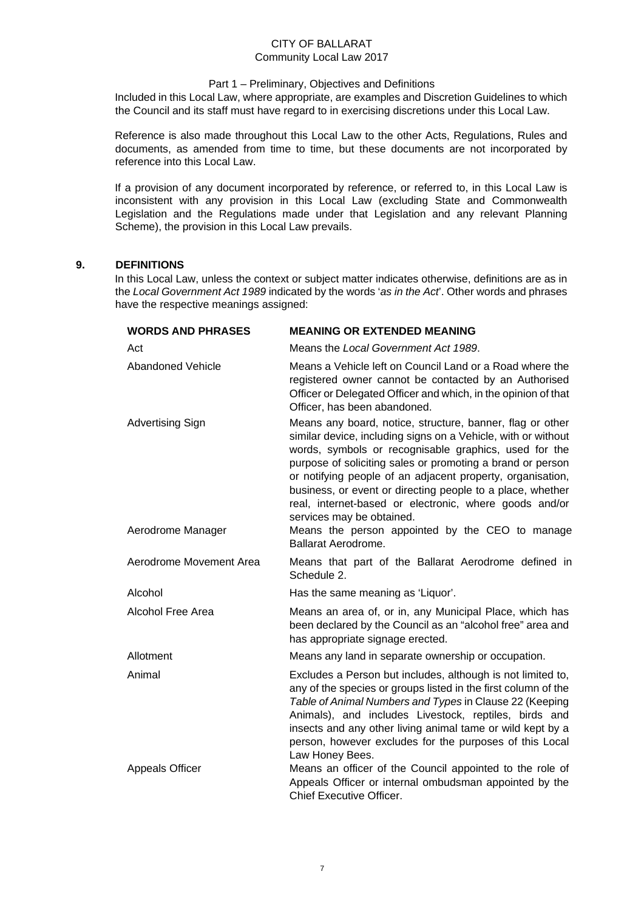Part 1 – Preliminary, Objectives and Definitions

Included in this Local Law, where appropriate, are examples and Discretion Guidelines to which the Council and its staff must have regard to in exercising discretions under this Local Law.

Reference is also made throughout this Local Law to the other Acts, Regulations, Rules and documents, as amended from time to time, but these documents are not incorporated by reference into this Local Law.

If a provision of any document incorporated by reference, or referred to, in this Local Law is inconsistent with any provision in this Local Law (excluding State and Commonwealth Legislation and the Regulations made under that Legislation and any relevant Planning Scheme), the provision in this Local Law prevails.

## 9. DEFINITIONS

In this Local Law, unless the context or subject matter indicates otherwise, definitions are as in the *Local Government Act 1989* indicated by the words '*as in the Act*'. Other words and phrases have the respective meanings assigned:

| WORDS AND PHRASES | MEANING OR EXTENDED MEANING |
|---|---|
| Act | Means the *Local Government Act 1989*. |
| Abandoned Vehicle | Means a Vehicle left on Council Land or a Road where the registered owner cannot be contacted by an Authorised Officer or Delegated Officer and which, in the opinion of that Officer, has been abandoned. |
| Advertising Sign | Means any board, notice, structure, banner, flag or other similar device, including signs on a Vehicle, with or without words, symbols or recognisable graphics, used for the purpose of soliciting sales or promoting a brand or person or notifying people of an adjacent property, organisation, business, or event or directing people to a place, whether real, internet-based or electronic, where goods and/or services may be obtained. |
| Aerodrome Manager | Means the person appointed by the CEO to manage Ballarat Aerodrome. |
| Aerodrome Movement Area | Means that part of the Ballarat Aerodrome defined in Schedule 2. |
| Alcohol | Has the same meaning as 'Liquor'. |
| Alcohol Free Area | Means an area of, or in, any Municipal Place, which has been declared by the Council as an "alcohol free" area and has appropriate signage erected. |
| Allotment | Means any land in separate ownership or occupation. |
| Animal | Excludes a Person but includes, although is not limited to, any of the species or groups listed in the first column of the *Table of Animal Numbers and Types* in Clause 22 (Keeping Animals), and includes Livestock, reptiles, birds and insects and any other living animal tame or wild kept by a person, however excludes for the purposes of this Local Law Honey Bees. |
| Appeals Officer | Means an officer of the Council appointed to the role of Appeals Officer or internal ombudsman appointed by the Chief Executive Officer. |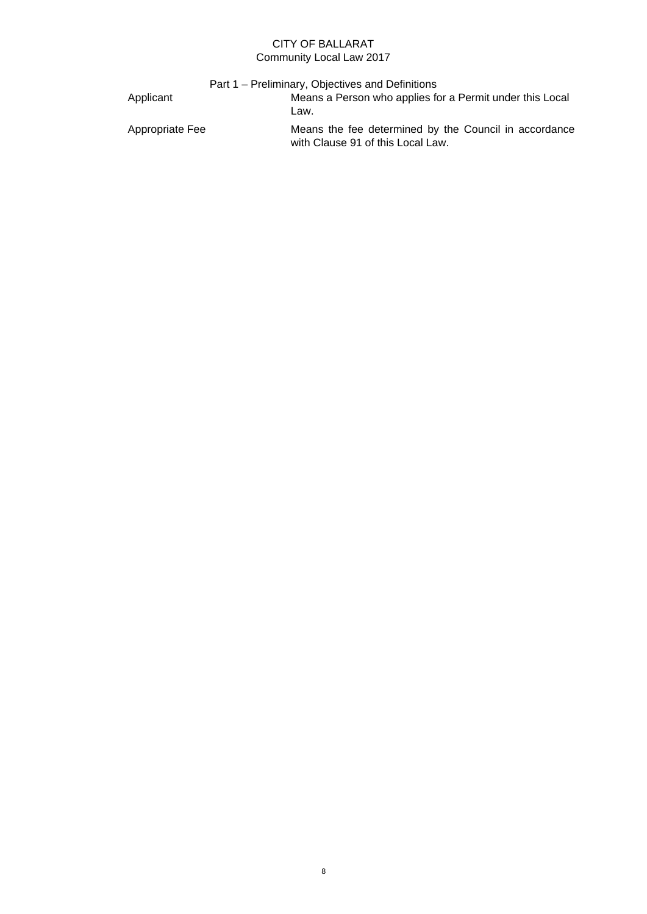| | |
|---|---|
| Applicant | Means a Person who applies for a Permit under this Local Law. |
| Appropriate Fee | Means the fee determined by the Council in accordance with Clause 91 of this Local Law. |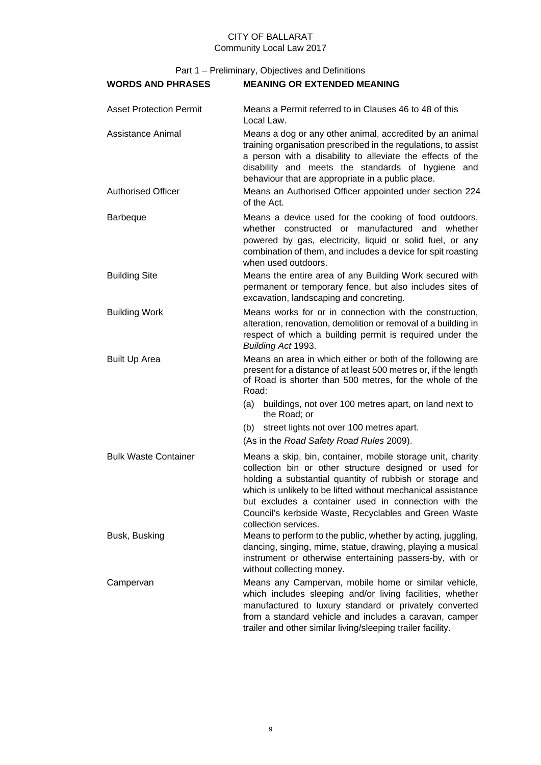Part 1 – Preliminary, Objectives and Definitions

| WORDS AND PHRASES | MEANING OR EXTENDED MEANING |
|---|---|
| Asset Protection Permit | Means a Permit referred to in Clauses 46 to 48 of this Local Law. |
| Assistance Animal | Means a dog or any other animal, accredited by an animal training organisation prescribed in the regulations, to assist a person with a disability to alleviate the effects of the disability and meets the standards of hygiene and behaviour that are appropriate in a public place. |
| Authorised Officer | Means an Authorised Officer appointed under section 224 of the Act. |
| Barbeque | Means a device used for the cooking of food outdoors, whether constructed or manufactured and whether powered by gas, electricity, liquid or solid fuel, or any combination of them, and includes a device for spit roasting when used outdoors. |
| Building Site | Means the entire area of any Building Work secured with permanent or temporary fence, but also includes sites of excavation, landscaping and concreting. |
| Building Work | Means works for or in connection with the construction, alteration, renovation, demolition or removal of a building in respect of which a building permit is required under the *Building Act* 1993. |
| Built Up Area | Means an area in which either or both of the following are present for a distance of at least 500 metres or, if the length of Road is shorter than 500 metres, for the whole of the Road:<br>(a) buildings, not over 100 metres apart, on land next to the Road; or<br>(b) street lights not over 100 metres apart.<br>(As in the *Road Safety Road Rules* 2009). |
| Bulk Waste Container | Means a skip, bin, container, mobile storage unit, charity collection bin or other structure designed or used for holding a substantial quantity of rubbish or storage and which is unlikely to be lifted without mechanical assistance but excludes a container used in connection with the Council's kerbside Waste, Recyclables and Green Waste collection services. |
| Busk, Busking | Means to perform to the public, whether by acting, juggling, dancing, singing, mime, statue, drawing, playing a musical instrument or otherwise entertaining passers-by, with or without collecting money. |
| Campervan | Means any Campervan, mobile home or similar vehicle, which includes sleeping and/or living facilities, whether manufactured to luxury standard or privately converted from a standard vehicle and includes a caravan, camper trailer and other similar living/sleeping trailer facility. |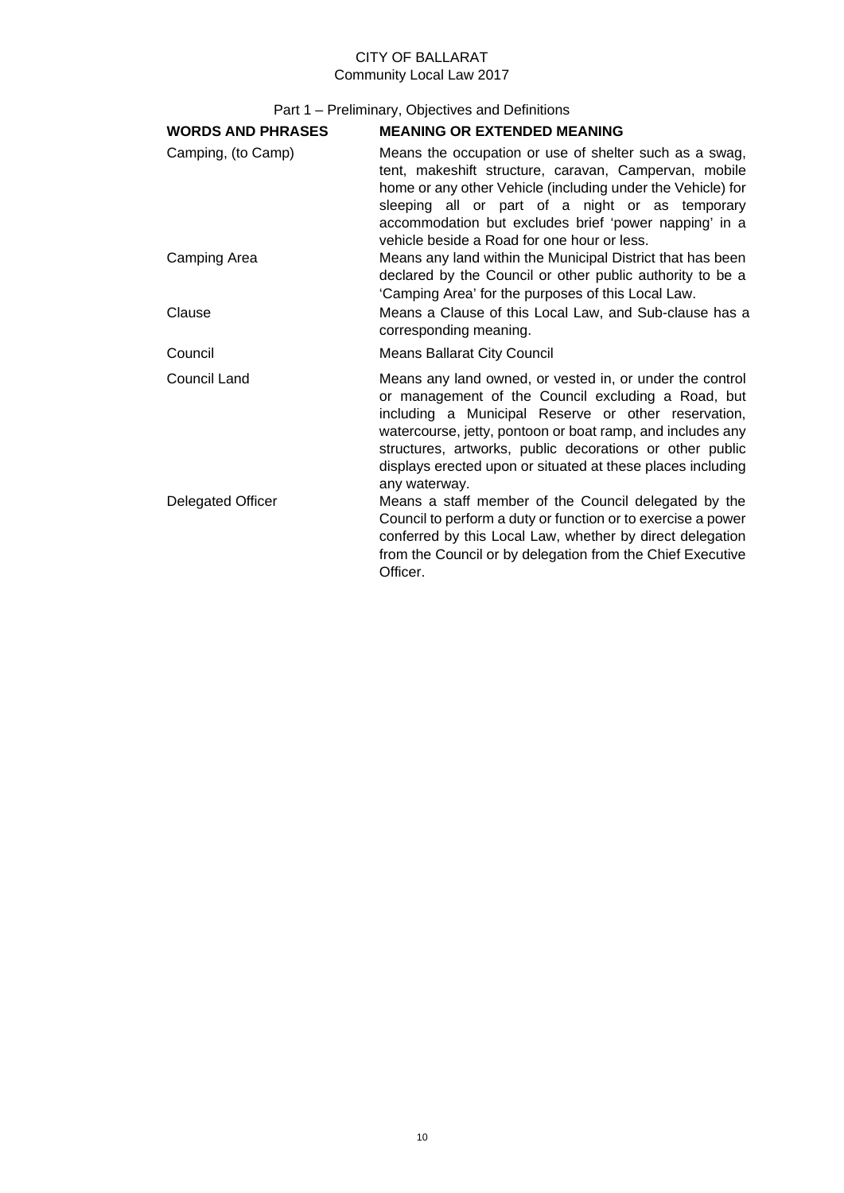Part 1 – Preliminary, Objectives and Definitions

| WORDS AND PHRASES | MEANING OR EXTENDED MEANING |
|---|---|
| Camping, (to Camp) | Means the occupation or use of shelter such as a swag, tent, makeshift structure, caravan, Campervan, mobile home or any other Vehicle (including under the Vehicle) for sleeping all or part of a night or as temporary accommodation but excludes brief 'power napping' in a vehicle beside a Road for one hour or less. |
| Camping Area | Means any land within the Municipal District that has been declared by the Council or other public authority to be a 'Camping Area' for the purposes of this Local Law. |
| Clause | Means a Clause of this Local Law, and Sub-clause has a corresponding meaning. |
| Council | Means Ballarat City Council |
| Council Land | Means any land owned, or vested in, or under the control or management of the Council excluding a Road, but including a Municipal Reserve or other reservation, watercourse, jetty, pontoon or boat ramp, and includes any structures, artworks, public decorations or other public displays erected upon or situated at these places including any waterway. |
| Delegated Officer | Means a staff member of the Council delegated by the Council to perform a duty or function or to exercise a power conferred by this Local Law, whether by direct delegation from the Council or by delegation from the Chief Executive Officer. |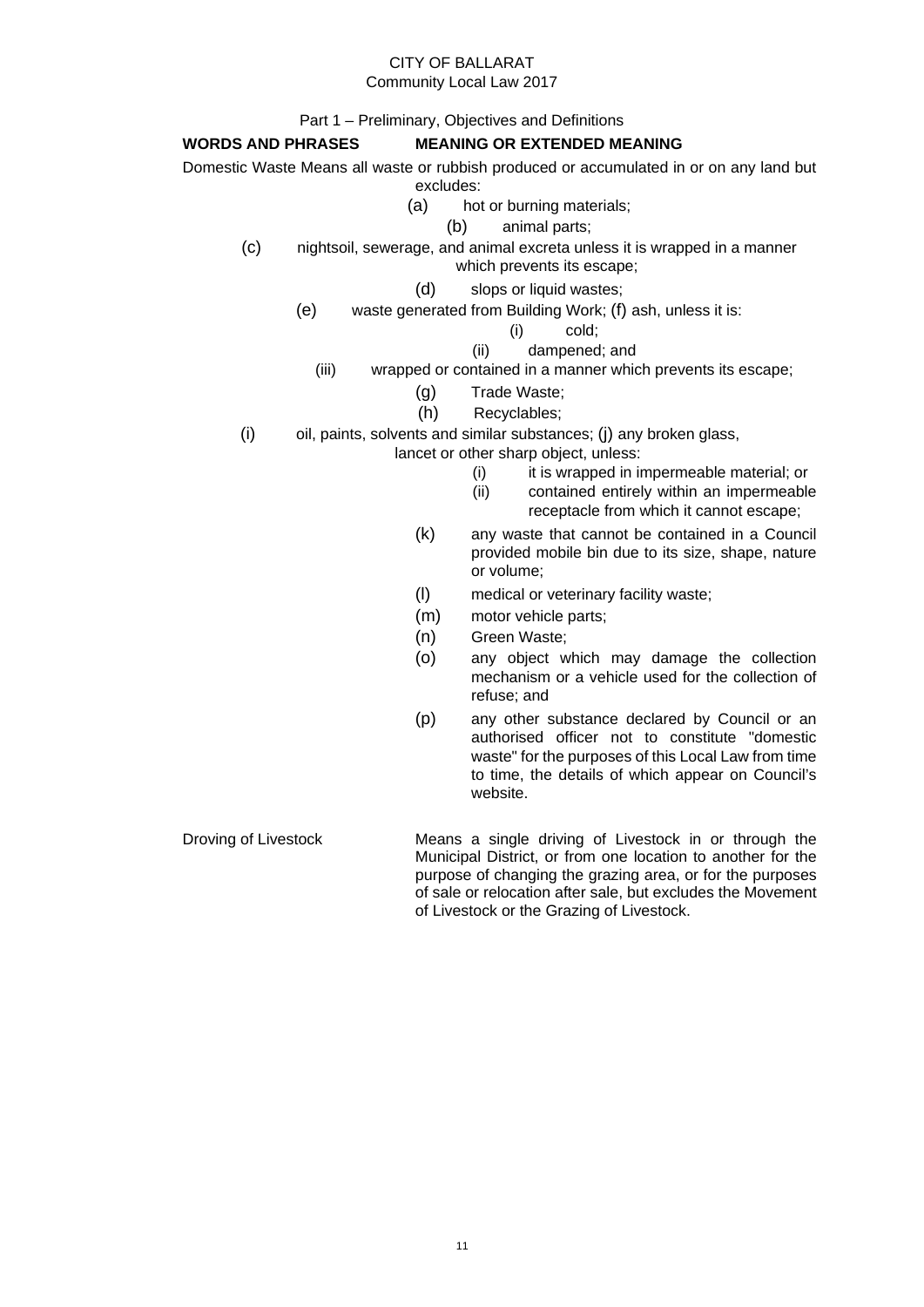Part 1 – Preliminary, Objectives and Definitions

| WORDS AND PHRASES | MEANING OR EXTENDED MEANING |
|---|---|
| Domestic Waste | Means all waste or rubbish produced or accumulated in or on any land but excludes:<br>(a) hot or burning materials;<br>(b) animal parts;<br>(c) nightsoil, sewerage, and animal excreta unless it is wrapped in a manner which prevents its escape;<br>(d) slops or liquid wastes;<br>(e) waste generated from Building Work;<br>(f) ash, unless it is:<br>(i) cold;<br>(ii) dampened; and<br>(iii) wrapped or contained in a manner which prevents its escape;<br>(g) Trade Waste;<br>(h) Recyclables;<br>(i) oil, paints, solvents and similar substances;<br>(j) any broken glass, lancet or other sharp object, unless:<br>(i) it is wrapped in impermeable material; or<br>(ii) contained entirely within an impermeable receptacle from which it cannot escape;<br>(k) any waste that cannot be contained in a Council provided mobile bin due to its size, shape, nature or volume;<br>(l) medical or veterinary facility waste;<br>(m) motor vehicle parts;<br>(n) Green Waste;<br>(o) any object which may damage the collection mechanism or a vehicle used for the collection of refuse; and<br>(p) any other substance declared by Council or an authorised officer not to constitute "domestic waste" for the purposes of this Local Law from time to time, the details of which appear on Council's website. |
| Droving of Livestock | Means a single driving of Livestock in or through the Municipal District, or from one location to another for the purpose of changing the grazing area, or for the purposes of sale or relocation after sale, but excludes the Movement of Livestock or the Grazing of Livestock. |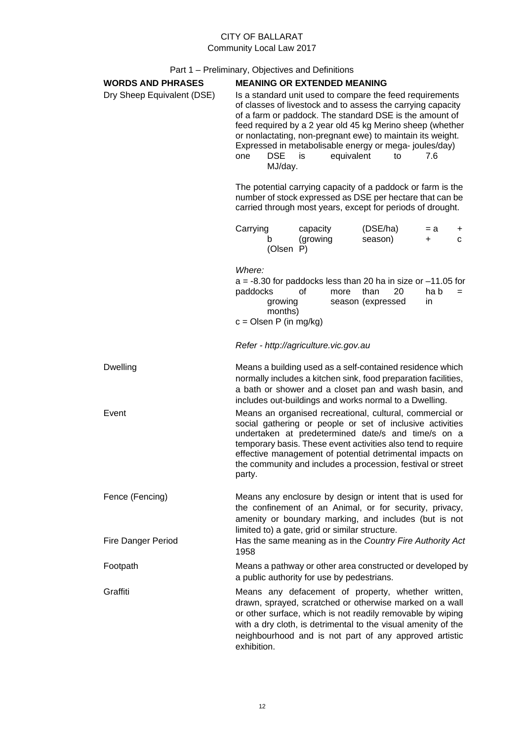Part 1 – Preliminary, Objectives and Definitions

| WORDS AND PHRASES | MEANING OR EXTENDED MEANING |
|---|---|
| Dry Sheep Equivalent (DSE) | Is a standard unit used to compare the feed requirements of classes of livestock and to assess the carrying capacity of a farm or paddock. The standard DSE is the amount of feed required by a 2 year old 45 kg Merino sheep (whether or nonlactating, non-pregnant ewe) to maintain its weight. Expressed in metabolisable energy or mega- joules/day) one DSE is equivalent to 7.6 MJ/day.<br><br>The potential carrying capacity of a paddock or farm is the number of stock expressed as DSE per hectare that can be carried through most years, except for periods of drought.<br><br>Carrying capacity (DSE/ha) = a + b (growing season) + c (Olsen P)<br><br>*Where:*<br>a = -8.30 for paddocks less than 20 ha in size or –11.05 for paddocks of more than 20 ha b = growing season (expressed in months)<br>c = Olsen P (in mg/kg)<br><br>*Refer - http://agriculture.vic.gov.au* |
| Dwelling | Means a building used as a self-contained residence which normally includes a kitchen sink, food preparation facilities, a bath or shower and a closet pan and wash basin, and includes out-buildings and works normal to a Dwelling. |
| Event | Means an organised recreational, cultural, commercial or social gathering or people or set of inclusive activities undertaken at predetermined date/s and time/s on a temporary basis. These event activities also tend to require effective management of potential detrimental impacts on the community and includes a procession, festival or street party. |
| Fence (Fencing) | Means any enclosure by design or intent that is used for the confinement of an Animal, or for security, privacy, amenity or boundary marking, and includes (but is not limited to) a gate, grid or similar structure. |
| Fire Danger Period | Has the same meaning as in the *Country Fire Authority Act* 1958 |
| Footpath | Means a pathway or other area constructed or developed by a public authority for use by pedestrians. |
| Graffiti | Means any defacement of property, whether written, drawn, sprayed, scratched or otherwise marked on a wall or other surface, which is not readily removable by wiping with a dry cloth, is detrimental to the visual amenity of the neighbourhood and is not part of any approved artistic exhibition. |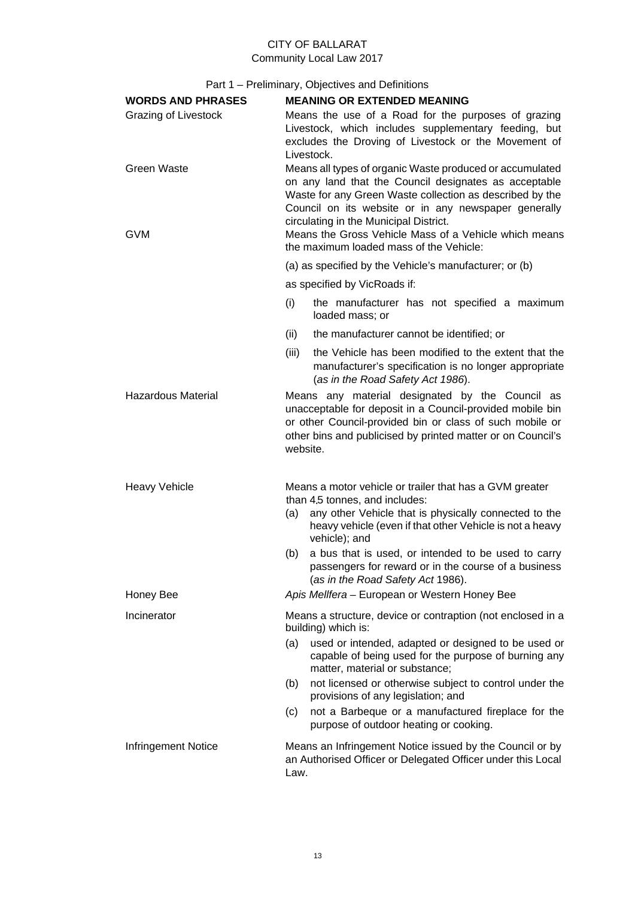Part 1 – Preliminary, Objectives and Definitions

| WORDS AND PHRASES | MEANING OR EXTENDED MEANING |
|---|---|
| Grazing of Livestock | Means the use of a Road for the purposes of grazing Livestock, which includes supplementary feeding, but excludes the Droving of Livestock or the Movement of Livestock. |
| Green Waste | Means all types of organic Waste produced or accumulated on any land that the Council designates as acceptable Waste for any Green Waste collection as described by the Council on its website or in any newspaper generally circulating in the Municipal District. |
| GVM | Means the Gross Vehicle Mass of a Vehicle which means the maximum loaded mass of the Vehicle:<br>(a) as specified by the Vehicle's manufacturer; or (b)<br>as specified by VicRoads if:<br>(i) the manufacturer has not specified a maximum loaded mass; or<br>(ii) the manufacturer cannot be identified; or<br>(iii) the Vehicle has been modified to the extent that the manufacturer's specification is no longer appropriate (*as in the Road Safety Act 1986*). |
| Hazardous Material | Means any material designated by the Council as unacceptable for deposit in a Council-provided mobile bin or other Council-provided bin or class of such mobile or other bins and publicised by printed matter or on Council's website. |
| Heavy Vehicle | Means a motor vehicle or trailer that has a GVM greater than 4,5 tonnes, and includes:<br>(a) any other Vehicle that is physically connected to the heavy vehicle (even if that other Vehicle is not a heavy vehicle); and<br>(b) a bus that is used, or intended to be used to carry passengers for reward or in the course of a business (*as in the Road Safety Act* 1986). |
| Honey Bee | *Apis Mellfera* – European or Western Honey Bee |
| Incinerator | Means a structure, device or contraption (not enclosed in a building) which is:<br>(a) used or intended, adapted or designed to be used or capable of being used for the purpose of burning any matter, material or substance;<br>(b) not licensed or otherwise subject to control under the provisions of any legislation; and<br>(c) not a Barbeque or a manufactured fireplace for the purpose of outdoor heating or cooking. |
| Infringement Notice | Means an Infringement Notice issued by the Council or by an Authorised Officer or Delegated Officer under this Local Law. |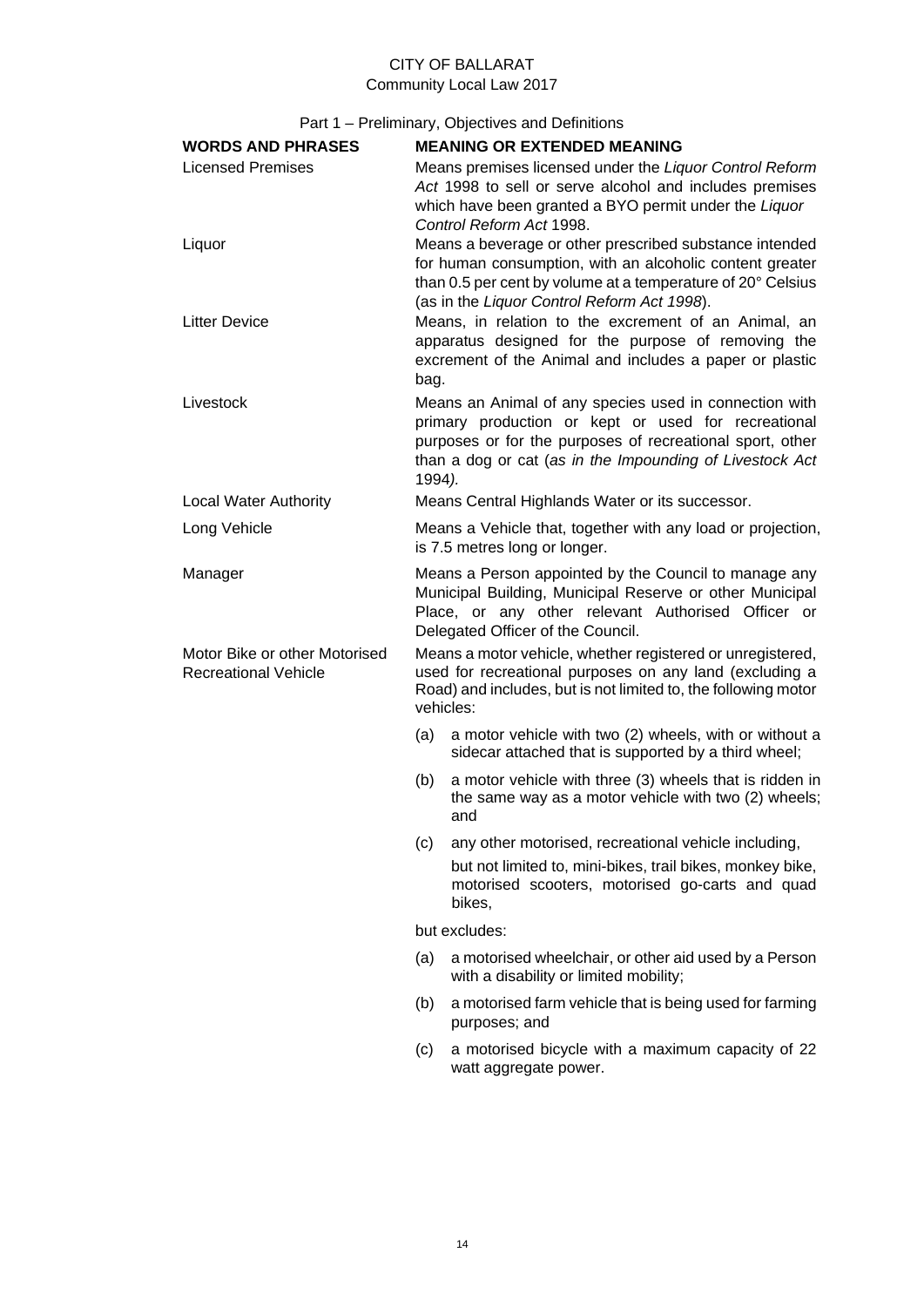Part 1 – Preliminary, Objectives and Definitions

| WORDS AND PHRASES | MEANING OR EXTENDED MEANING |
|---|---|
| Licensed Premises | Means premises licensed under the *Liquor Control Reform Act* 1998 to sell or serve alcohol and includes premises which have been granted a BYO permit under the *Liquor Control Reform Act* 1998. |
| Liquor | Means a beverage or other prescribed substance intended for human consumption, with an alcoholic content greater than 0.5 per cent by volume at a temperature of 20° Celsius (as in the *Liquor Control Reform Act 1998*). |
| Litter Device | Means, in relation to the excrement of an Animal, an apparatus designed for the purpose of removing the excrement of the Animal and includes a paper or plastic bag. |
| Livestock | Means an Animal of any species used in connection with primary production or kept or used for recreational purposes or for the purposes of recreational sport, other than a dog or cat (*as in the Impounding of Livestock Act* 1994*).* |
| Local Water Authority | Means Central Highlands Water or its successor. |
| Long Vehicle | Means a Vehicle that, together with any load or projection, is 7.5 metres long or longer. |
| Manager | Means a Person appointed by the Council to manage any Municipal Building, Municipal Reserve or other Municipal Place, or any other relevant Authorised Officer or Delegated Officer of the Council. |
| Motor Bike or other Motorised Recreational Vehicle | Means a motor vehicle, whether registered or unregistered, used for recreational purposes on any land (excluding a Road) and includes, but is not limited to, the following motor vehicles:<br>(a) a motor vehicle with two (2) wheels, with or without a sidecar attached that is supported by a third wheel;<br>(b) a motor vehicle with three (3) wheels that is ridden in the same way as a motor vehicle with two (2) wheels; and<br>(c) any other motorised, recreational vehicle including, but not limited to, mini-bikes, trail bikes, monkey bike, motorised scooters, motorised go-carts and quad bikes,<br>but excludes:<br>(a) a motorised wheelchair, or other aid used by a Person with a disability or limited mobility;<br>(b) a motorised farm vehicle that is being used for farming purposes; and<br>(c) a motorised bicycle with a maximum capacity of 22 watt aggregate power. |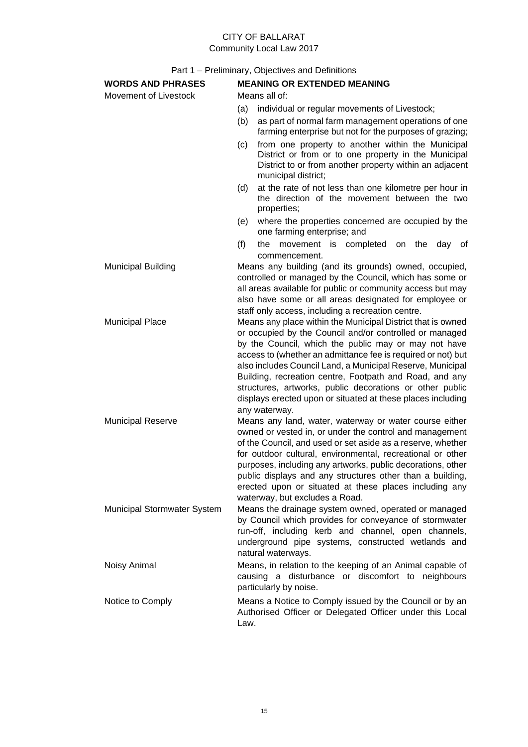Part 1 – Preliminary, Objectives and Definitions

| WORDS AND PHRASES | MEANING OR EXTENDED MEANING |
|---|---|
| Movement of Livestock | Means all of:<br>(a) individual or regular movements of Livestock;<br>(b) as part of normal farm management operations of one farming enterprise but not for the purposes of grazing;<br>(c) from one property to another within the Municipal District or from or to one property in the Municipal District to or from another property within an adjacent municipal district;<br>(d) at the rate of not less than one kilometre per hour in the direction of the movement between the two properties;<br>(e) where the properties concerned are occupied by the one farming enterprise; and<br>(f) the movement is completed on the day of commencement. |
| Municipal Building | Means any building (and its grounds) owned, occupied, controlled or managed by the Council, which has some or all areas available for public or community access but may also have some or all areas designated for employee or staff only access, including a recreation centre. |
| Municipal Place | Means any place within the Municipal District that is owned or occupied by the Council and/or controlled or managed by the Council, which the public may or may not have access to (whether an admittance fee is required or not) but also includes Council Land, a Municipal Reserve, Municipal Building, recreation centre, Footpath and Road, and any structures, artworks, public decorations or other public displays erected upon or situated at these places including any waterway. |
| Municipal Reserve | Means any land, water, waterway or water course either owned or vested in, or under the control and management of the Council, and used or set aside as a reserve, whether for outdoor cultural, environmental, recreational or other purposes, including any artworks, public decorations, other public displays and any structures other than a building, erected upon or situated at these places including any waterway, but excludes a Road. |
| Municipal Stormwater System | Means the drainage system owned, operated or managed by Council which provides for conveyance of stormwater run-off, including kerb and channel, open channels, underground pipe systems, constructed wetlands and natural waterways. |
| Noisy Animal | Means, in relation to the keeping of an Animal capable of causing a disturbance or discomfort to neighbours particularly by noise. |
| Notice to Comply | Means a Notice to Comply issued by the Council or by an Authorised Officer or Delegated Officer under this Local Law. |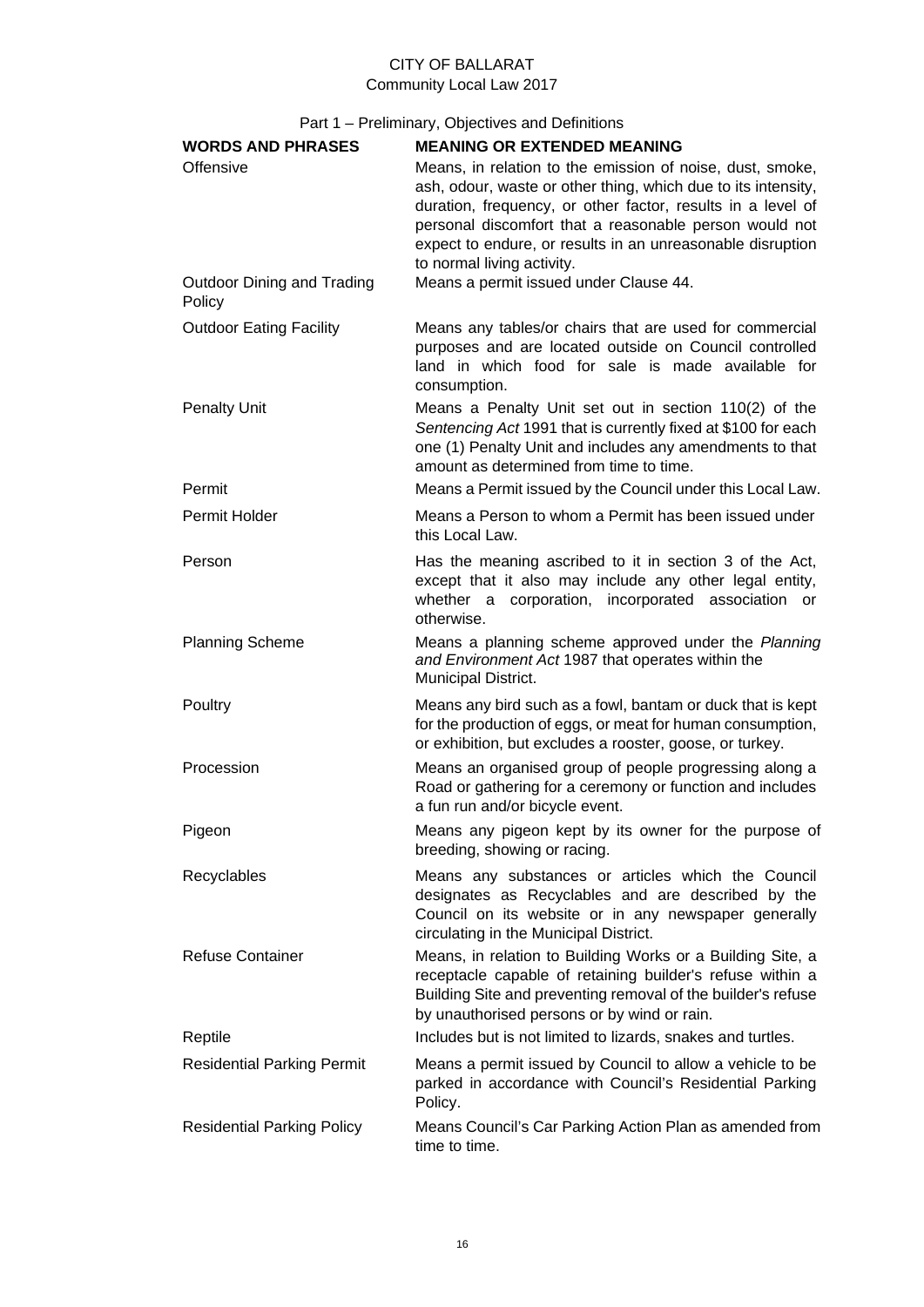Part 1 – Preliminary, Objectives and Definitions

| WORDS AND PHRASES | MEANING OR EXTENDED MEANING |
|---|---|
| Offensive | Means, in relation to the emission of noise, dust, smoke, ash, odour, waste or other thing, which due to its intensity, duration, frequency, or other factor, results in a level of personal discomfort that a reasonable person would not expect to endure, or results in an unreasonable disruption to normal living activity. |
| Outdoor Dining and Trading Policy | Means a permit issued under Clause 44. |
| Outdoor Eating Facility | Means any tables/or chairs that are used for commercial purposes and are located outside on Council controlled land in which food for sale is made available for consumption. |
| Penalty Unit | Means a Penalty Unit set out in section 110(2) of the *Sentencing Act* 1991 that is currently fixed at $100 for each one (1) Penalty Unit and includes any amendments to that amount as determined from time to time. |
| Permit | Means a Permit issued by the Council under this Local Law. |
| Permit Holder | Means a Person to whom a Permit has been issued under this Local Law. |
| Person | Has the meaning ascribed to it in section 3 of the Act, except that it also may include any other legal entity, whether a corporation, incorporated association or otherwise. |
| Planning Scheme | Means a planning scheme approved under the *Planning and Environment Act* 1987 that operates within the Municipal District. |
| Poultry | Means any bird such as a fowl, bantam or duck that is kept for the production of eggs, or meat for human consumption, or exhibition, but excludes a rooster, goose, or turkey. |
| Procession | Means an organised group of people progressing along a Road or gathering for a ceremony or function and includes a fun run and/or bicycle event. |
| Pigeon | Means any pigeon kept by its owner for the purpose of breeding, showing or racing. |
| Recyclables | Means any substances or articles which the Council designates as Recyclables and are described by the Council on its website or in any newspaper generally circulating in the Municipal District. |
| Refuse Container | Means, in relation to Building Works or a Building Site, a receptacle capable of retaining builder's refuse within a Building Site and preventing removal of the builder's refuse by unauthorised persons or by wind or rain. |
| Reptile | Includes but is not limited to lizards, snakes and turtles. |
| Residential Parking Permit | Means a permit issued by Council to allow a vehicle to be parked in accordance with Council's Residential Parking Policy. |
| Residential Parking Policy | Means Council's Car Parking Action Plan as amended from time to time. |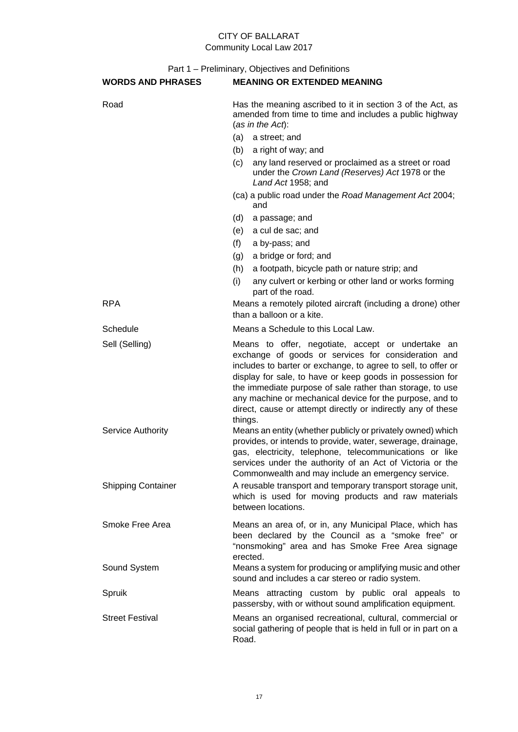Part 1 – Preliminary, Objectives and Definitions

| WORDS AND PHRASES | MEANING OR EXTENDED MEANING |
|---|---|
| Road | Has the meaning ascribed to it in section 3 of the Act, as amended from time to time and includes a public highway (*as in the Act*): (a) a street; and (b) a right of way; and (c) any land reserved or proclaimed as a street or road under the *Crown Land (Reserves) Act* 1978 or the *Land Act* 1958; and (ca) a public road under the *Road Management Act* 2004; and (d) a passage; and (e) a cul de sac; and (f) a by-pass; and (g) a bridge or ford; and (h) a footpath, bicycle path or nature strip; and (i) any culvert or kerbing or other land or works forming part of the road. |
| RPA | Means a remotely piloted aircraft (including a drone) other than a balloon or a kite. |
| Schedule | Means a Schedule to this Local Law. |
| Sell (Selling) | Means to offer, negotiate, accept or undertake an exchange of goods or services for consideration and includes to barter or exchange, to agree to sell, to offer or display for sale, to have or keep goods in possession for the immediate purpose of sale rather than storage, to use any machine or mechanical device for the purpose, and to direct, cause or attempt directly or indirectly any of these things. |
| Service Authority | Means an entity (whether publicly or privately owned) which provides, or intends to provide, water, sewerage, drainage, gas, electricity, telephone, telecommunications or like services under the authority of an Act of Victoria or the Commonwealth and may include an emergency service. |
| Shipping Container | A reusable transport and temporary transport storage unit, which is used for moving products and raw materials between locations. |
| Smoke Free Area | Means an area of, or in, any Municipal Place, which has been declared by the Council as a "smoke free" or "nonsmoking" area and has Smoke Free Area signage erected. |
| Sound System | Means a system for producing or amplifying music and other sound and includes a car stereo or radio system. |
| Spruik | Means attracting custom by public oral appeals to passersby, with or without sound amplification equipment. |
| Street Festival | Means an organised recreational, cultural, commercial or social gathering of people that is held in full or in part on a Road. |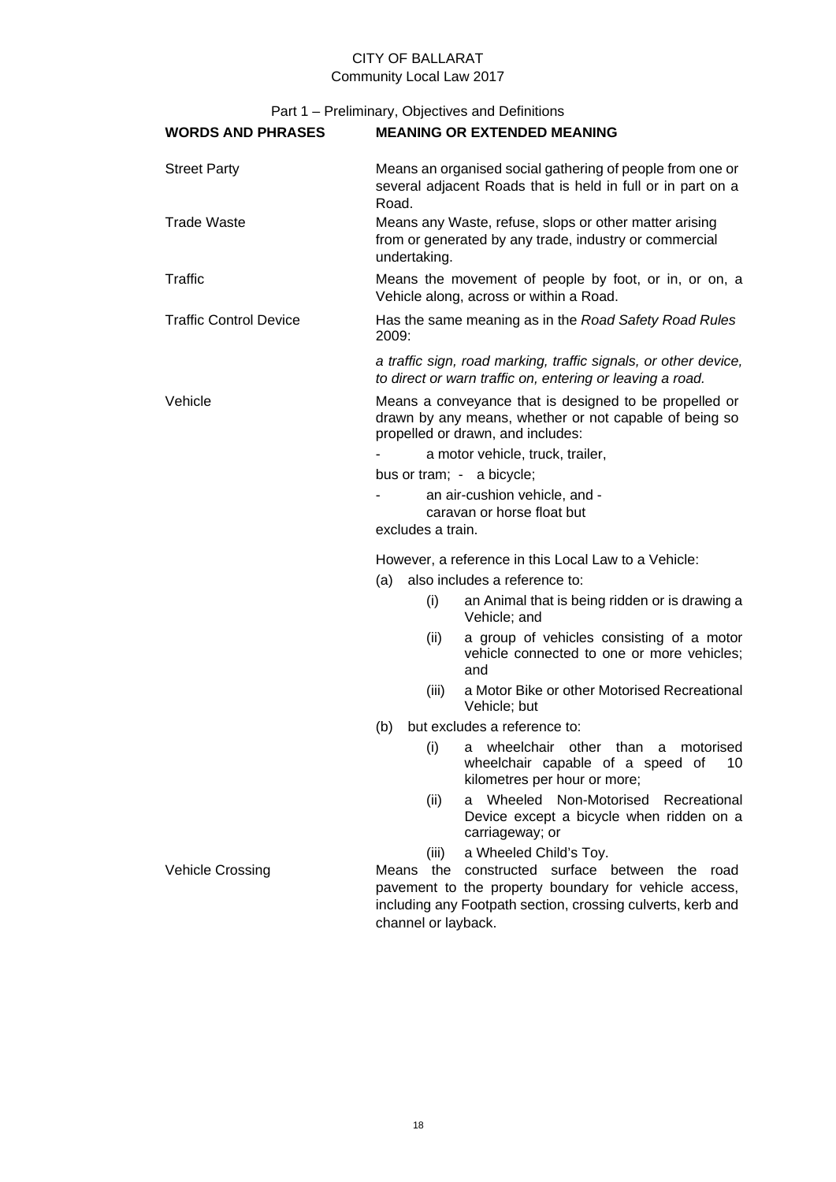Part 1 – Preliminary, Objectives and Definitions

| WORDS AND PHRASES | MEANING OR EXTENDED MEANING |
|---|---|
| Street Party | Means an organised social gathering of people from one or several adjacent Roads that is held in full or in part on a Road. |
| Trade Waste | Means any Waste, refuse, slops or other matter arising from or generated by any trade, industry or commercial undertaking. |
| Traffic | Means the movement of people by foot, or in, or on, a Vehicle along, across or within a Road. |
| Traffic Control Device | Has the same meaning as in the *Road Safety Road Rules* 2009: *a traffic sign, road marking, traffic signals, or other device, to direct or warn traffic on, entering or leaving a road.* |
| Vehicle | Means a conveyance that is designed to be propelled or drawn by any means, whether or not capable of being so propelled or drawn, and includes: - a motor vehicle, truck, trailer, bus or tram; - a bicycle; - an air-cushion vehicle, and - caravan or horse float but excludes a train. However, a reference in this Local Law to a Vehicle: (a) also includes a reference to: (i) an Animal that is being ridden or is drawing a Vehicle; and (ii) a group of vehicles consisting of a motor vehicle connected to one or more vehicles; and (iii) a Motor Bike or other Motorised Recreational Vehicle; but (b) but excludes a reference to: (i) a wheelchair other than a motorised wheelchair capable of a speed of 10 kilometres per hour or more; (ii) a Wheeled Non-Motorised Recreational Device except a bicycle when ridden on a carriageway; or (iii) a Wheeled Child's Toy. |
| Vehicle Crossing | Means the constructed surface between the road pavement to the property boundary for vehicle access, including any Footpath section, crossing culverts, kerb and channel or layback. |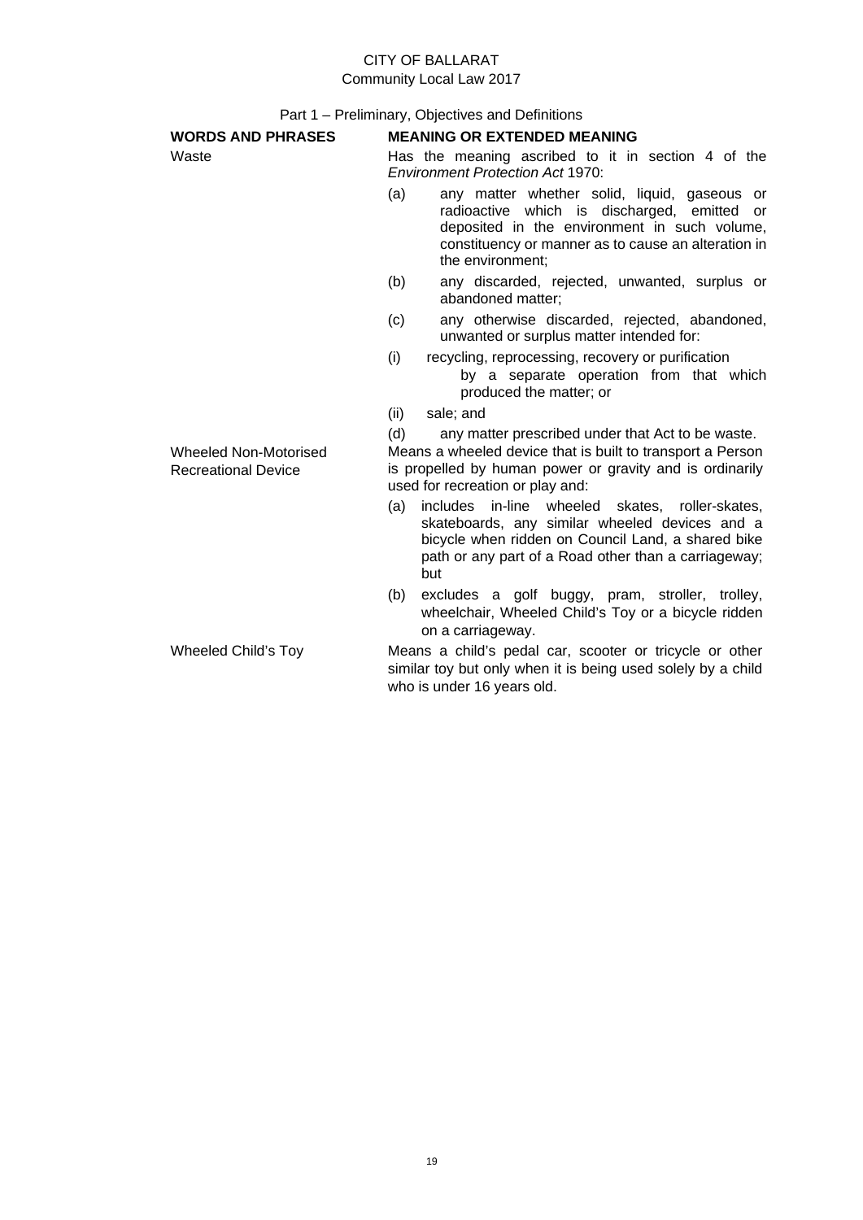Part 1 – Preliminary, Objectives and Definitions

| WORDS AND PHRASES | MEANING OR EXTENDED MEANING |
|---|---|
| Waste | Has the meaning ascribed to it in section 4 of the *Environment Protection Act* 1970:<br>(a) any matter whether solid, liquid, gaseous or radioactive which is discharged, emitted or deposited in the environment in such volume, constituency or manner as to cause an alteration in the environment;<br>(b) any discarded, rejected, unwanted, surplus or abandoned matter;<br>(c) any otherwise discarded, rejected, abandoned, unwanted or surplus matter intended for:<br>(i) recycling, reprocessing, recovery or purification by a separate operation from that which produced the matter; or<br>(ii) sale; and<br>(d) any matter prescribed under that Act to be waste. |
| Wheeled Non-Motorised Recreational Device | Means a wheeled device that is built to transport a Person is propelled by human power or gravity and is ordinarily used for recreation or play and:<br>(a) includes in-line wheeled skates, roller-skates, skateboards, any similar wheeled devices and a bicycle when ridden on Council Land, a shared bike path or any part of a Road other than a carriageway; but<br>(b) excludes a golf buggy, pram, stroller, trolley, wheelchair, Wheeled Child's Toy or a bicycle ridden on a carriageway. |
| Wheeled Child's Toy | Means a child's pedal car, scooter or tricycle or other similar toy but only when it is being used solely by a child who is under 16 years old. |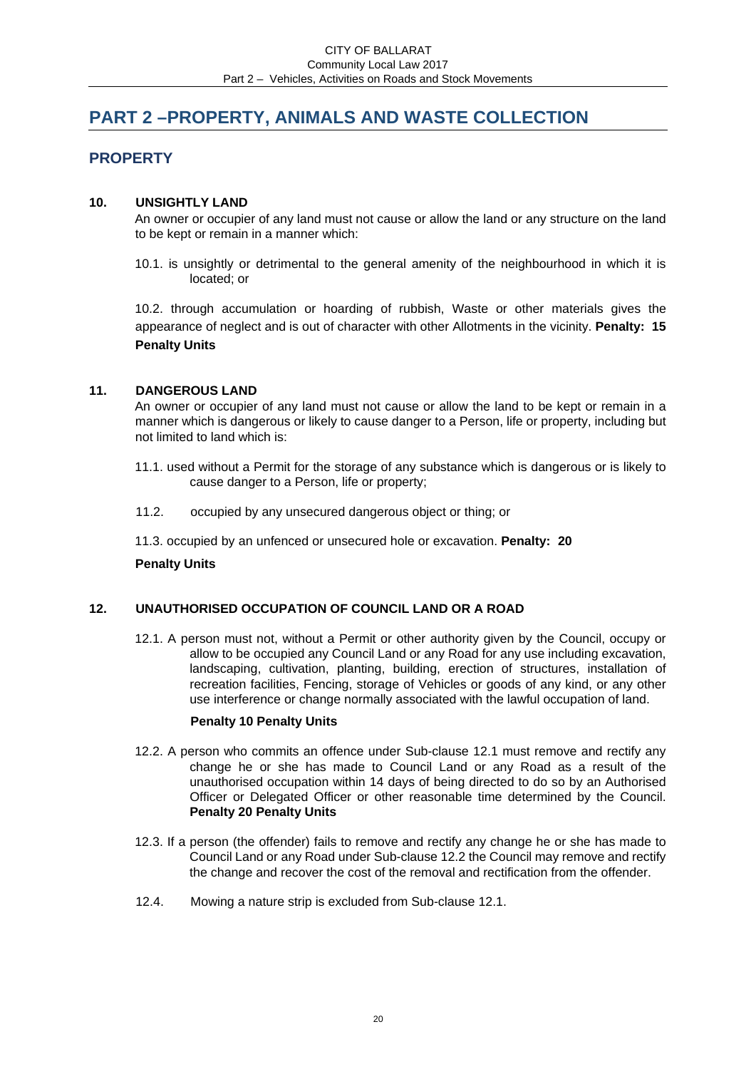# PART 2 –PROPERTY, ANIMALS AND WASTE COLLECTION

## PROPERTY

### 10. UNSIGHTLY LAND

An owner or occupier of any land must not cause or allow the land or any structure on the land to be kept or remain in a manner which:

10.1. is unsightly or detrimental to the general amenity of the neighbourhood in which it is located; or

10.2. through accumulation or hoarding of rubbish, Waste or other materials gives the appearance of neglect and is out of character with other Allotments in the vicinity. **Penalty: 15 Penalty Units**

### 11. DANGEROUS LAND

An owner or occupier of any land must not cause or allow the land to be kept or remain in a manner which is dangerous or likely to cause danger to a Person, life or property, including but not limited to land which is:

11.1. used without a Permit for the storage of any substance which is dangerous or is likely to cause danger to a Person, life or property;

11.2. occupied by any unsecured dangerous object or thing; or

11.3. occupied by an unfenced or unsecured hole or excavation. **Penalty: 20 Penalty Units**

### 12. UNAUTHORISED OCCUPATION OF COUNCIL LAND OR A ROAD

12.1. A person must not, without a Permit or other authority given by the Council, occupy or allow to be occupied any Council Land or any Road for any use including excavation, landscaping, cultivation, planting, building, erection of structures, installation of recreation facilities, Fencing, storage of Vehicles or goods of any kind, or any other use interference or change normally associated with the lawful occupation of land.

**Penalty 10 Penalty Units**

12.2. A person who commits an offence under Sub-clause 12.1 must remove and rectify any change he or she has made to Council Land or any Road as a result of the unauthorised occupation within 14 days of being directed to do so by an Authorised Officer or Delegated Officer or other reasonable time determined by the Council. **Penalty 20 Penalty Units**

12.3. If a person (the offender) fails to remove and rectify any change he or she has made to Council Land or any Road under Sub-clause 12.2 the Council may remove and rectify the change and recover the cost of the removal and rectification from the offender.

12.4. Mowing a nature strip is excluded from Sub-clause 12.1.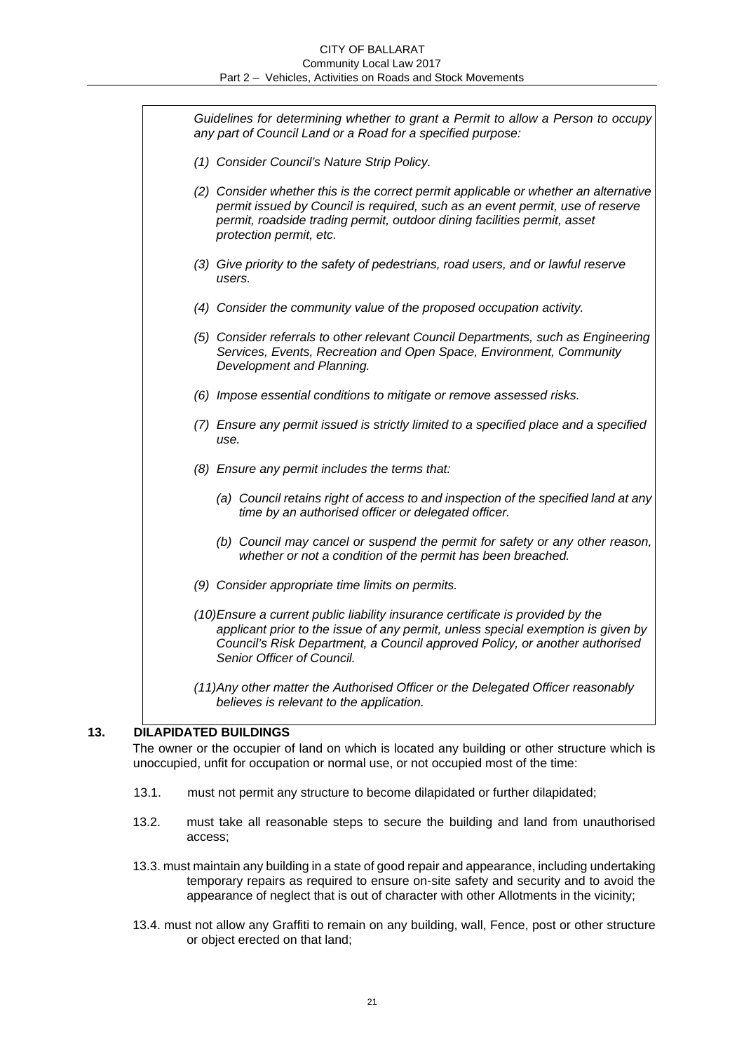*Guidelines for determining whether to grant a Permit to allow a Person to occupy any part of Council Land or a Road for a specified purpose:*

*(1) Consider Council's Nature Strip Policy.*

*(2) Consider whether this is the correct permit applicable or whether an alternative permit issued by Council is required, such as an event permit, use of reserve permit, roadside trading permit, outdoor dining facilities permit, asset protection permit, etc.*

*(3) Give priority to the safety of pedestrians, road users, and or lawful reserve users.*

*(4) Consider the community value of the proposed occupation activity.*

*(5) Consider referrals to other relevant Council Departments, such as Engineering Services, Events, Recreation and Open Space, Environment, Community Development and Planning.*

*(6) Impose essential conditions to mitigate or remove assessed risks.*

*(7) Ensure any permit issued is strictly limited to a specified place and a specified use.*

*(8) Ensure any permit includes the terms that:*

*(a) Council retains right of access to and inspection of the specified land at any time by an authorised officer or delegated officer.*

*(b) Council may cancel or suspend the permit for safety or any other reason, whether or not a condition of the permit has been breached.*

*(9) Consider appropriate time limits on permits.*

*(10) Ensure a current public liability insurance certificate is provided by the applicant prior to the issue of any permit, unless special exemption is given by Council's Risk Department, a Council approved Policy, or another authorised Senior Officer of Council.*

*(11) Any other matter the Authorised Officer or the Delegated Officer reasonably believes is relevant to the application.*

## 13. DILAPIDATED BUILDINGS

The owner or the occupier of land on which is located any building or other structure which is unoccupied, unfit for occupation or normal use, or not occupied most of the time:

13.1. must not permit any structure to become dilapidated or further dilapidated;

13.2. must take all reasonable steps to secure the building and land from unauthorised access;

13.3. must maintain any building in a state of good repair and appearance, including undertaking temporary repairs as required to ensure on-site safety and security and to avoid the appearance of neglect that is out of character with other Allotments in the vicinity;

13.4. must not allow any Graffiti to remain on any building, wall, Fence, post or other structure or object erected on that land;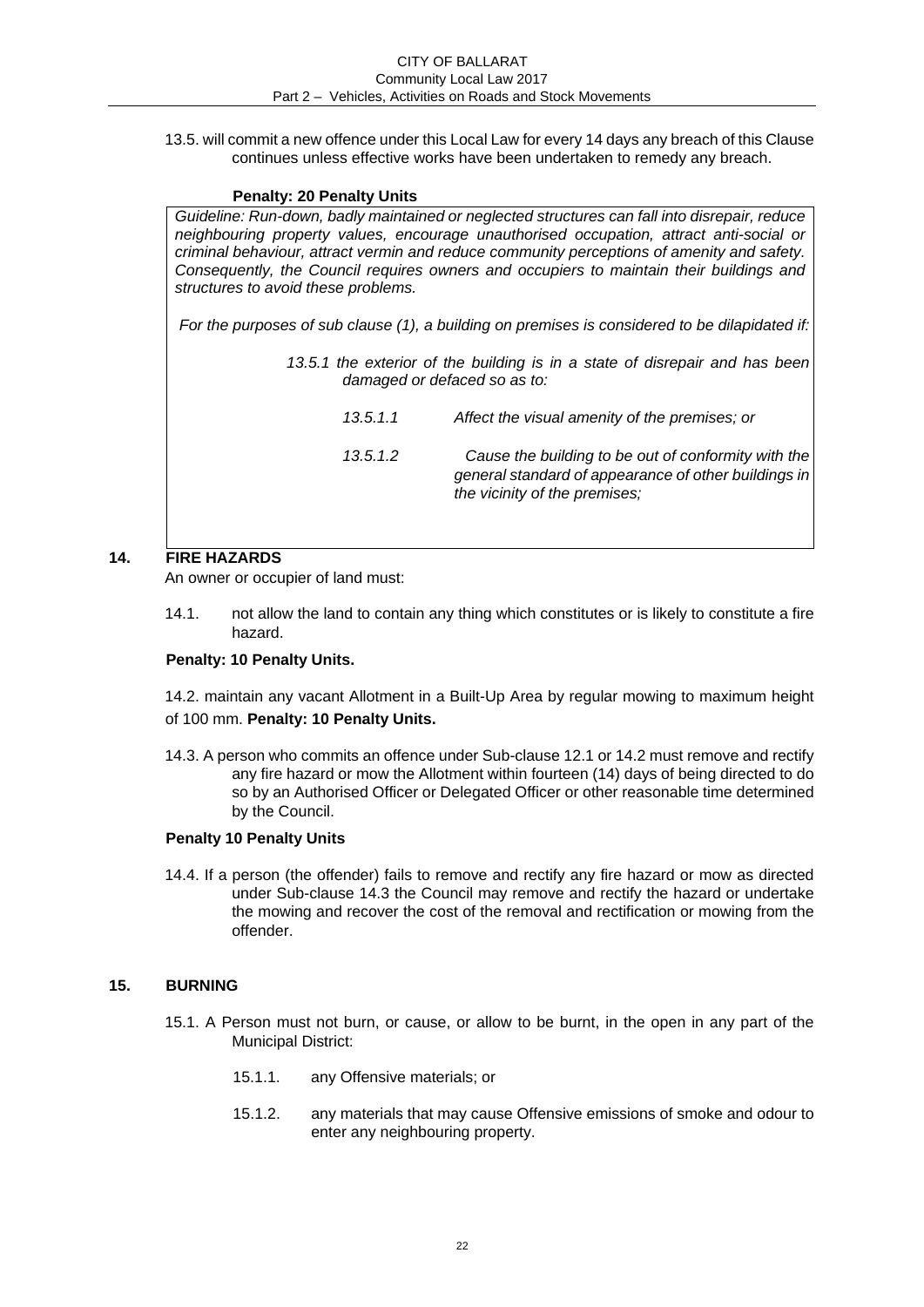13.5. will commit a new offence under this Local Law for every 14 days any breach of this Clause continues unless effective works have been undertaken to remedy any breach.

**Penalty: 20 Penalty Units**

*Guideline: Run-down, badly maintained or neglected structures can fall into disrepair, reduce neighbouring property values, encourage unauthorised occupation, attract anti-social or criminal behaviour, attract vermin and reduce community perceptions of amenity and safety. Consequently, the Council requires owners and occupiers to maintain their buildings and structures to avoid these problems.*

*For the purposes of sub clause (1), a building on premises is considered to be dilapidated if:*

*13.5.1 the exterior of the building is in a state of disrepair and has been damaged or defaced so as to:*

*13.5.1.1 Affect the visual amenity of the premises; or*

*13.5.1.2 Cause the building to be out of conformity with the general standard of appearance of other buildings in the vicinity of the premises;*

## 14. FIRE HAZARDS

An owner or occupier of land must:

14.1. not allow the land to contain any thing which constitutes or is likely to constitute a fire hazard.

**Penalty: 10 Penalty Units.**

14.2. maintain any vacant Allotment in a Built-Up Area by regular mowing to maximum height of 100 mm. **Penalty: 10 Penalty Units.**

14.3. A person who commits an offence under Sub-clause 12.1 or 14.2 must remove and rectify any fire hazard or mow the Allotment within fourteen (14) days of being directed to do so by an Authorised Officer or Delegated Officer or other reasonable time determined by the Council.

**Penalty 10 Penalty Units**

14.4. If a person (the offender) fails to remove and rectify any fire hazard or mow as directed under Sub-clause 14.3 the Council may remove and rectify the hazard or undertake the mowing and recover the cost of the removal and rectification or mowing from the offender.

## 15. BURNING

15.1. A Person must not burn, or cause, or allow to be burnt, in the open in any part of the Municipal District:

15.1.1. any Offensive materials; or

15.1.2. any materials that may cause Offensive emissions of smoke and odour to enter any neighbouring property.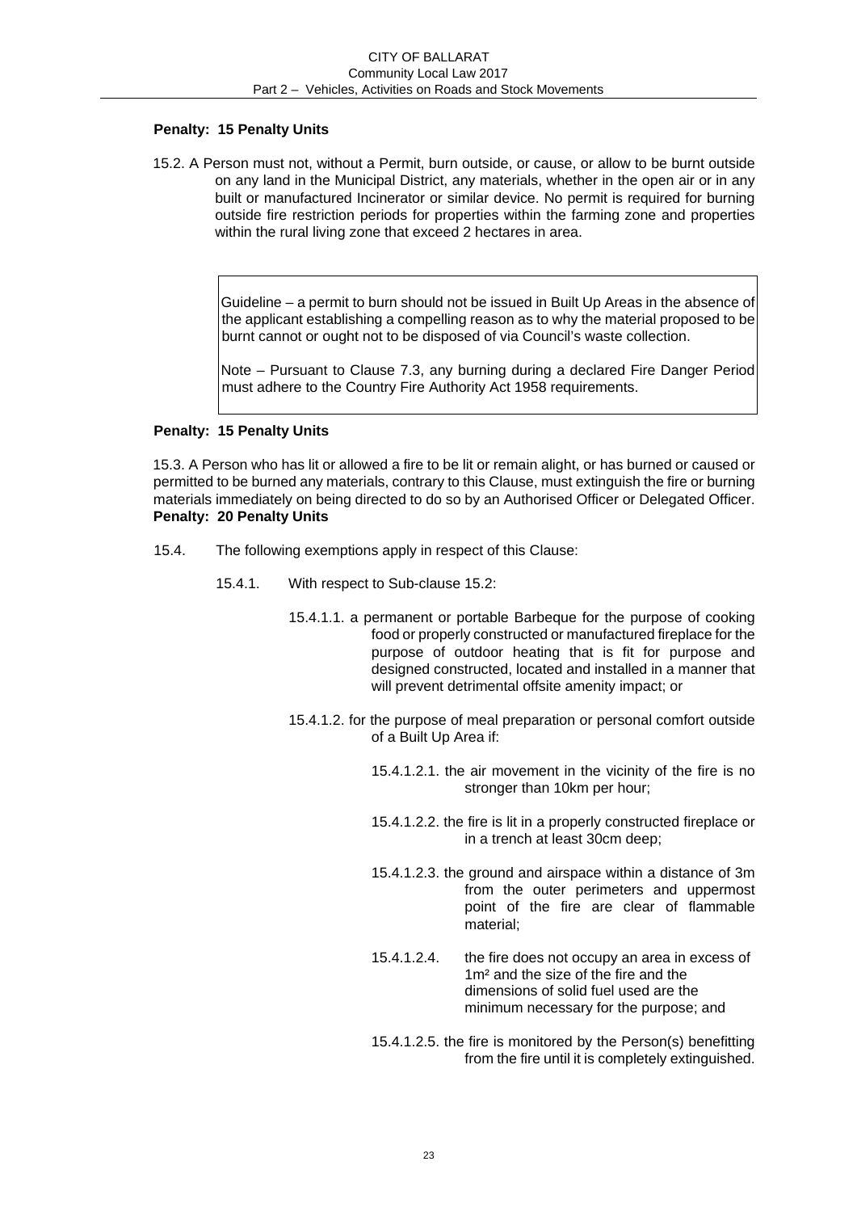**Penalty: 15 Penalty Units**

15.2. A Person must not, without a Permit, burn outside, or cause, or allow to be burnt outside on any land in the Municipal District, any materials, whether in the open air or in any built or manufactured Incinerator or similar device. No permit is required for burning outside fire restriction periods for properties within the farming zone and properties within the rural living zone that exceed 2 hectares in area.

> Guideline – a permit to burn should not be issued in Built Up Areas in the absence of the applicant establishing a compelling reason as to why the material proposed to be burnt cannot or ought not to be disposed of via Council's waste collection.
>
> Note – Pursuant to Clause 7.3, any burning during a declared Fire Danger Period must adhere to the Country Fire Authority Act 1958 requirements.

**Penalty: 15 Penalty Units**

15.3. A Person who has lit or allowed a fire to be lit or remain alight, or has burned or caused or permitted to be burned any materials, contrary to this Clause, must extinguish the fire or burning materials immediately on being directed to do so by an Authorised Officer or Delegated Officer.
**Penalty: 20 Penalty Units**

15.4. The following exemptions apply in respect of this Clause:

- 15.4.1. With respect to Sub-clause 15.2:
  - 15.4.1.1. a permanent or portable Barbeque for the purpose of cooking food or properly constructed or manufactured fireplace for the purpose of outdoor heating that is fit for purpose and designed constructed, located and installed in a manner that will prevent detrimental offsite amenity impact; or
  - 15.4.1.2. for the purpose of meal preparation or personal comfort outside of a Built Up Area if:
    - 15.4.1.2.1. the air movement in the vicinity of the fire is no stronger than 10km per hour;
    - 15.4.1.2.2. the fire is lit in a properly constructed fireplace or in a trench at least 30cm deep;
    - 15.4.1.2.3. the ground and airspace within a distance of 3m from the outer perimeters and uppermost point of the fire are clear of flammable material;
    - 15.4.1.2.4. the fire does not occupy an area in excess of 1m² and the size of the fire and the dimensions of solid fuel used are the minimum necessary for the purpose; and
    - 15.4.1.2.5. the fire is monitored by the Person(s) benefitting from the fire until it is completely extinguished.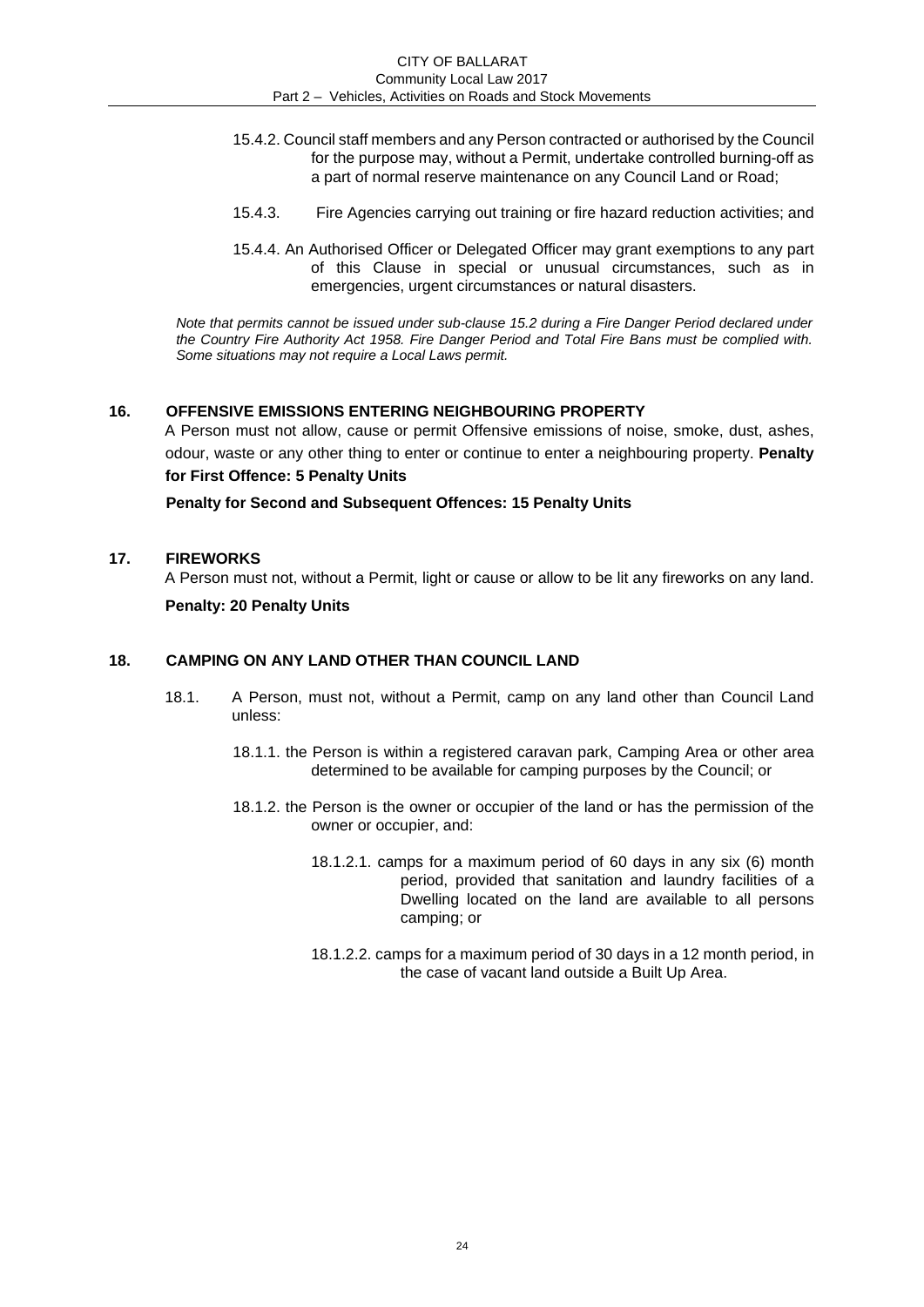15.4.2. Council staff members and any Person contracted or authorised by the Council for the purpose may, without a Permit, undertake controlled burning-off as a part of normal reserve maintenance on any Council Land or Road;

15.4.3. Fire Agencies carrying out training or fire hazard reduction activities; and

15.4.4. An Authorised Officer or Delegated Officer may grant exemptions to any part of this Clause in special or unusual circumstances, such as in emergencies, urgent circumstances or natural disasters.

*Note that permits cannot be issued under sub-clause 15.2 during a Fire Danger Period declared under the Country Fire Authority Act 1958. Fire Danger Period and Total Fire Bans must be complied with. Some situations may not require a Local Laws permit.*

## 16. OFFENSIVE EMISSIONS ENTERING NEIGHBOURING PROPERTY

A Person must not allow, cause or permit Offensive emissions of noise, smoke, dust, ashes, odour, waste or any other thing to enter or continue to enter a neighbouring property. **Penalty for First Offence: 5 Penalty Units**

**Penalty for Second and Subsequent Offences: 15 Penalty Units**

## 17. FIREWORKS

A Person must not, without a Permit, light or cause or allow to be lit any fireworks on any land.

**Penalty: 20 Penalty Units**

## 18. CAMPING ON ANY LAND OTHER THAN COUNCIL LAND

18.1. A Person, must not, without a Permit, camp on any land other than Council Land unless:

18.1.1. the Person is within a registered caravan park, Camping Area or other area determined to be available for camping purposes by the Council; or

18.1.2. the Person is the owner or occupier of the land or has the permission of the owner or occupier, and:

18.1.2.1. camps for a maximum period of 60 days in any six (6) month period, provided that sanitation and laundry facilities of a Dwelling located on the land are available to all persons camping; or

18.1.2.2. camps for a maximum period of 30 days in a 12 month period, in the case of vacant land outside a Built Up Area.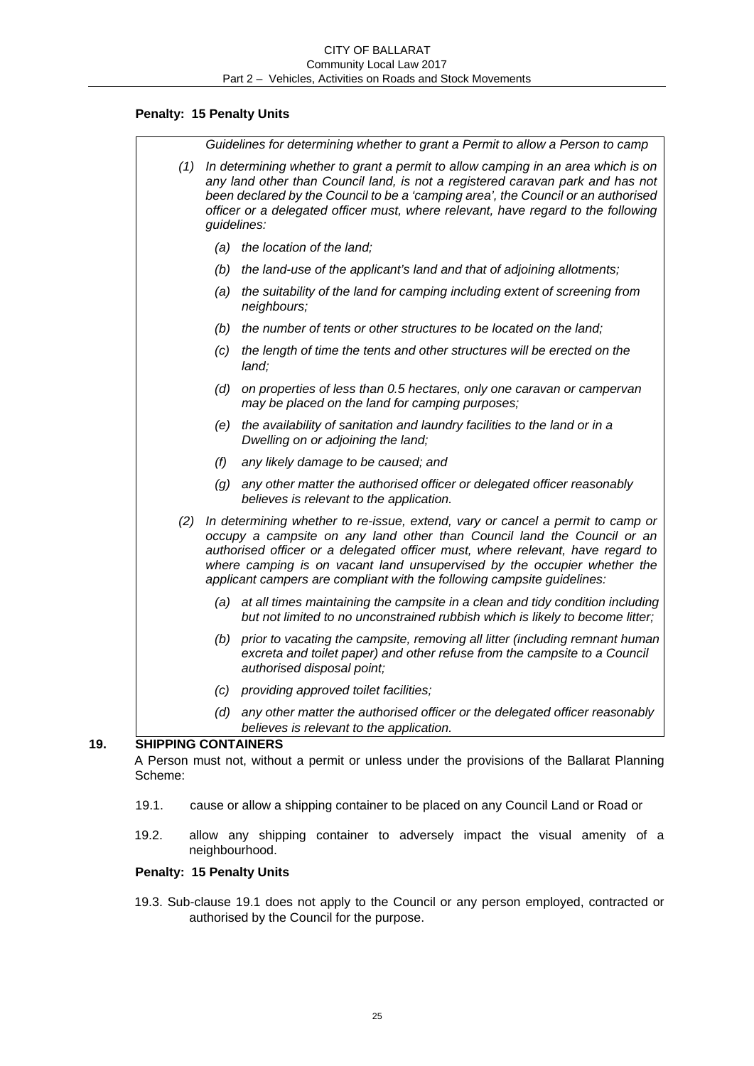**Penalty: 15 Penalty Units**

*Guidelines for determining whether to grant a Permit to allow a Person to camp*

*(1) In determining whether to grant a permit to allow camping in an area which is on any land other than Council land, is not a registered caravan park and has not been declared by the Council to be a 'camping area', the Council or an authorised officer or a delegated officer must, where relevant, have regard to the following guidelines:*

*(a) the location of the land;*

*(b) the land-use of the applicant's land and that of adjoining allotments;*

*(a) the suitability of the land for camping including extent of screening from neighbours;*

*(b) the number of tents or other structures to be located on the land;*

*(c) the length of time the tents and other structures will be erected on the land;*

*(d) on properties of less than 0.5 hectares, only one caravan or campervan may be placed on the land for camping purposes;*

*(e) the availability of sanitation and laundry facilities to the land or in a Dwelling on or adjoining the land;*

*(f) any likely damage to be caused; and*

*(g) any other matter the authorised officer or delegated officer reasonably believes is relevant to the application.*

*(2) In determining whether to re-issue, extend, vary or cancel a permit to camp or occupy a campsite on any land other than Council land the Council or an authorised officer or a delegated officer must, where relevant, have regard to where camping is on vacant land unsupervised by the occupier whether the applicant campers are compliant with the following campsite guidelines:*

*(a) at all times maintaining the campsite in a clean and tidy condition including but not limited to no unconstrained rubbish which is likely to become litter;*

*(b) prior to vacating the campsite, removing all litter (including remnant human excreta and toilet paper) and other refuse from the campsite to a Council authorised disposal point;*

*(c) providing approved toilet facilities;*

*(d) any other matter the authorised officer or the delegated officer reasonably believes is relevant to the application.*

## 19. SHIPPING CONTAINERS

A Person must not, without a permit or unless under the provisions of the Ballarat Planning Scheme:

19.1. cause or allow a shipping container to be placed on any Council Land or Road or

19.2. allow any shipping container to adversely impact the visual amenity of a neighbourhood.

**Penalty: 15 Penalty Units**

19.3. Sub-clause 19.1 does not apply to the Council or any person employed, contracted or authorised by the Council for the purpose.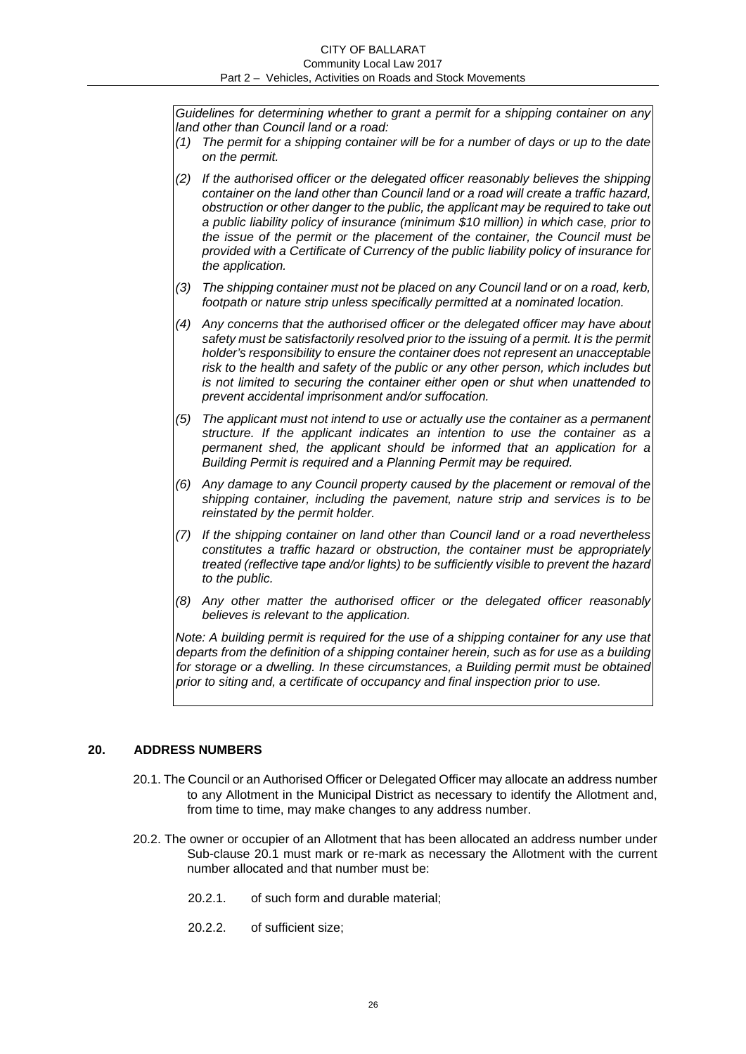*Guidelines for determining whether to grant a permit for a shipping container on any land other than Council land or a road:*

*(1) The permit for a shipping container will be for a number of days or up to the date on the permit.*

*(2) If the authorised officer or the delegated officer reasonably believes the shipping container on the land other than Council land or a road will create a traffic hazard, obstruction or other danger to the public, the applicant may be required to take out a public liability policy of insurance (minimum $10 million) in which case, prior to the issue of the permit or the placement of the container, the Council must be provided with a Certificate of Currency of the public liability policy of insurance for the application.*

*(3) The shipping container must not be placed on any Council land or on a road, kerb, footpath or nature strip unless specifically permitted at a nominated location.*

*(4) Any concerns that the authorised officer or the delegated officer may have about safety must be satisfactorily resolved prior to the issuing of a permit. It is the permit holder's responsibility to ensure the container does not represent an unacceptable risk to the health and safety of the public or any other person, which includes but is not limited to securing the container either open or shut when unattended to prevent accidental imprisonment and/or suffocation.*

*(5) The applicant must not intend to use or actually use the container as a permanent structure. If the applicant indicates an intention to use the container as a permanent shed, the applicant should be informed that an application for a Building Permit is required and a Planning Permit may be required.*

*(6) Any damage to any Council property caused by the placement or removal of the shipping container, including the pavement, nature strip and services is to be reinstated by the permit holder.*

*(7) If the shipping container on land other than Council land or a road nevertheless constitutes a traffic hazard or obstruction, the container must be appropriately treated (reflective tape and/or lights) to be sufficiently visible to prevent the hazard to the public.*

*(8) Any other matter the authorised officer or the delegated officer reasonably believes is relevant to the application.*

*Note: A building permit is required for the use of a shipping container for any use that departs from the definition of a shipping container herein, such as for use as a building for storage or a dwelling. In these circumstances, a Building permit must be obtained prior to siting and, a certificate of occupancy and final inspection prior to use.*

## 20. ADDRESS NUMBERS

20.1. The Council or an Authorised Officer or Delegated Officer may allocate an address number to any Allotment in the Municipal District as necessary to identify the Allotment and, from time to time, may make changes to any address number.

20.2. The owner or occupier of an Allotment that has been allocated an address number under Sub-clause 20.1 must mark or re-mark as necessary the Allotment with the current number allocated and that number must be:

20.2.1. of such form and durable material;

20.2.2. of sufficient size;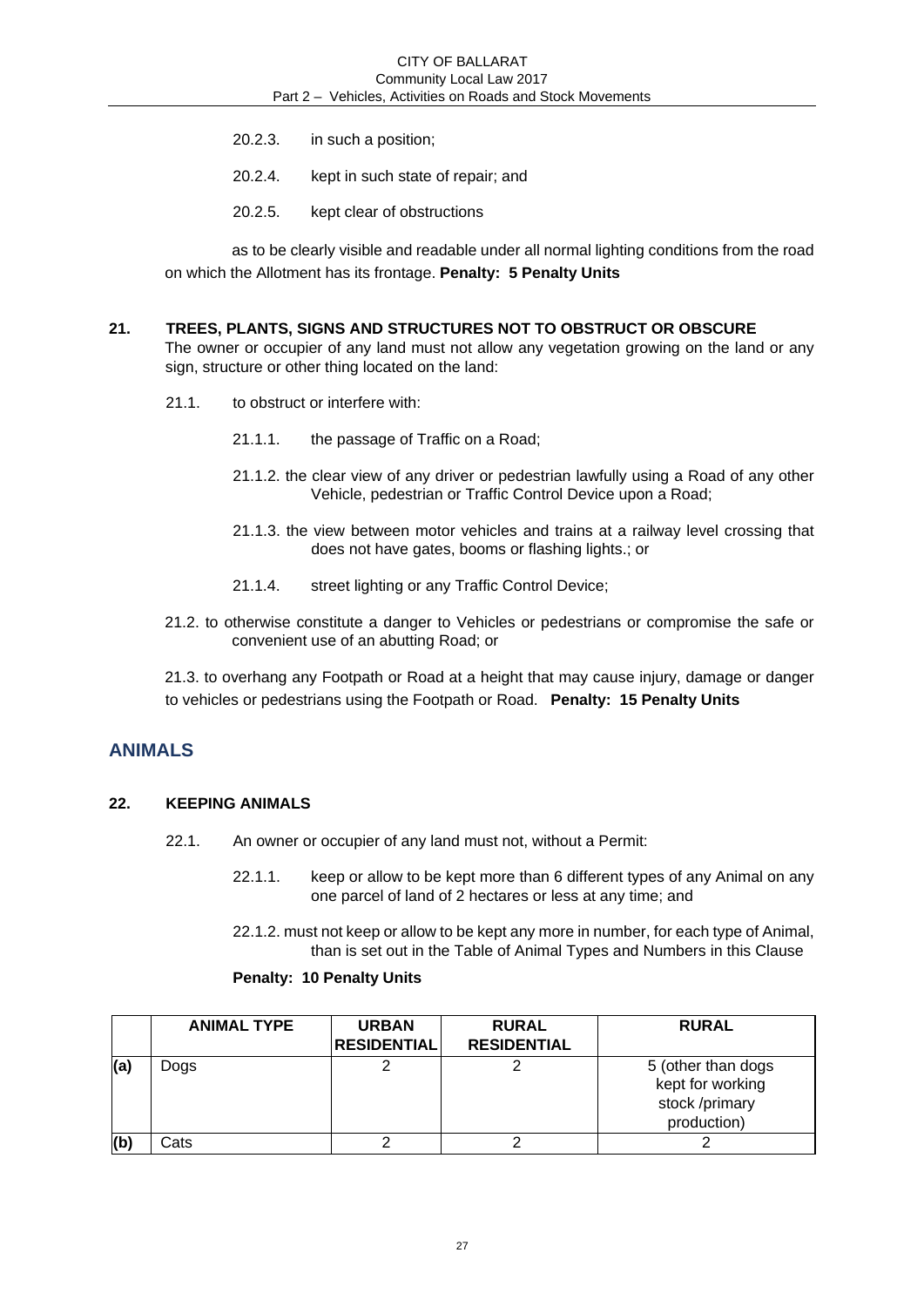20.2.3. in such a position;

20.2.4. kept in such state of repair; and

20.2.5. kept clear of obstructions

as to be clearly visible and readable under all normal lighting conditions from the road on which the Allotment has its frontage. **Penalty: 5 Penalty Units**

### 21. TREES, PLANTS, SIGNS AND STRUCTURES NOT TO OBSTRUCT OR OBSCURE

The owner or occupier of any land must not allow any vegetation growing on the land or any sign, structure or other thing located on the land:

21.1. to obstruct or interfere with:

21.1.1. the passage of Traffic on a Road;

21.1.2. the clear view of any driver or pedestrian lawfully using a Road of any other Vehicle, pedestrian or Traffic Control Device upon a Road;

21.1.3. the view between motor vehicles and trains at a railway level crossing that does not have gates, booms or flashing lights.; or

21.1.4. street lighting or any Traffic Control Device;

21.2. to otherwise constitute a danger to Vehicles or pedestrians or compromise the safe or convenient use of an abutting Road; or

21.3. to overhang any Footpath or Road at a height that may cause injury, damage or danger to vehicles or pedestrians using the Footpath or Road. **Penalty: 15 Penalty Units**

## ANIMALS

### 22. KEEPING ANIMALS

22.1. An owner or occupier of any land must not, without a Permit:

22.1.1. keep or allow to be kept more than 6 different types of any Animal on any one parcel of land of 2 hectares or less at any time; and

22.1.2. must not keep or allow to be kept any more in number, for each type of Animal, than is set out in the Table of Animal Types and Numbers in this Clause

**Penalty: 10 Penalty Units**

| | ANIMAL TYPE | URBAN RESIDENTIAL | RURAL RESIDENTIAL | RURAL |
|---|---|---|---|---|
| (a) | Dogs | 2 | 2 | 5 (other than dogs kept for working stock /primary production) |
| (b) | Cats | 2 | 2 | 2 |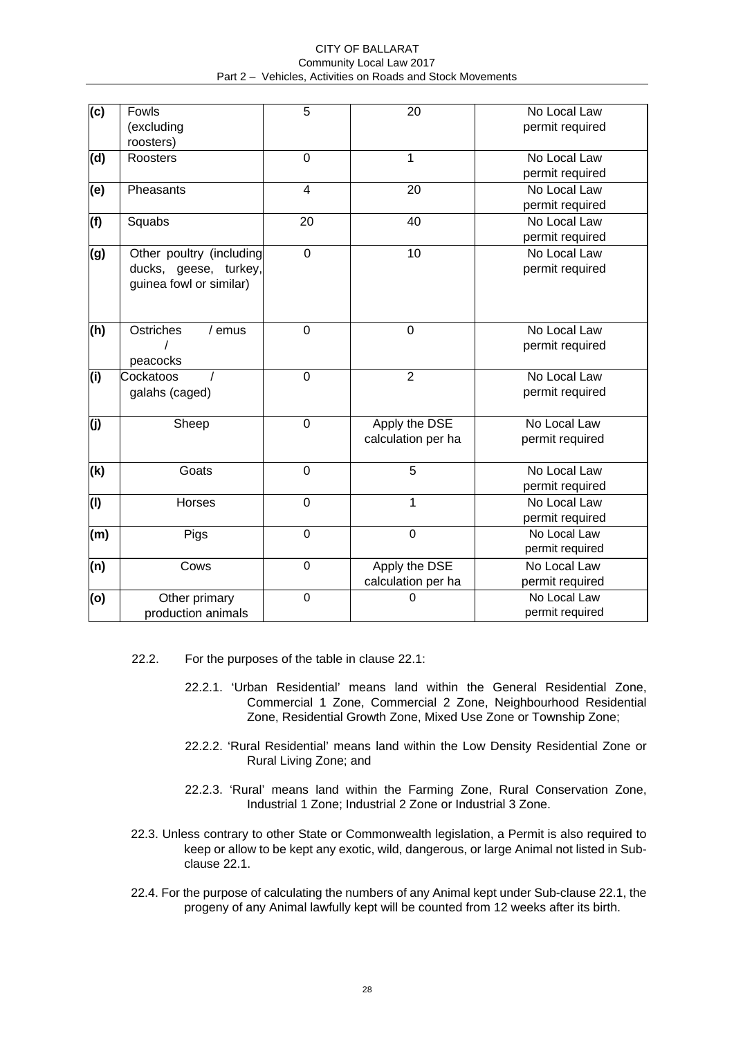| (c) | Fowls (excluding roosters) | 5 | 20 | No Local Law permit required |
|---|---|---|---|---|
| (d) | Roosters | 0 | 1 | No Local Law permit required |
| (e) | Pheasants | 4 | 20 | No Local Law permit required |
| (f) | Squabs | 20 | 40 | No Local Law permit required |
| (g) | Other poultry (including ducks, geese, turkey, guinea fowl or similar) | 0 | 10 | No Local Law permit required |
| (h) | Ostriches / emus / peacocks | 0 | 0 | No Local Law permit required |
| (i) | Cockatoos / galahs (caged) | 0 | 2 | No Local Law permit required |
| (j) | Sheep | 0 | Apply the DSE calculation per ha | No Local Law permit required |
| (k) | Goats | 0 | 5 | No Local Law permit required |
| (l) | Horses | 0 | 1 | No Local Law permit required |
| (m) | Pigs | 0 | 0 | No Local Law permit required |
| (n) | Cows | 0 | Apply the DSE calculation per ha | No Local Law permit required |
| (o) | Other primary production animals | 0 | 0 | No Local Law permit required |

22.2. For the purposes of the table in clause 22.1:

22.2.1. 'Urban Residential' means land within the General Residential Zone, Commercial 1 Zone, Commercial 2 Zone, Neighbourhood Residential Zone, Residential Growth Zone, Mixed Use Zone or Township Zone;

22.2.2. 'Rural Residential' means land within the Low Density Residential Zone or Rural Living Zone; and

22.2.3. 'Rural' means land within the Farming Zone, Rural Conservation Zone, Industrial 1 Zone; Industrial 2 Zone or Industrial 3 Zone.

22.3. Unless contrary to other State or Commonwealth legislation, a Permit is also required to keep or allow to be kept any exotic, wild, dangerous, or large Animal not listed in Sub-clause 22.1.

22.4. For the purpose of calculating the numbers of any Animal kept under Sub-clause 22.1, the progeny of any Animal lawfully kept will be counted from 12 weeks after its birth.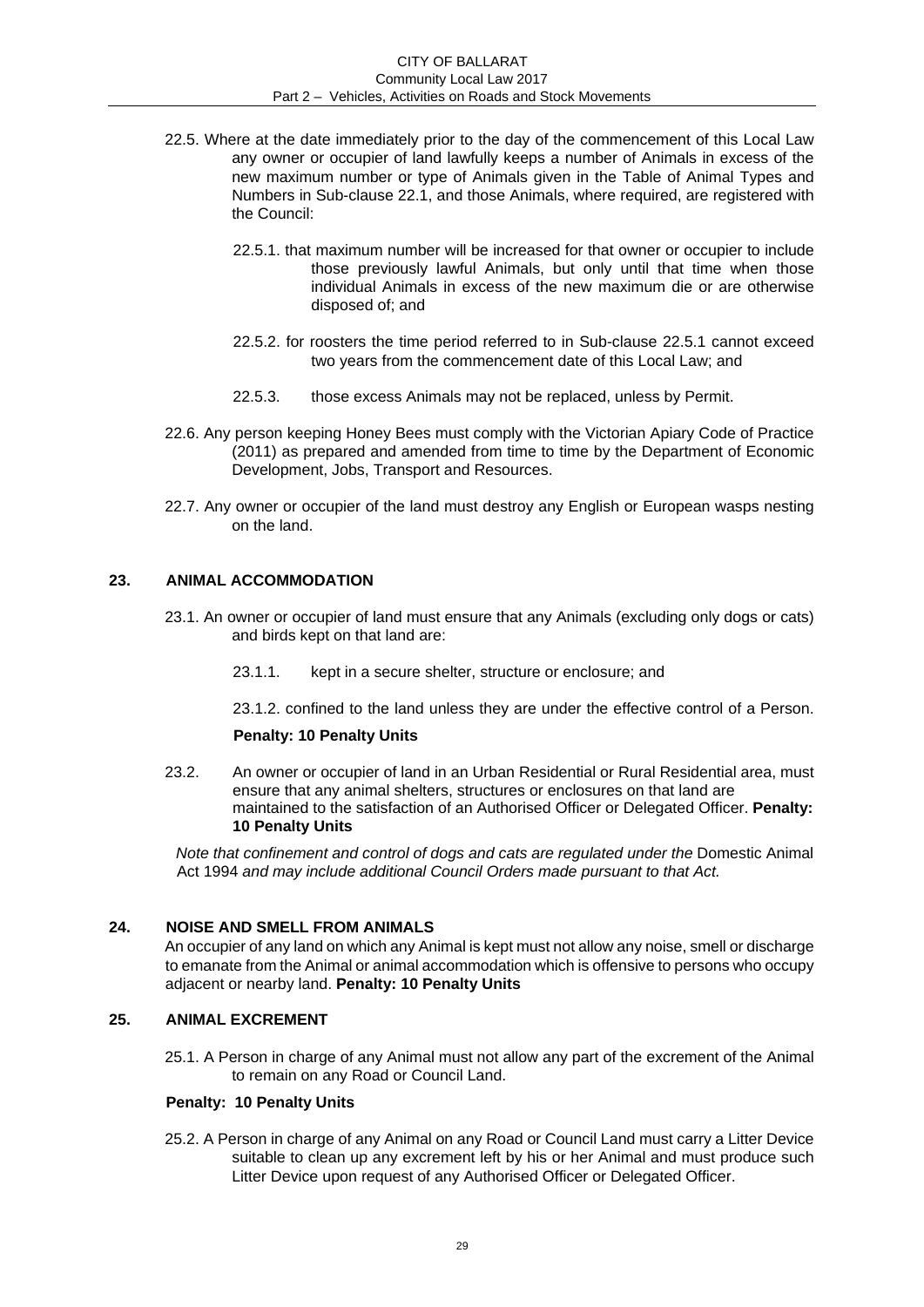22.5. Where at the date immediately prior to the day of the commencement of this Local Law any owner or occupier of land lawfully keeps a number of Animals in excess of the new maximum number or type of Animals given in the Table of Animal Types and Numbers in Sub-clause 22.1, and those Animals, where required, are registered with the Council:

22.5.1. that maximum number will be increased for that owner or occupier to include those previously lawful Animals, but only until that time when those individual Animals in excess of the new maximum die or are otherwise disposed of; and

22.5.2. for roosters the time period referred to in Sub-clause 22.5.1 cannot exceed two years from the commencement date of this Local Law; and

22.5.3. those excess Animals may not be replaced, unless by Permit.

22.6. Any person keeping Honey Bees must comply with the Victorian Apiary Code of Practice (2011) as prepared and amended from time to time by the Department of Economic Development, Jobs, Transport and Resources.

22.7. Any owner or occupier of the land must destroy any English or European wasps nesting on the land.

## 23. ANIMAL ACCOMMODATION

23.1. An owner or occupier of land must ensure that any Animals (excluding only dogs or cats) and birds kept on that land are:

23.1.1. kept in a secure shelter, structure or enclosure; and

23.1.2. confined to the land unless they are under the effective control of a Person.

**Penalty: 10 Penalty Units**

23.2. An owner or occupier of land in an Urban Residential or Rural Residential area, must ensure that any animal shelters, structures or enclosures on that land are maintained to the satisfaction of an Authorised Officer or Delegated Officer. **Penalty: 10 Penalty Units**

*Note that confinement and control of dogs and cats are regulated under the* Domestic Animal Act 1994 *and may include additional Council Orders made pursuant to that Act.*

## 24. NOISE AND SMELL FROM ANIMALS

An occupier of any land on which any Animal is kept must not allow any noise, smell or discharge to emanate from the Animal or animal accommodation which is offensive to persons who occupy adjacent or nearby land. **Penalty: 10 Penalty Units**

## 25. ANIMAL EXCREMENT

25.1. A Person in charge of any Animal must not allow any part of the excrement of the Animal to remain on any Road or Council Land.

**Penalty: 10 Penalty Units**

25.2. A Person in charge of any Animal on any Road or Council Land must carry a Litter Device suitable to clean up any excrement left by his or her Animal and must produce such Litter Device upon request of any Authorised Officer or Delegated Officer.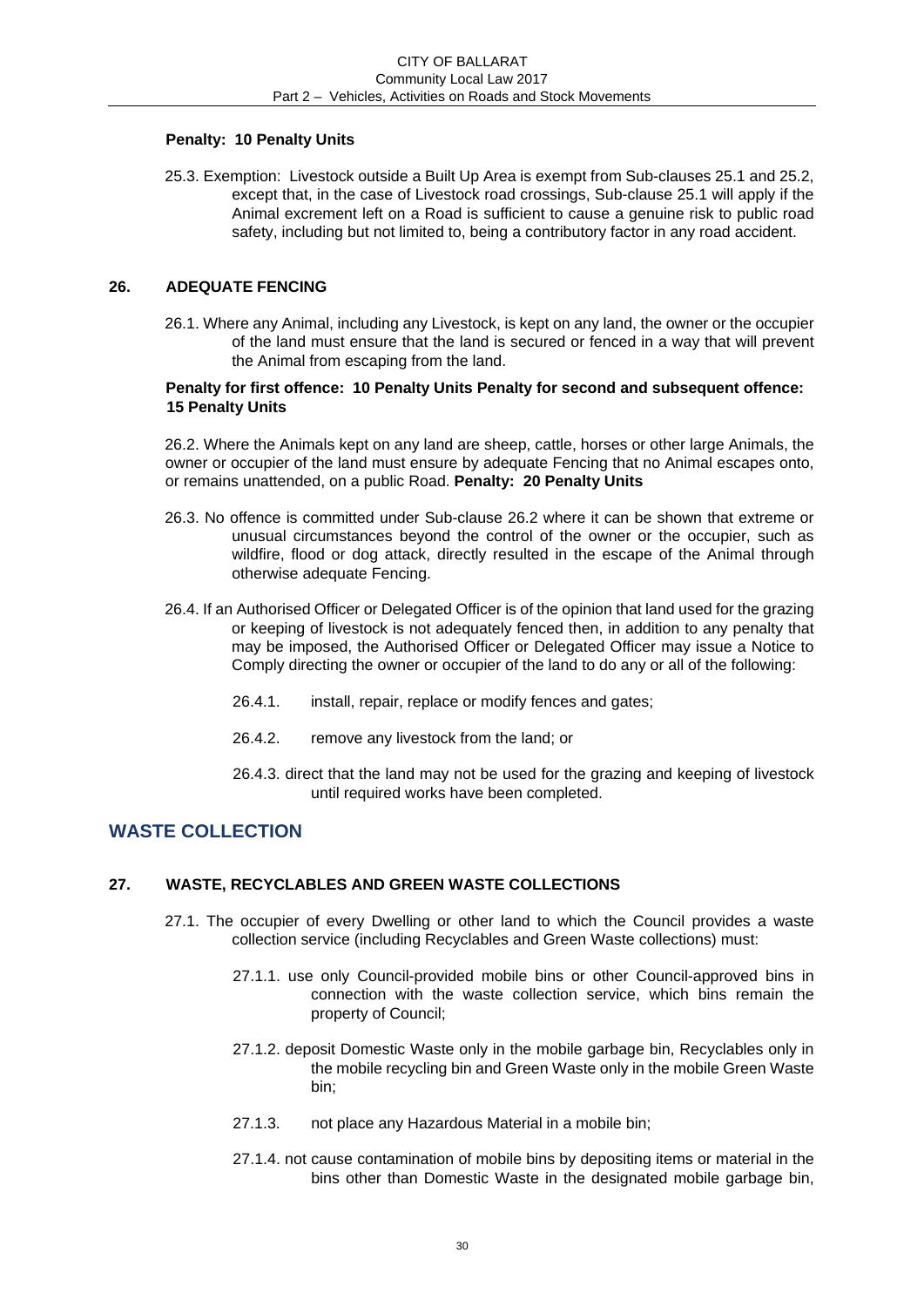**Penalty: 10 Penalty Units**

25.3. Exemption: Livestock outside a Built Up Area is exempt from Sub-clauses 25.1 and 25.2, except that, in the case of Livestock road crossings, Sub-clause 25.1 will apply if the Animal excrement left on a Road is sufficient to cause a genuine risk to public road safety, including but not limited to, being a contributory factor in any road accident.

### 26. ADEQUATE FENCING

26.1. Where any Animal, including any Livestock, is kept on any land, the owner or the occupier of the land must ensure that the land is secured or fenced in a way that will prevent the Animal from escaping from the land.

**Penalty for first offence: 10 Penalty Units Penalty for second and subsequent offence: 15 Penalty Units**

26.2. Where the Animals kept on any land are sheep, cattle, horses or other large Animals, the owner or occupier of the land must ensure by adequate Fencing that no Animal escapes onto, or remains unattended, on a public Road. **Penalty: 20 Penalty Units**

26.3. No offence is committed under Sub-clause 26.2 where it can be shown that extreme or unusual circumstances beyond the control of the owner or the occupier, such as wildfire, flood or dog attack, directly resulted in the escape of the Animal through otherwise adequate Fencing.

26.4. If an Authorised Officer or Delegated Officer is of the opinion that land used for the grazing or keeping of livestock is not adequately fenced then, in addition to any penalty that may be imposed, the Authorised Officer or Delegated Officer may issue a Notice to Comply directing the owner or occupier of the land to do any or all of the following:

26.4.1. install, repair, replace or modify fences and gates;

26.4.2. remove any livestock from the land; or

26.4.3. direct that the land may not be used for the grazing and keeping of livestock until required works have been completed.

## WASTE COLLECTION

### 27. WASTE, RECYCLABLES AND GREEN WASTE COLLECTIONS

27.1. The occupier of every Dwelling or other land to which the Council provides a waste collection service (including Recyclables and Green Waste collections) must:

27.1.1. use only Council-provided mobile bins or other Council-approved bins in connection with the waste collection service, which bins remain the property of Council;

27.1.2. deposit Domestic Waste only in the mobile garbage bin, Recyclables only in the mobile recycling bin and Green Waste only in the mobile Green Waste bin;

27.1.3. not place any Hazardous Material in a mobile bin;

27.1.4. not cause contamination of mobile bins by depositing items or material in the bins other than Domestic Waste in the designated mobile garbage bin,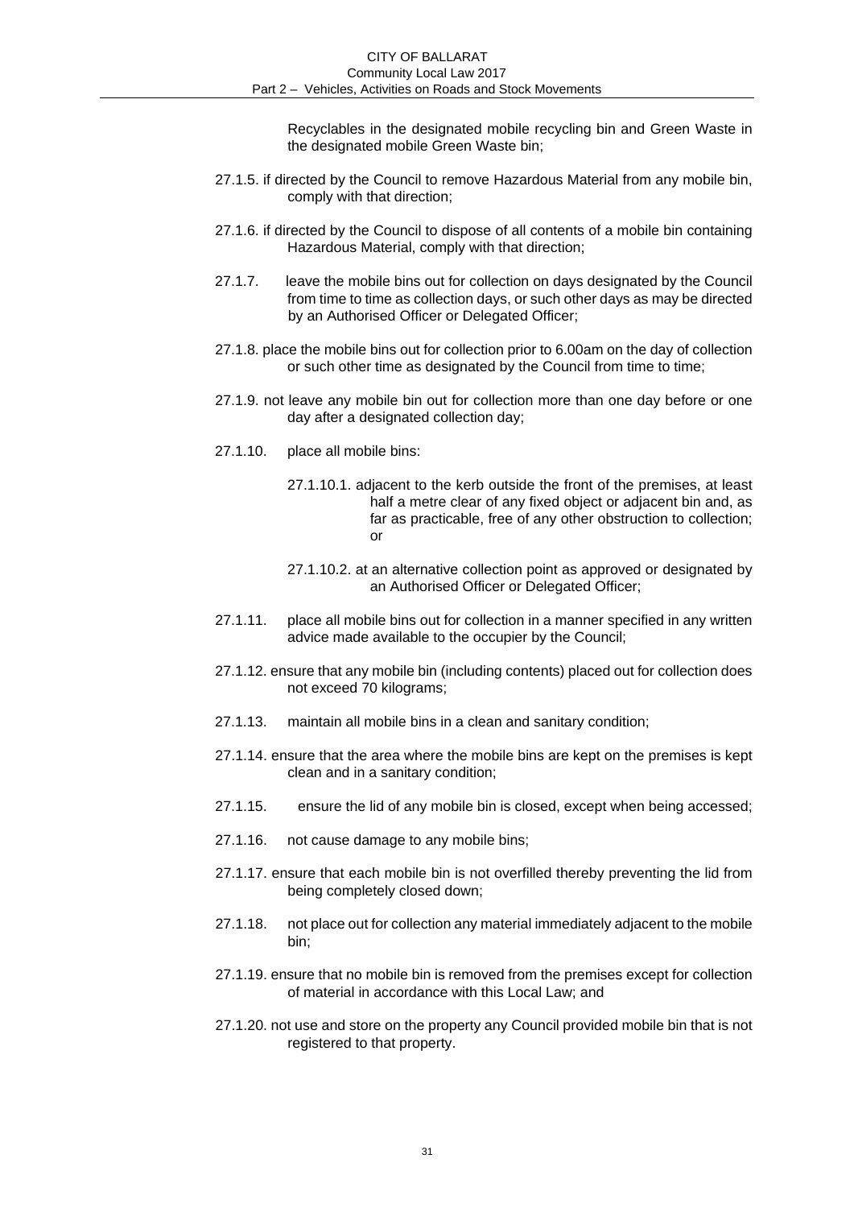Recyclables in the designated mobile recycling bin and Green Waste in the designated mobile Green Waste bin;

27.1.5. if directed by the Council to remove Hazardous Material from any mobile bin, comply with that direction;

27.1.6. if directed by the Council to dispose of all contents of a mobile bin containing Hazardous Material, comply with that direction;

27.1.7. leave the mobile bins out for collection on days designated by the Council from time to time as collection days, or such other days as may be directed by an Authorised Officer or Delegated Officer;

27.1.8. place the mobile bins out for collection prior to 6.00am on the day of collection or such other time as designated by the Council from time to time;

27.1.9. not leave any mobile bin out for collection more than one day before or one day after a designated collection day;

27.1.10. place all mobile bins:

27.1.10.1. adjacent to the kerb outside the front of the premises, at least half a metre clear of any fixed object or adjacent bin and, as far as practicable, free of any other obstruction to collection; or

27.1.10.2. at an alternative collection point as approved or designated by an Authorised Officer or Delegated Officer;

27.1.11. place all mobile bins out for collection in a manner specified in any written advice made available to the occupier by the Council;

27.1.12. ensure that any mobile bin (including contents) placed out for collection does not exceed 70 kilograms;

27.1.13. maintain all mobile bins in a clean and sanitary condition;

27.1.14. ensure that the area where the mobile bins are kept on the premises is kept clean and in a sanitary condition;

27.1.15. ensure the lid of any mobile bin is closed, except when being accessed;

27.1.16. not cause damage to any mobile bins;

27.1.17. ensure that each mobile bin is not overfilled thereby preventing the lid from being completely closed down;

27.1.18. not place out for collection any material immediately adjacent to the mobile bin;

27.1.19. ensure that no mobile bin is removed from the premises except for collection of material in accordance with this Local Law; and

27.1.20. not use and store on the property any Council provided mobile bin that is not registered to that property.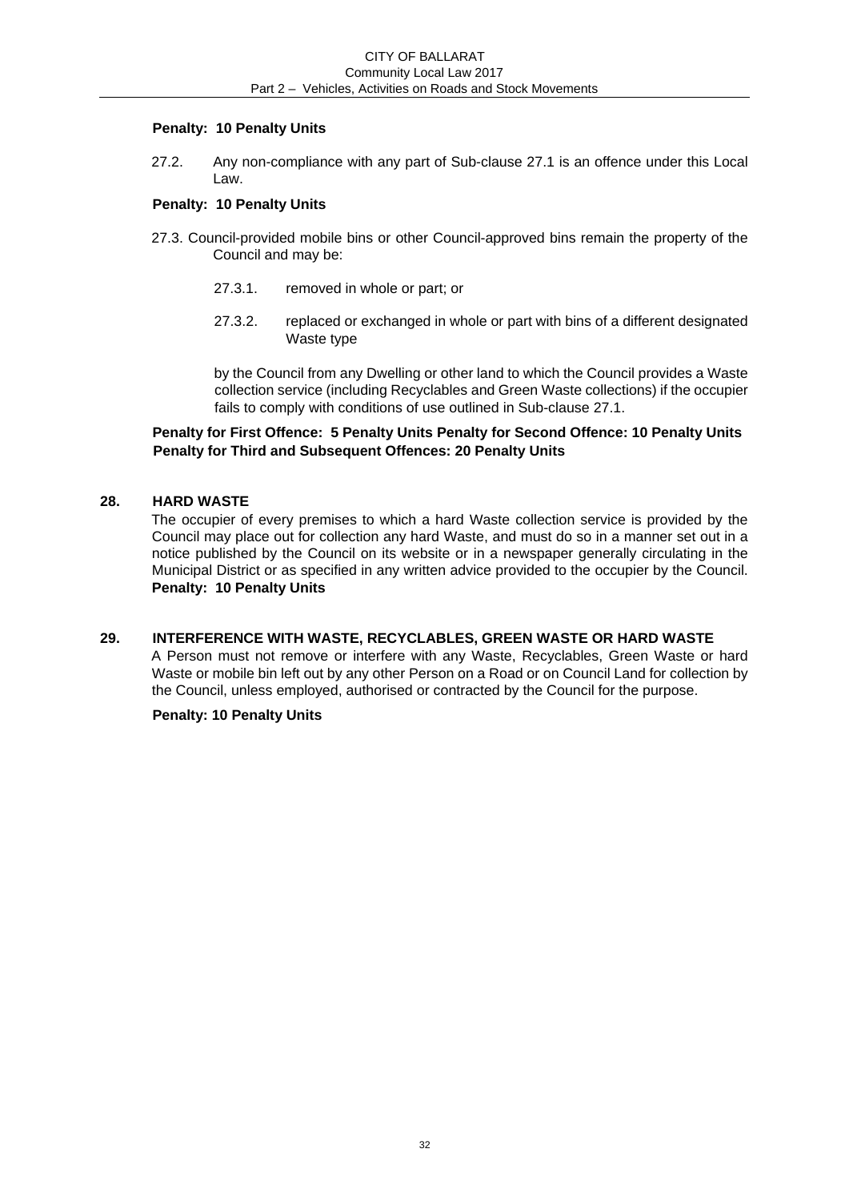**Penalty: 10 Penalty Units**

27.2. Any non-compliance with any part of Sub-clause 27.1 is an offence under this Local Law.

**Penalty: 10 Penalty Units**

27.3. Council-provided mobile bins or other Council-approved bins remain the property of the Council and may be:

27.3.1. removed in whole or part; or

27.3.2. replaced or exchanged in whole or part with bins of a different designated Waste type

by the Council from any Dwelling or other land to which the Council provides a Waste collection service (including Recyclables and Green Waste collections) if the occupier fails to comply with conditions of use outlined in Sub-clause 27.1.

**Penalty for First Offence: 5 Penalty Units Penalty for Second Offence: 10 Penalty Units Penalty for Third and Subsequent Offences: 20 Penalty Units**

## 28. HARD WASTE

The occupier of every premises to which a hard Waste collection service is provided by the Council may place out for collection any hard Waste, and must do so in a manner set out in a notice published by the Council on its website or in a newspaper generally circulating in the Municipal District or as specified in any written advice provided to the occupier by the Council.
**Penalty: 10 Penalty Units**

## 29. INTERFERENCE WITH WASTE, RECYCLABLES, GREEN WASTE OR HARD WASTE

A Person must not remove or interfere with any Waste, Recyclables, Green Waste or hard Waste or mobile bin left out by any other Person on a Road or on Council Land for collection by the Council, unless employed, authorised or contracted by the Council for the purpose.

**Penalty: 10 Penalty Units**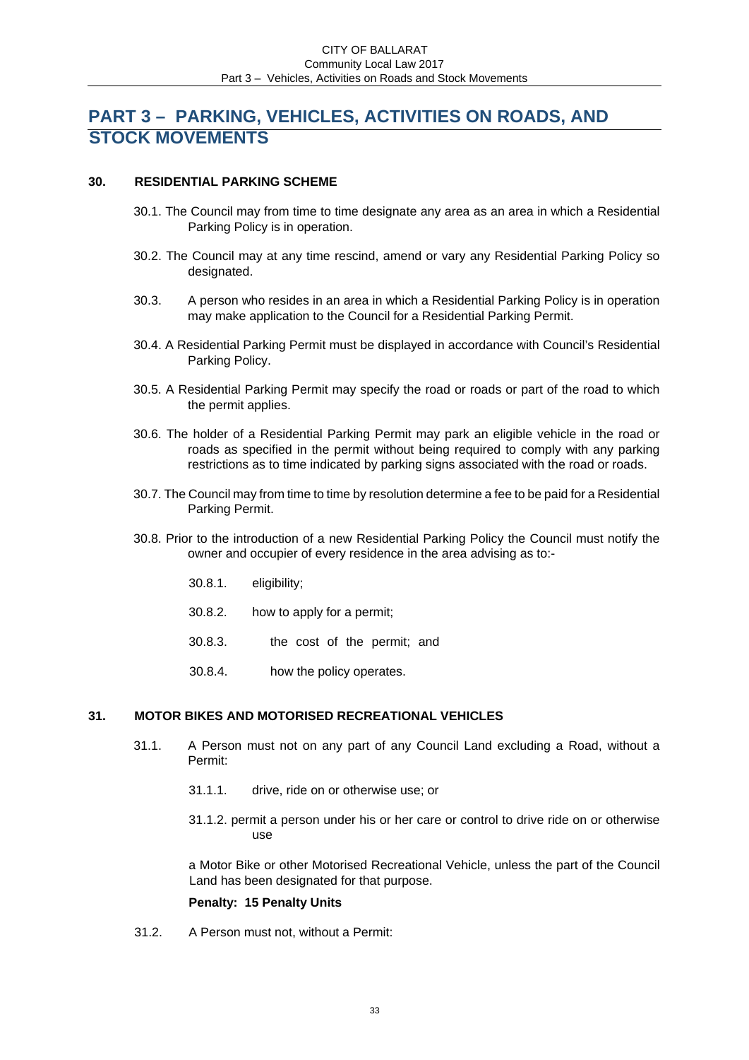# PART 3 – PARKING, VEHICLES, ACTIVITIES ON ROADS, AND STOCK MOVEMENTS

## 30. RESIDENTIAL PARKING SCHEME

30.1. The Council may from time to time designate any area as an area in which a Residential Parking Policy is in operation.

30.2. The Council may at any time rescind, amend or vary any Residential Parking Policy so designated.

30.3. A person who resides in an area in which a Residential Parking Policy is in operation may make application to the Council for a Residential Parking Permit.

30.4. A Residential Parking Permit must be displayed in accordance with Council's Residential Parking Policy.

30.5. A Residential Parking Permit may specify the road or roads or part of the road to which the permit applies.

30.6. The holder of a Residential Parking Permit may park an eligible vehicle in the road or roads as specified in the permit without being required to comply with any parking restrictions as to time indicated by parking signs associated with the road or roads.

30.7. The Council may from time to time by resolution determine a fee to be paid for a Residential Parking Permit.

30.8. Prior to the introduction of a new Residential Parking Policy the Council must notify the owner and occupier of every residence in the area advising as to:-

30.8.1. eligibility;

30.8.2. how to apply for a permit;

30.8.3. the cost of the permit; and

30.8.4. how the policy operates.

## 31. MOTOR BIKES AND MOTORISED RECREATIONAL VEHICLES

31.1. A Person must not on any part of any Council Land excluding a Road, without a Permit:

31.1.1. drive, ride on or otherwise use; or

31.1.2. permit a person under his or her care or control to drive ride on or otherwise use

a Motor Bike or other Motorised Recreational Vehicle, unless the part of the Council Land has been designated for that purpose.

**Penalty: 15 Penalty Units**

31.2. A Person must not, without a Permit: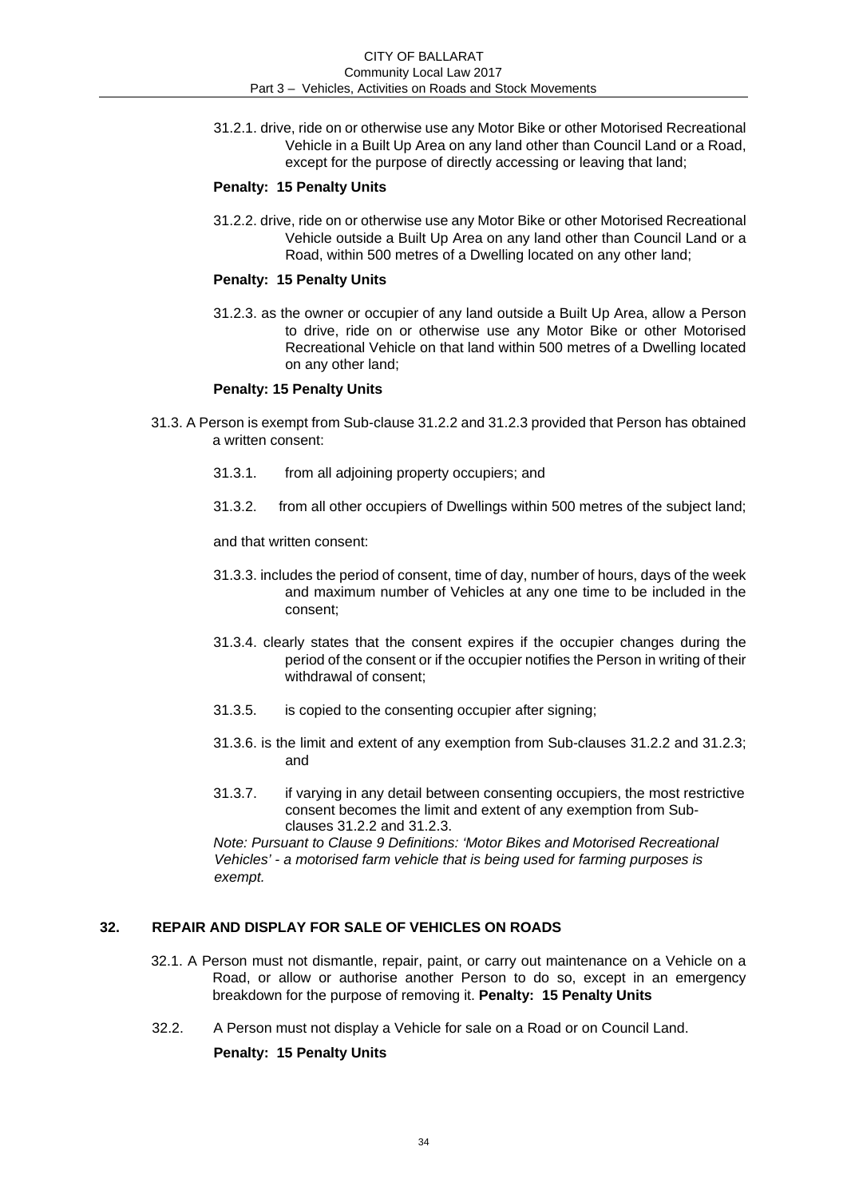31.2.1. drive, ride on or otherwise use any Motor Bike or other Motorised Recreational Vehicle in a Built Up Area on any land other than Council Land or a Road, except for the purpose of directly accessing or leaving that land;

**Penalty: 15 Penalty Units**

31.2.2. drive, ride on or otherwise use any Motor Bike or other Motorised Recreational Vehicle outside a Built Up Area on any land other than Council Land or a Road, within 500 metres of a Dwelling located on any other land;

**Penalty: 15 Penalty Units**

31.2.3. as the owner or occupier of any land outside a Built Up Area, allow a Person to drive, ride on or otherwise use any Motor Bike or other Motorised Recreational Vehicle on that land within 500 metres of a Dwelling located on any other land;

**Penalty: 15 Penalty Units**

31.3. A Person is exempt from Sub-clause 31.2.2 and 31.2.3 provided that Person has obtained a written consent:

31.3.1. from all adjoining property occupiers; and

31.3.2. from all other occupiers of Dwellings within 500 metres of the subject land;

and that written consent:

31.3.3. includes the period of consent, time of day, number of hours, days of the week and maximum number of Vehicles at any one time to be included in the consent;

31.3.4. clearly states that the consent expires if the occupier changes during the period of the consent or if the occupier notifies the Person in writing of their withdrawal of consent;

31.3.5. is copied to the consenting occupier after signing;

31.3.6. is the limit and extent of any exemption from Sub-clauses 31.2.2 and 31.2.3; and

31.3.7. if varying in any detail between consenting occupiers, the most restrictive consent becomes the limit and extent of any exemption from Sub-clauses 31.2.2 and 31.2.3.

*Note: Pursuant to Clause 9 Definitions: 'Motor Bikes and Motorised Recreational Vehicles' - a motorised farm vehicle that is being used for farming purposes is exempt.*

## 32. REPAIR AND DISPLAY FOR SALE OF VEHICLES ON ROADS

32.1. A Person must not dismantle, repair, paint, or carry out maintenance on a Vehicle on a Road, or allow or authorise another Person to do so, except in an emergency breakdown for the purpose of removing it. **Penalty: 15 Penalty Units**

32.2. A Person must not display a Vehicle for sale on a Road or on Council Land.

**Penalty: 15 Penalty Units**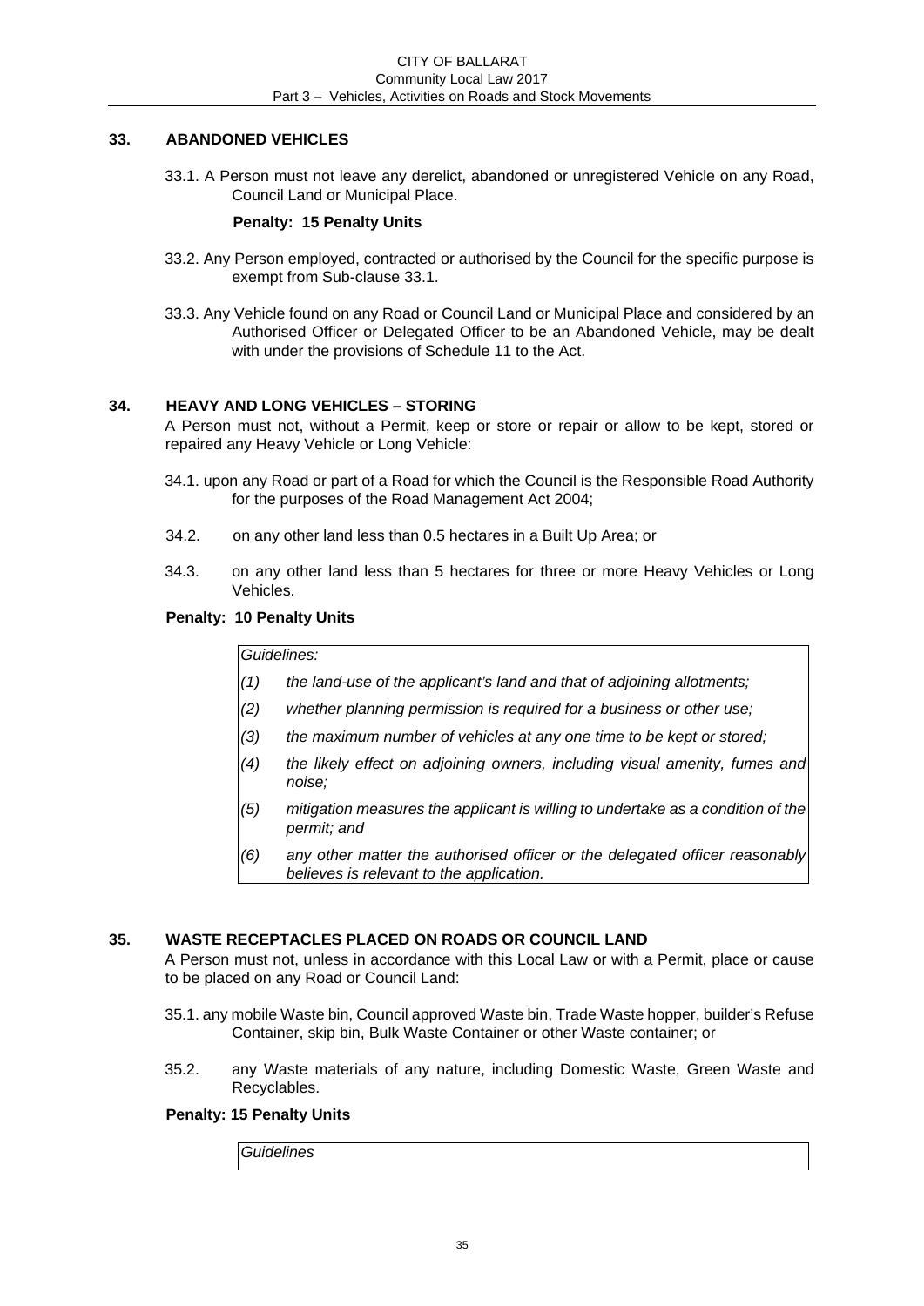## 33. ABANDONED VEHICLES

33.1. A Person must not leave any derelict, abandoned or unregistered Vehicle on any Road, Council Land or Municipal Place.

**Penalty: 15 Penalty Units**

33.2. Any Person employed, contracted or authorised by the Council for the specific purpose is exempt from Sub-clause 33.1.

33.3. Any Vehicle found on any Road or Council Land or Municipal Place and considered by an Authorised Officer or Delegated Officer to be an Abandoned Vehicle, may be dealt with under the provisions of Schedule 11 to the Act.

## 34. HEAVY AND LONG VEHICLES – STORING

A Person must not, without a Permit, keep or store or repair or allow to be kept, stored or repaired any Heavy Vehicle or Long Vehicle:

34.1. upon any Road or part of a Road for which the Council is the Responsible Road Authority for the purposes of the Road Management Act 2004;

34.2. on any other land less than 0.5 hectares in a Built Up Area; or

34.3. on any other land less than 5 hectares for three or more Heavy Vehicles or Long Vehicles.

**Penalty: 10 Penalty Units**

*Guidelines:*

*(1) the land-use of the applicant's land and that of adjoining allotments;*

*(2) whether planning permission is required for a business or other use;*

*(3) the maximum number of vehicles at any one time to be kept or stored;*

*(4) the likely effect on adjoining owners, including visual amenity, fumes and noise;*

*(5) mitigation measures the applicant is willing to undertake as a condition of the permit; and*

*(6) any other matter the authorised officer or the delegated officer reasonably believes is relevant to the application.*

## 35. WASTE RECEPTACLES PLACED ON ROADS OR COUNCIL LAND

A Person must not, unless in accordance with this Local Law or with a Permit, place or cause to be placed on any Road or Council Land:

35.1. any mobile Waste bin, Council approved Waste bin, Trade Waste hopper, builder's Refuse Container, skip bin, Bulk Waste Container or other Waste container; or

35.2. any Waste materials of any nature, including Domestic Waste, Green Waste and Recyclables.

**Penalty: 15 Penalty Units**

*Guidelines*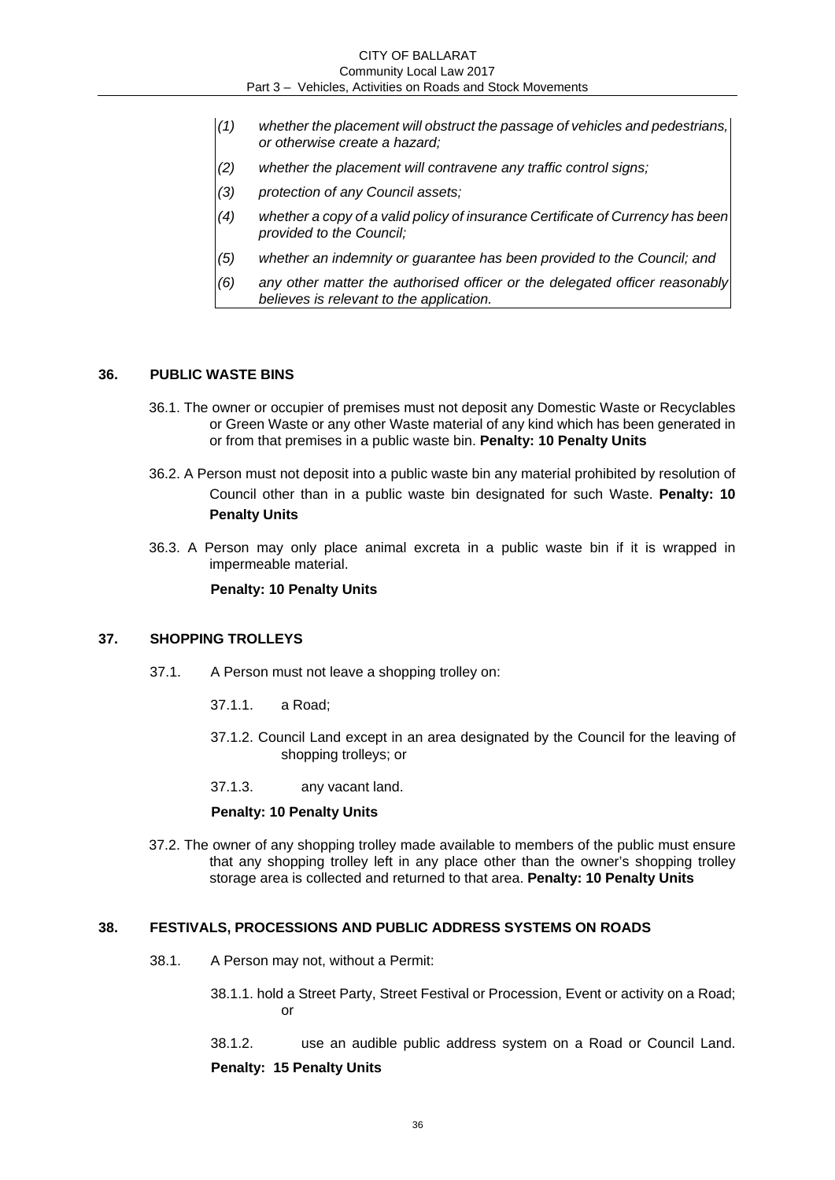*(1) whether the placement will obstruct the passage of vehicles and pedestrians, or otherwise create a hazard;*

*(2) whether the placement will contravene any traffic control signs;*

*(3) protection of any Council assets;*

*(4) whether a copy of a valid policy of insurance Certificate of Currency has been provided to the Council;*

*(5) whether an indemnity or guarantee has been provided to the Council; and*

*(6) any other matter the authorised officer or the delegated officer reasonably believes is relevant to the application.*

## 36. PUBLIC WASTE BINS

36.1. The owner or occupier of premises must not deposit any Domestic Waste or Recyclables or Green Waste or any other Waste material of any kind which has been generated in or from that premises in a public waste bin. **Penalty: 10 Penalty Units**

36.2. A Person must not deposit into a public waste bin any material prohibited by resolution of Council other than in a public waste bin designated for such Waste. **Penalty: 10 Penalty Units**

36.3. A Person may only place animal excreta in a public waste bin if it is wrapped in impermeable material.

**Penalty: 10 Penalty Units**

## 37. SHOPPING TROLLEYS

37.1. A Person must not leave a shopping trolley on:

37.1.1. a Road;

37.1.2. Council Land except in an area designated by the Council for the leaving of shopping trolleys; or

37.1.3. any vacant land.

**Penalty: 10 Penalty Units**

37.2. The owner of any shopping trolley made available to members of the public must ensure that any shopping trolley left in any place other than the owner's shopping trolley storage area is collected and returned to that area. **Penalty: 10 Penalty Units**

## 38. FESTIVALS, PROCESSIONS AND PUBLIC ADDRESS SYSTEMS ON ROADS

38.1. A Person may not, without a Permit:

38.1.1. hold a Street Party, Street Festival or Procession, Event or activity on a Road; or

38.1.2. use an audible public address system on a Road or Council Land.

**Penalty: 15 Penalty Units**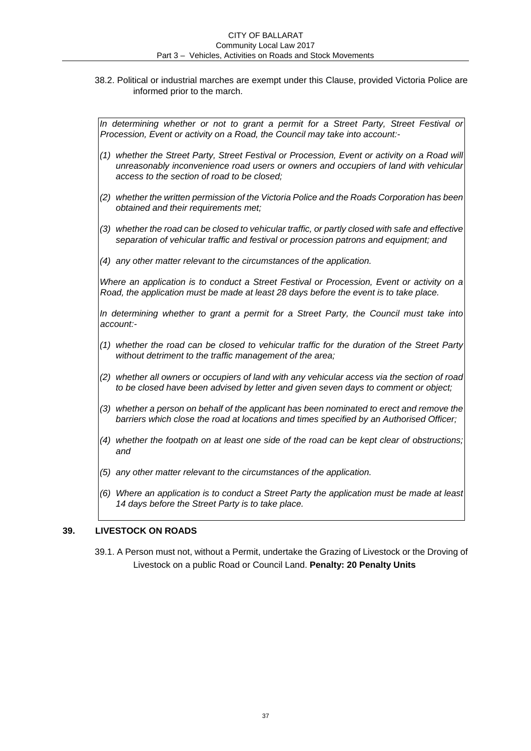38.2. Political or industrial marches are exempt under this Clause, provided Victoria Police are informed prior to the march.

*In determining whether or not to grant a permit for a Street Party, Street Festival or Procession, Event or activity on a Road, the Council may take into account:-*

*(1) whether the Street Party, Street Festival or Procession, Event or activity on a Road will unreasonably inconvenience road users or owners and occupiers of land with vehicular access to the section of road to be closed;*

*(2) whether the written permission of the Victoria Police and the Roads Corporation has been obtained and their requirements met;*

*(3) whether the road can be closed to vehicular traffic, or partly closed with safe and effective separation of vehicular traffic and festival or procession patrons and equipment; and*

*(4) any other matter relevant to the circumstances of the application.*

*Where an application is to conduct a Street Festival or Procession, Event or activity on a Road, the application must be made at least 28 days before the event is to take place.*

*In determining whether to grant a permit for a Street Party, the Council must take into account:-*

*(1) whether the road can be closed to vehicular traffic for the duration of the Street Party without detriment to the traffic management of the area;*

*(2) whether all owners or occupiers of land with any vehicular access via the section of road to be closed have been advised by letter and given seven days to comment or object;*

*(3) whether a person on behalf of the applicant has been nominated to erect and remove the barriers which close the road at locations and times specified by an Authorised Officer;*

*(4) whether the footpath on at least one side of the road can be kept clear of obstructions; and*

*(5) any other matter relevant to the circumstances of the application.*

*(6) Where an application is to conduct a Street Party the application must be made at least 14 days before the Street Party is to take place.*

## 39. LIVESTOCK ON ROADS

39.1. A Person must not, without a Permit, undertake the Grazing of Livestock or the Droving of Livestock on a public Road or Council Land. **Penalty: 20 Penalty Units**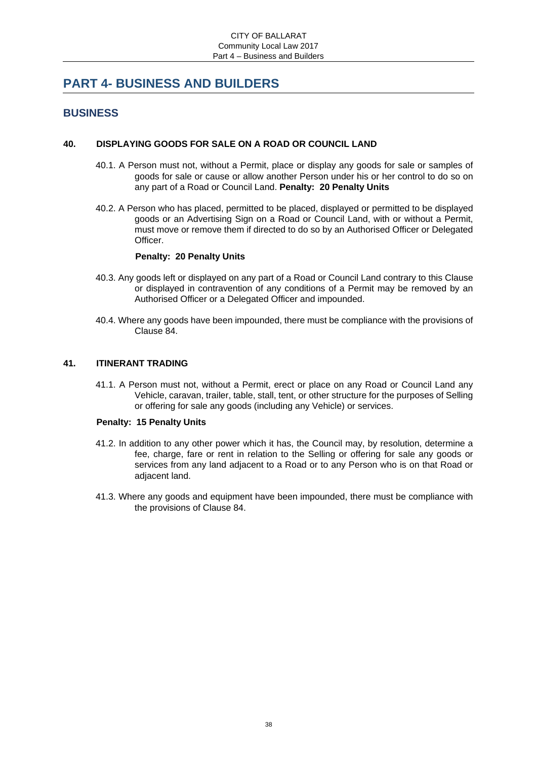# PART 4- BUSINESS AND BUILDERS

## BUSINESS

### 40. DISPLAYING GOODS FOR SALE ON A ROAD OR COUNCIL LAND

40.1. A Person must not, without a Permit, place or display any goods for sale or samples of goods for sale or cause or allow another Person under his or her control to do so on any part of a Road or Council Land. **Penalty: 20 Penalty Units**

40.2. A Person who has placed, permitted to be placed, displayed or permitted to be displayed goods or an Advertising Sign on a Road or Council Land, with or without a Permit, must move or remove them if directed to do so by an Authorised Officer or Delegated Officer.

**Penalty: 20 Penalty Units**

40.3. Any goods left or displayed on any part of a Road or Council Land contrary to this Clause or displayed in contravention of any conditions of a Permit may be removed by an Authorised Officer or a Delegated Officer and impounded.

40.4. Where any goods have been impounded, there must be compliance with the provisions of Clause 84.

### 41. ITINERANT TRADING

41.1. A Person must not, without a Permit, erect or place on any Road or Council Land any Vehicle, caravan, trailer, table, stall, tent, or other structure for the purposes of Selling or offering for sale any goods (including any Vehicle) or services.

**Penalty: 15 Penalty Units**

41.2. In addition to any other power which it has, the Council may, by resolution, determine a fee, charge, fare or rent in relation to the Selling or offering for sale any goods or services from any land adjacent to a Road or to any Person who is on that Road or adjacent land.

41.3. Where any goods and equipment have been impounded, there must be compliance with the provisions of Clause 84.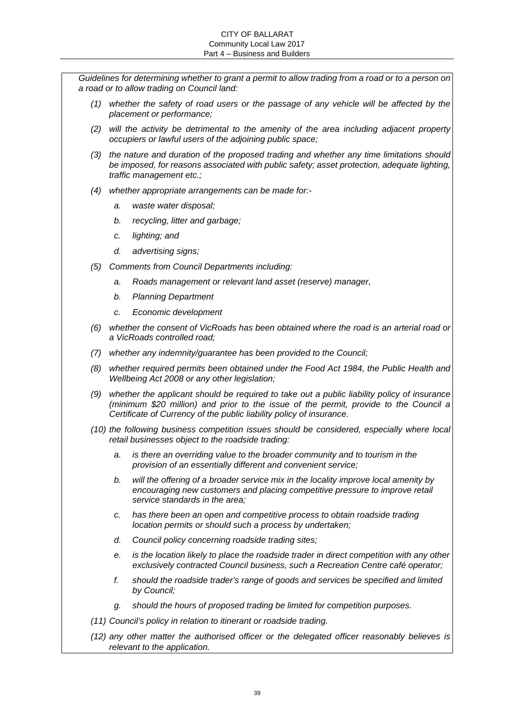*Guidelines for determining whether to grant a permit to allow trading from a road or to a person on a road or to allow trading on Council land:*

*(1) whether the safety of road users or the passage of any vehicle will be affected by the placement or performance;*

*(2) will the activity be detrimental to the amenity of the area including adjacent property occupiers or lawful users of the adjoining public space;*

*(3) the nature and duration of the proposed trading and whether any time limitations should be imposed, for reasons associated with public safety; asset protection, adequate lighting, traffic management etc.;*

*(4) whether appropriate arrangements can be made for:-*

- *a. waste water disposal;*
- *b. recycling, litter and garbage;*
- *c. lighting; and*
- *d. advertising signs;*

*(5) Comments from Council Departments including:*

- *a. Roads management or relevant land asset (reserve) manager,*
- *b. Planning Department*
- *c. Economic development*

*(6) whether the consent of VicRoads has been obtained where the road is an arterial road or a VicRoads controlled road;*

*(7) whether any indemnity/guarantee has been provided to the Council;*

*(8) whether required permits been obtained under the Food Act 1984, the Public Health and Wellbeing Act 2008 or any other legislation;*

*(9) whether the applicant should be required to take out a public liability policy of insurance (minimum $20 million) and prior to the issue of the permit, provide to the Council a Certificate of Currency of the public liability policy of insurance.*

*(10) the following business competition issues should be considered, especially where local retail businesses object to the roadside trading:*

- *a. is there an overriding value to the broader community and to tourism in the provision of an essentially different and convenient service;*
- *b. will the offering of a broader service mix in the locality improve local amenity by encouraging new customers and placing competitive pressure to improve retail service standards in the area;*
- *c. has there been an open and competitive process to obtain roadside trading location permits or should such a process by undertaken;*
- *d. Council policy concerning roadside trading sites;*
- *e. is the location likely to place the roadside trader in direct competition with any other exclusively contracted Council business, such a Recreation Centre café operator;*
- *f. should the roadside trader's range of goods and services be specified and limited by Council;*
- *g. should the hours of proposed trading be limited for competition purposes.*

*(11) Council's policy in relation to itinerant or roadside trading.*

*(12) any other matter the authorised officer or the delegated officer reasonably believes is relevant to the application.*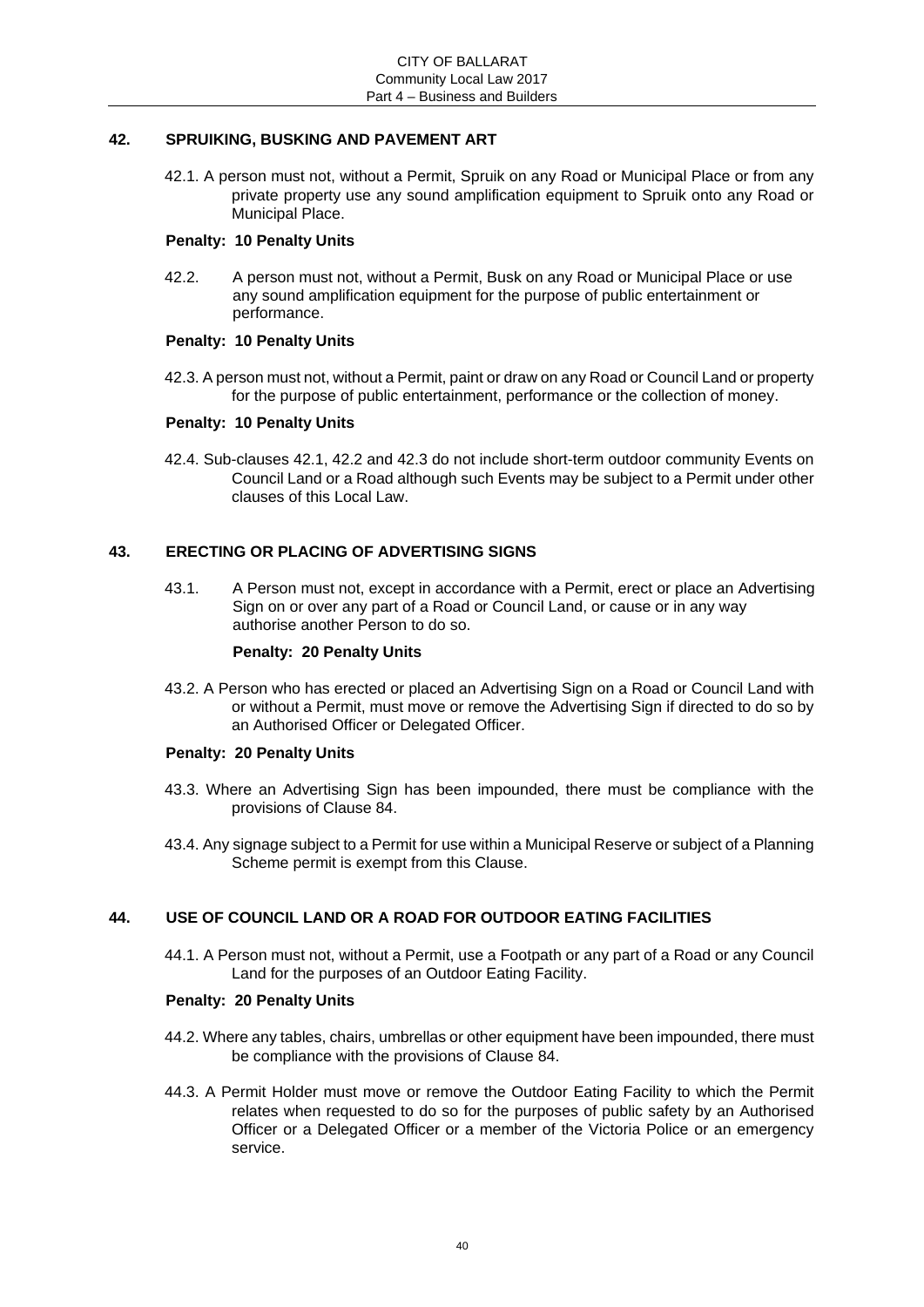## 42. SPRUIKING, BUSKING AND PAVEMENT ART

42.1. A person must not, without a Permit, Spruik on any Road or Municipal Place or from any private property use any sound amplification equipment to Spruik onto any Road or Municipal Place.

**Penalty: 10 Penalty Units**

42.2. A person must not, without a Permit, Busk on any Road or Municipal Place or use any sound amplification equipment for the purpose of public entertainment or performance.

**Penalty: 10 Penalty Units**

42.3. A person must not, without a Permit, paint or draw on any Road or Council Land or property for the purpose of public entertainment, performance or the collection of money.

**Penalty: 10 Penalty Units**

42.4. Sub-clauses 42.1, 42.2 and 42.3 do not include short-term outdoor community Events on Council Land or a Road although such Events may be subject to a Permit under other clauses of this Local Law.

## 43. ERECTING OR PLACING OF ADVERTISING SIGNS

43.1. A Person must not, except in accordance with a Permit, erect or place an Advertising Sign on or over any part of a Road or Council Land, or cause or in any way authorise another Person to do so.

**Penalty: 20 Penalty Units**

43.2. A Person who has erected or placed an Advertising Sign on a Road or Council Land with or without a Permit, must move or remove the Advertising Sign if directed to do so by an Authorised Officer or Delegated Officer.

**Penalty: 20 Penalty Units**

43.3. Where an Advertising Sign has been impounded, there must be compliance with the provisions of Clause 84.

43.4. Any signage subject to a Permit for use within a Municipal Reserve or subject of a Planning Scheme permit is exempt from this Clause.

## 44. USE OF COUNCIL LAND OR A ROAD FOR OUTDOOR EATING FACILITIES

44.1. A Person must not, without a Permit, use a Footpath or any part of a Road or any Council Land for the purposes of an Outdoor Eating Facility.

**Penalty: 20 Penalty Units**

44.2. Where any tables, chairs, umbrellas or other equipment have been impounded, there must be compliance with the provisions of Clause 84.

44.3. A Permit Holder must move or remove the Outdoor Eating Facility to which the Permit relates when requested to do so for the purposes of public safety by an Authorised Officer or a Delegated Officer or a member of the Victoria Police or an emergency service.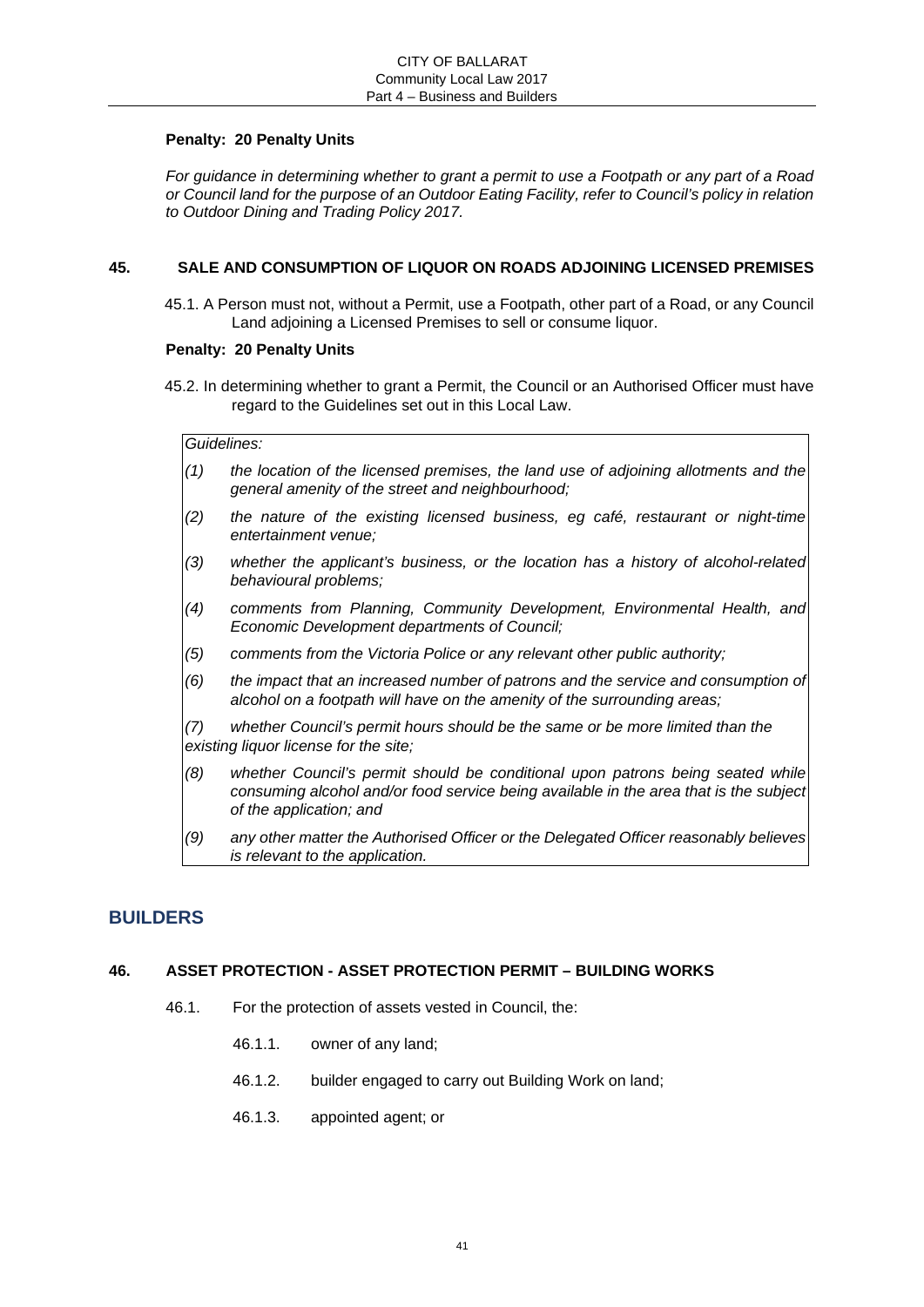**Penalty: 20 Penalty Units**

*For guidance in determining whether to grant a permit to use a Footpath or any part of a Road or Council land for the purpose of an Outdoor Eating Facility, refer to Council's policy in relation to Outdoor Dining and Trading Policy 2017.*

### 45. SALE AND CONSUMPTION OF LIQUOR ON ROADS ADJOINING LICENSED PREMISES

45.1. A Person must not, without a Permit, use a Footpath, other part of a Road, or any Council Land adjoining a Licensed Premises to sell or consume liquor.

**Penalty: 20 Penalty Units**

45.2. In determining whether to grant a Permit, the Council or an Authorised Officer must have regard to the Guidelines set out in this Local Law.

*Guidelines:*

*(1) the location of the licensed premises, the land use of adjoining allotments and the general amenity of the street and neighbourhood;*

*(2) the nature of the existing licensed business, eg café, restaurant or night-time entertainment venue;*

*(3) whether the applicant's business, or the location has a history of alcohol-related behavioural problems;*

*(4) comments from Planning, Community Development, Environmental Health, and Economic Development departments of Council;*

*(5) comments from the Victoria Police or any relevant other public authority;*

*(6) the impact that an increased number of patrons and the service and consumption of alcohol on a footpath will have on the amenity of the surrounding areas;*

*(7) whether Council's permit hours should be the same or be more limited than the existing liquor license for the site;*

*(8) whether Council's permit should be conditional upon patrons being seated while consuming alcohol and/or food service being available in the area that is the subject of the application; and*

*(9) any other matter the Authorised Officer or the Delegated Officer reasonably believes is relevant to the application.*

## BUILDERS

### 46. ASSET PROTECTION - ASSET PROTECTION PERMIT – BUILDING WORKS

46.1. For the protection of assets vested in Council, the:

- 46.1.1. owner of any land;
- 46.1.2. builder engaged to carry out Building Work on land;
- 46.1.3. appointed agent; or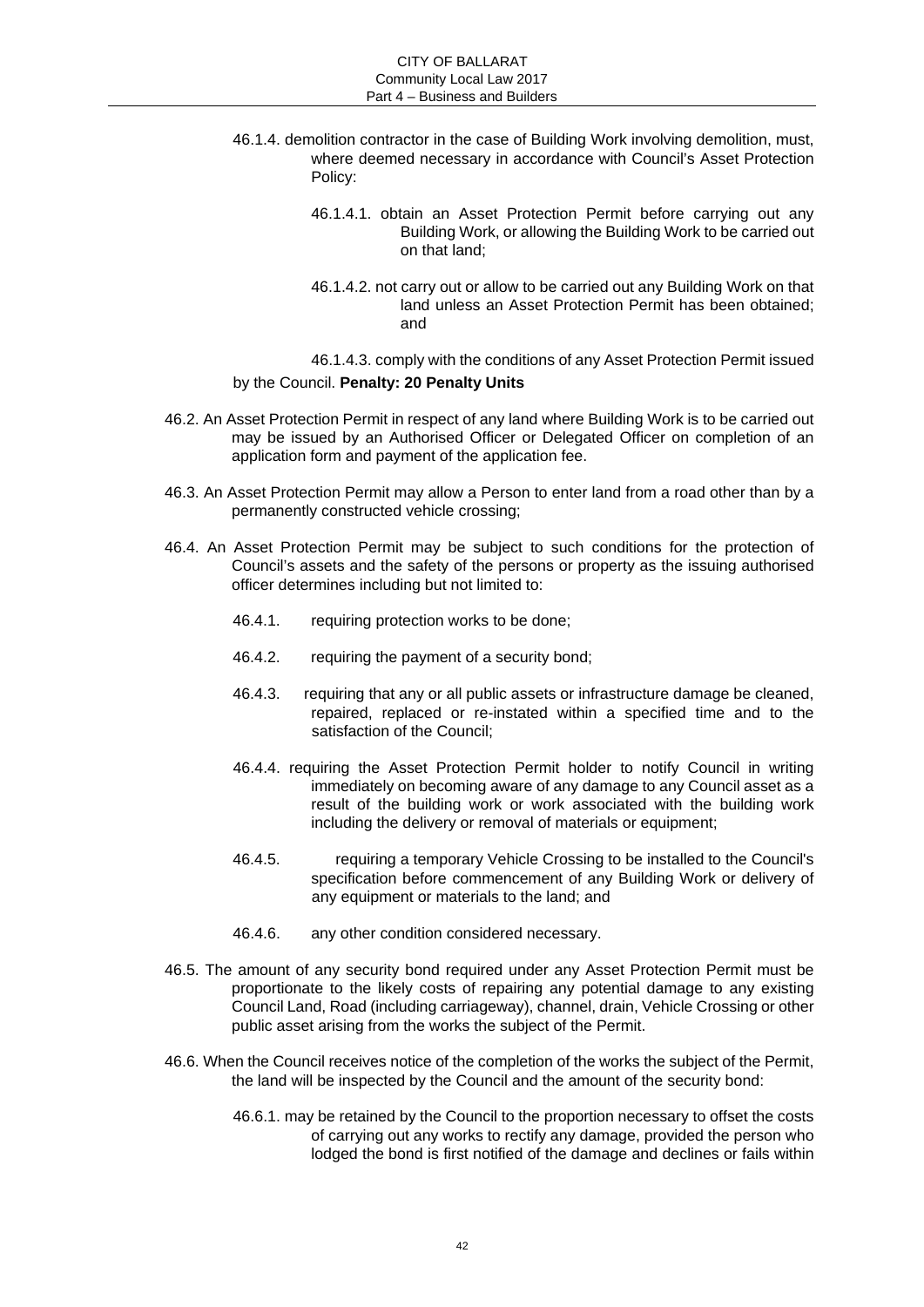46.1.4. demolition contractor in the case of Building Work involving demolition, must, where deemed necessary in accordance with Council's Asset Protection Policy:

46.1.4.1. obtain an Asset Protection Permit before carrying out any Building Work, or allowing the Building Work to be carried out on that land;

46.1.4.2. not carry out or allow to be carried out any Building Work on that land unless an Asset Protection Permit has been obtained; and

46.1.4.3. comply with the conditions of any Asset Protection Permit issued by the Council. **Penalty: 20 Penalty Units**

46.2. An Asset Protection Permit in respect of any land where Building Work is to be carried out may be issued by an Authorised Officer or Delegated Officer on completion of an application form and payment of the application fee.

46.3. An Asset Protection Permit may allow a Person to enter land from a road other than by a permanently constructed vehicle crossing;

46.4. An Asset Protection Permit may be subject to such conditions for the protection of Council's assets and the safety of the persons or property as the issuing authorised officer determines including but not limited to:

46.4.1. requiring protection works to be done;

46.4.2. requiring the payment of a security bond;

46.4.3. requiring that any or all public assets or infrastructure damage be cleaned, repaired, replaced or re-instated within a specified time and to the satisfaction of the Council;

46.4.4. requiring the Asset Protection Permit holder to notify Council in writing immediately on becoming aware of any damage to any Council asset as a result of the building work or work associated with the building work including the delivery or removal of materials or equipment;

46.4.5. requiring a temporary Vehicle Crossing to be installed to the Council's specification before commencement of any Building Work or delivery of any equipment or materials to the land; and

46.4.6. any other condition considered necessary.

46.5. The amount of any security bond required under any Asset Protection Permit must be proportionate to the likely costs of repairing any potential damage to any existing Council Land, Road (including carriageway), channel, drain, Vehicle Crossing or other public asset arising from the works the subject of the Permit.

46.6. When the Council receives notice of the completion of the works the subject of the Permit, the land will be inspected by the Council and the amount of the security bond:

46.6.1. may be retained by the Council to the proportion necessary to offset the costs of carrying out any works to rectify any damage, provided the person who lodged the bond is first notified of the damage and declines or fails within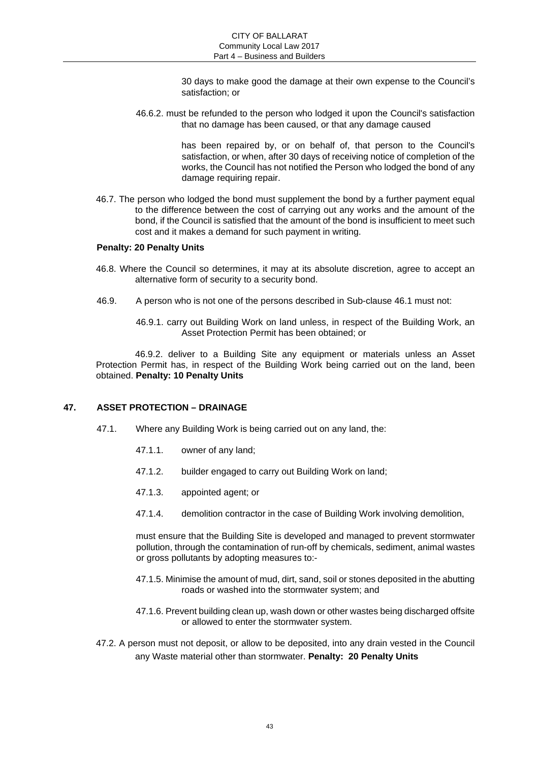30 days to make good the damage at their own expense to the Council's satisfaction; or

46.6.2. must be refunded to the person who lodged it upon the Council's satisfaction that no damage has been caused, or that any damage caused

has been repaired by, or on behalf of, that person to the Council's satisfaction, or when, after 30 days of receiving notice of completion of the works, the Council has not notified the Person who lodged the bond of any damage requiring repair.

46.7. The person who lodged the bond must supplement the bond by a further payment equal to the difference between the cost of carrying out any works and the amount of the bond, if the Council is satisfied that the amount of the bond is insufficient to meet such cost and it makes a demand for such payment in writing.

**Penalty: 20 Penalty Units**

46.8. Where the Council so determines, it may at its absolute discretion, agree to accept an alternative form of security to a security bond.

46.9. A person who is not one of the persons described in Sub-clause 46.1 must not:

46.9.1. carry out Building Work on land unless, in respect of the Building Work, an Asset Protection Permit has been obtained; or

46.9.2. deliver to a Building Site any equipment or materials unless an Asset Protection Permit has, in respect of the Building Work being carried out on the land, been obtained. **Penalty: 10 Penalty Units**

## 47. ASSET PROTECTION – DRAINAGE

47.1. Where any Building Work is being carried out on any land, the:

47.1.1. owner of any land;

47.1.2. builder engaged to carry out Building Work on land;

47.1.3. appointed agent; or

47.1.4. demolition contractor in the case of Building Work involving demolition,

must ensure that the Building Site is developed and managed to prevent stormwater pollution, through the contamination of run-off by chemicals, sediment, animal wastes or gross pollutants by adopting measures to:-

47.1.5. Minimise the amount of mud, dirt, sand, soil or stones deposited in the abutting roads or washed into the stormwater system; and

47.1.6. Prevent building clean up, wash down or other wastes being discharged offsite or allowed to enter the stormwater system.

47.2. A person must not deposit, or allow to be deposited, into any drain vested in the Council any Waste material other than stormwater. **Penalty: 20 Penalty Units**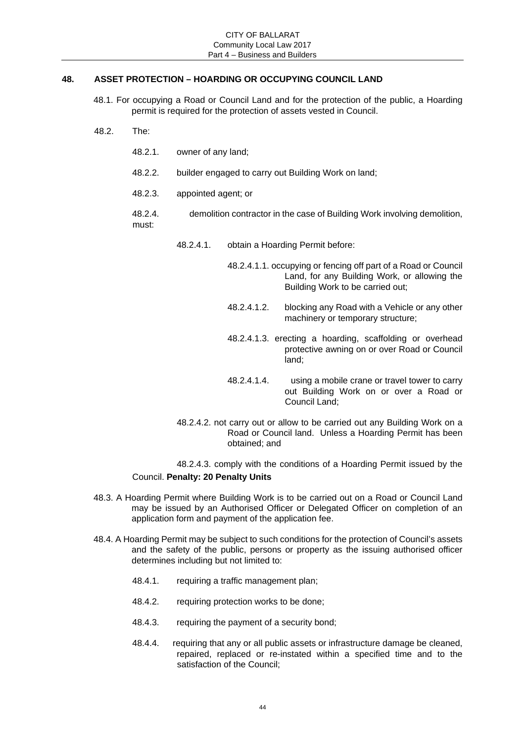## 48. ASSET PROTECTION – HOARDING OR OCCUPYING COUNCIL LAND

48.1. For occupying a Road or Council Land and for the protection of the public, a Hoarding permit is required for the protection of assets vested in Council.

48.2. The:

- 48.2.1. owner of any land;
- 48.2.2. builder engaged to carry out Building Work on land;
- 48.2.3. appointed agent; or
- 48.2.4. demolition contractor in the case of Building Work involving demolition,

must:

- 48.2.4.1. obtain a Hoarding Permit before:
  - 48.2.4.1.1. occupying or fencing off part of a Road or Council Land, for any Building Work, or allowing the Building Work to be carried out;
  - 48.2.4.1.2. blocking any Road with a Vehicle or any other machinery or temporary structure;
  - 48.2.4.1.3. erecting a hoarding, scaffolding or overhead protective awning on or over Road or Council land;
  - 48.2.4.1.4. using a mobile crane or travel tower to carry out Building Work on or over a Road or Council Land;
- 48.2.4.2. not carry out or allow to be carried out any Building Work on a Road or Council land. Unless a Hoarding Permit has been obtained; and
- 48.2.4.3. comply with the conditions of a Hoarding Permit issued by the Council. **Penalty: 20 Penalty Units**

48.3. A Hoarding Permit where Building Work is to be carried out on a Road or Council Land may be issued by an Authorised Officer or Delegated Officer on completion of an application form and payment of the application fee.

48.4. A Hoarding Permit may be subject to such conditions for the protection of Council's assets and the safety of the public, persons or property as the issuing authorised officer determines including but not limited to:

- 48.4.1. requiring a traffic management plan;
- 48.4.2. requiring protection works to be done;
- 48.4.3. requiring the payment of a security bond;
- 48.4.4. requiring that any or all public assets or infrastructure damage be cleaned, repaired, replaced or re-instated within a specified time and to the satisfaction of the Council;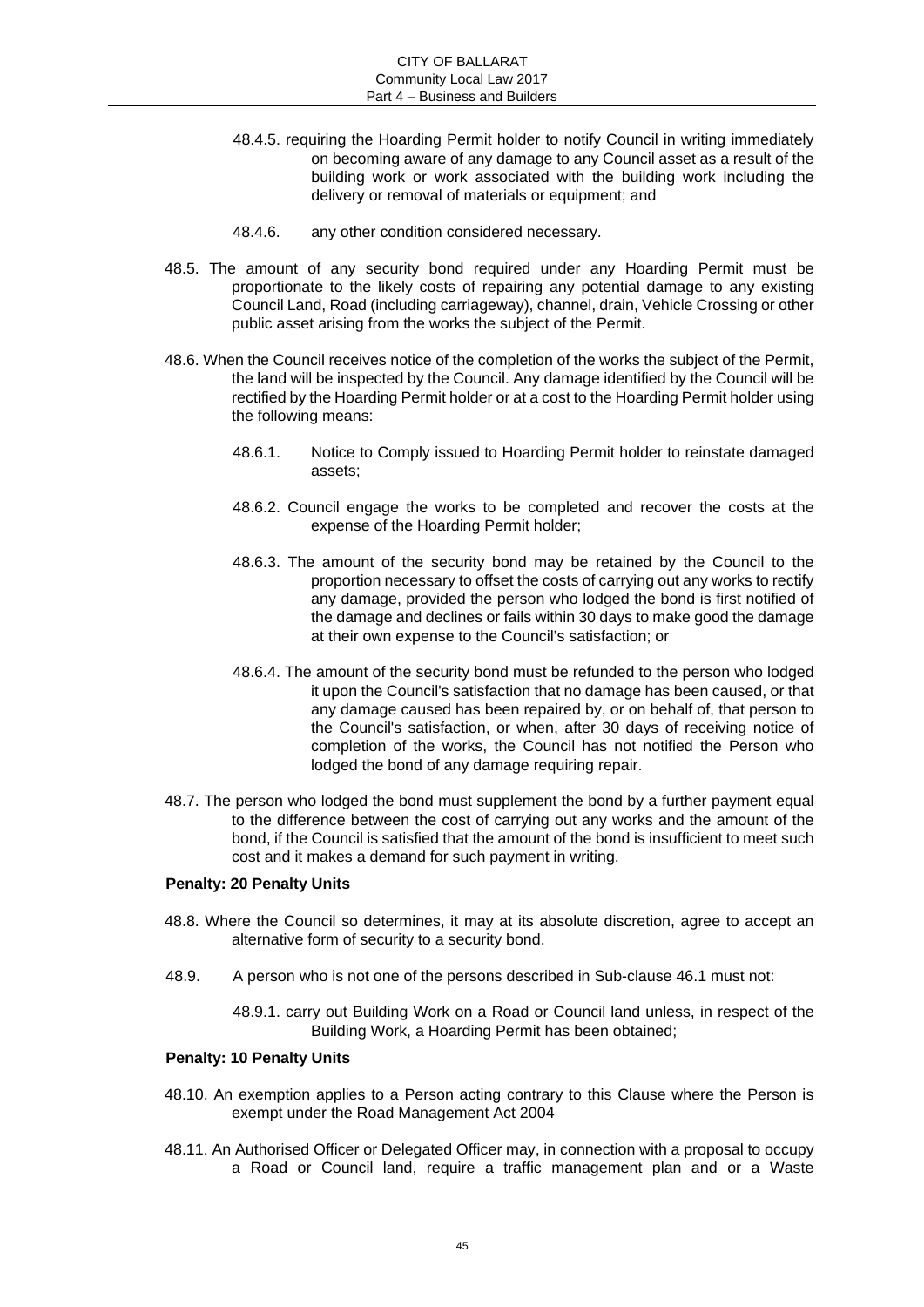48.4.5. requiring the Hoarding Permit holder to notify Council in writing immediately on becoming aware of any damage to any Council asset as a result of the building work or work associated with the building work including the delivery or removal of materials or equipment; and

48.4.6. any other condition considered necessary.

48.5. The amount of any security bond required under any Hoarding Permit must be proportionate to the likely costs of repairing any potential damage to any existing Council Land, Road (including carriageway), channel, drain, Vehicle Crossing or other public asset arising from the works the subject of the Permit.

48.6. When the Council receives notice of the completion of the works the subject of the Permit, the land will be inspected by the Council. Any damage identified by the Council will be rectified by the Hoarding Permit holder or at a cost to the Hoarding Permit holder using the following means:

48.6.1. Notice to Comply issued to Hoarding Permit holder to reinstate damaged assets;

48.6.2. Council engage the works to be completed and recover the costs at the expense of the Hoarding Permit holder;

48.6.3. The amount of the security bond may be retained by the Council to the proportion necessary to offset the costs of carrying out any works to rectify any damage, provided the person who lodged the bond is first notified of the damage and declines or fails within 30 days to make good the damage at their own expense to the Council's satisfaction; or

48.6.4. The amount of the security bond must be refunded to the person who lodged it upon the Council's satisfaction that no damage has been caused, or that any damage caused has been repaired by, or on behalf of, that person to the Council's satisfaction, or when, after 30 days of receiving notice of completion of the works, the Council has not notified the Person who lodged the bond of any damage requiring repair.

48.7. The person who lodged the bond must supplement the bond by a further payment equal to the difference between the cost of carrying out any works and the amount of the bond, if the Council is satisfied that the amount of the bond is insufficient to meet such cost and it makes a demand for such payment in writing.

**Penalty: 20 Penalty Units**

48.8. Where the Council so determines, it may at its absolute discretion, agree to accept an alternative form of security to a security bond.

48.9. A person who is not one of the persons described in Sub-clause 46.1 must not:

48.9.1. carry out Building Work on a Road or Council land unless, in respect of the Building Work, a Hoarding Permit has been obtained;

**Penalty: 10 Penalty Units**

48.10. An exemption applies to a Person acting contrary to this Clause where the Person is exempt under the Road Management Act 2004

48.11. An Authorised Officer or Delegated Officer may, in connection with a proposal to occupy a Road or Council land, require a traffic management plan and or a Waste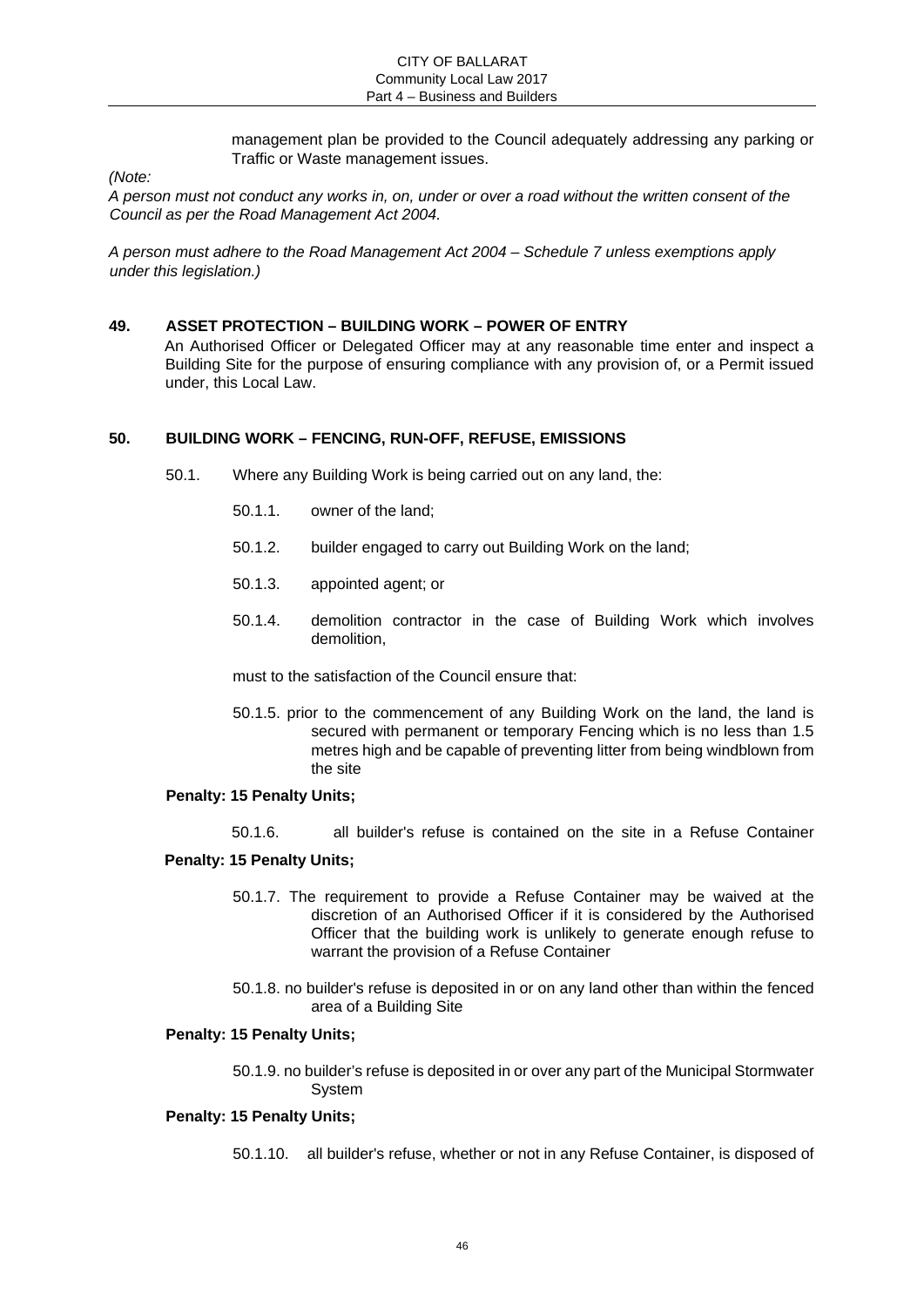management plan be provided to the Council adequately addressing any parking or Traffic or Waste management issues.

*(Note:*

*A person must not conduct any works in, on, under or over a road without the written consent of the Council as per the Road Management Act 2004.*

*A person must adhere to the Road Management Act 2004 – Schedule 7 unless exemptions apply under this legislation.)*

## 49. ASSET PROTECTION – BUILDING WORK – POWER OF ENTRY

An Authorised Officer or Delegated Officer may at any reasonable time enter and inspect a Building Site for the purpose of ensuring compliance with any provision of, or a Permit issued under, this Local Law.

## 50. BUILDING WORK – FENCING, RUN-OFF, REFUSE, EMISSIONS

50.1. Where any Building Work is being carried out on any land, the:

50.1.1. owner of the land;

50.1.2. builder engaged to carry out Building Work on the land;

50.1.3. appointed agent; or

50.1.4. demolition contractor in the case of Building Work which involves demolition,

must to the satisfaction of the Council ensure that:

50.1.5. prior to the commencement of any Building Work on the land, the land is secured with permanent or temporary Fencing which is no less than 1.5 metres high and be capable of preventing litter from being windblown from the site

**Penalty: 15 Penalty Units;**

50.1.6. all builder's refuse is contained on the site in a Refuse Container

**Penalty: 15 Penalty Units;**

50.1.7. The requirement to provide a Refuse Container may be waived at the discretion of an Authorised Officer if it is considered by the Authorised Officer that the building work is unlikely to generate enough refuse to warrant the provision of a Refuse Container

50.1.8. no builder's refuse is deposited in or on any land other than within the fenced area of a Building Site

**Penalty: 15 Penalty Units;**

50.1.9. no builder's refuse is deposited in or over any part of the Municipal Stormwater System

**Penalty: 15 Penalty Units;**

50.1.10. all builder's refuse, whether or not in any Refuse Container, is disposed of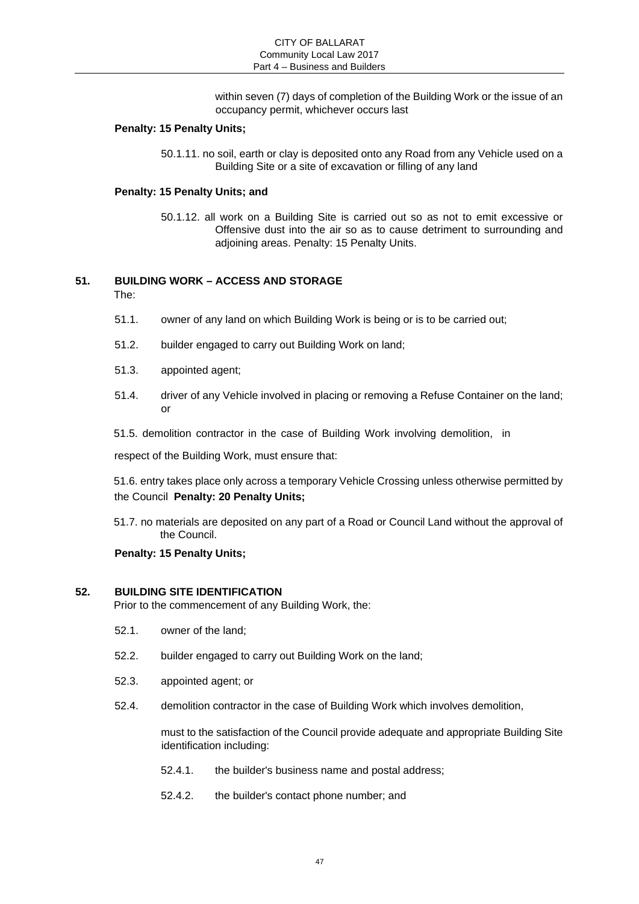within seven (7) days of completion of the Building Work or the issue of an occupancy permit, whichever occurs last

**Penalty: 15 Penalty Units;**

50.1.11. no soil, earth or clay is deposited onto any Road from any Vehicle used on a Building Site or a site of excavation or filling of any land

**Penalty: 15 Penalty Units; and**

50.1.12. all work on a Building Site is carried out so as not to emit excessive or Offensive dust into the air so as to cause detriment to surrounding and adjoining areas. Penalty: 15 Penalty Units.

## 51. BUILDING WORK – ACCESS AND STORAGE

The:

51.1. owner of any land on which Building Work is being or is to be carried out;

51.2. builder engaged to carry out Building Work on land;

51.3. appointed agent;

51.4. driver of any Vehicle involved in placing or removing a Refuse Container on the land; or

51.5. demolition contractor in the case of Building Work involving demolition, in

respect of the Building Work, must ensure that:

51.6. entry takes place only across a temporary Vehicle Crossing unless otherwise permitted by the Council **Penalty: 20 Penalty Units;**

51.7. no materials are deposited on any part of a Road or Council Land without the approval of the Council.

**Penalty: 15 Penalty Units;**

## 52. BUILDING SITE IDENTIFICATION

Prior to the commencement of any Building Work, the:

52.1. owner of the land;

52.2. builder engaged to carry out Building Work on the land;

52.3. appointed agent; or

52.4. demolition contractor in the case of Building Work which involves demolition,

must to the satisfaction of the Council provide adequate and appropriate Building Site identification including:

52.4.1. the builder's business name and postal address;

52.4.2. the builder's contact phone number; and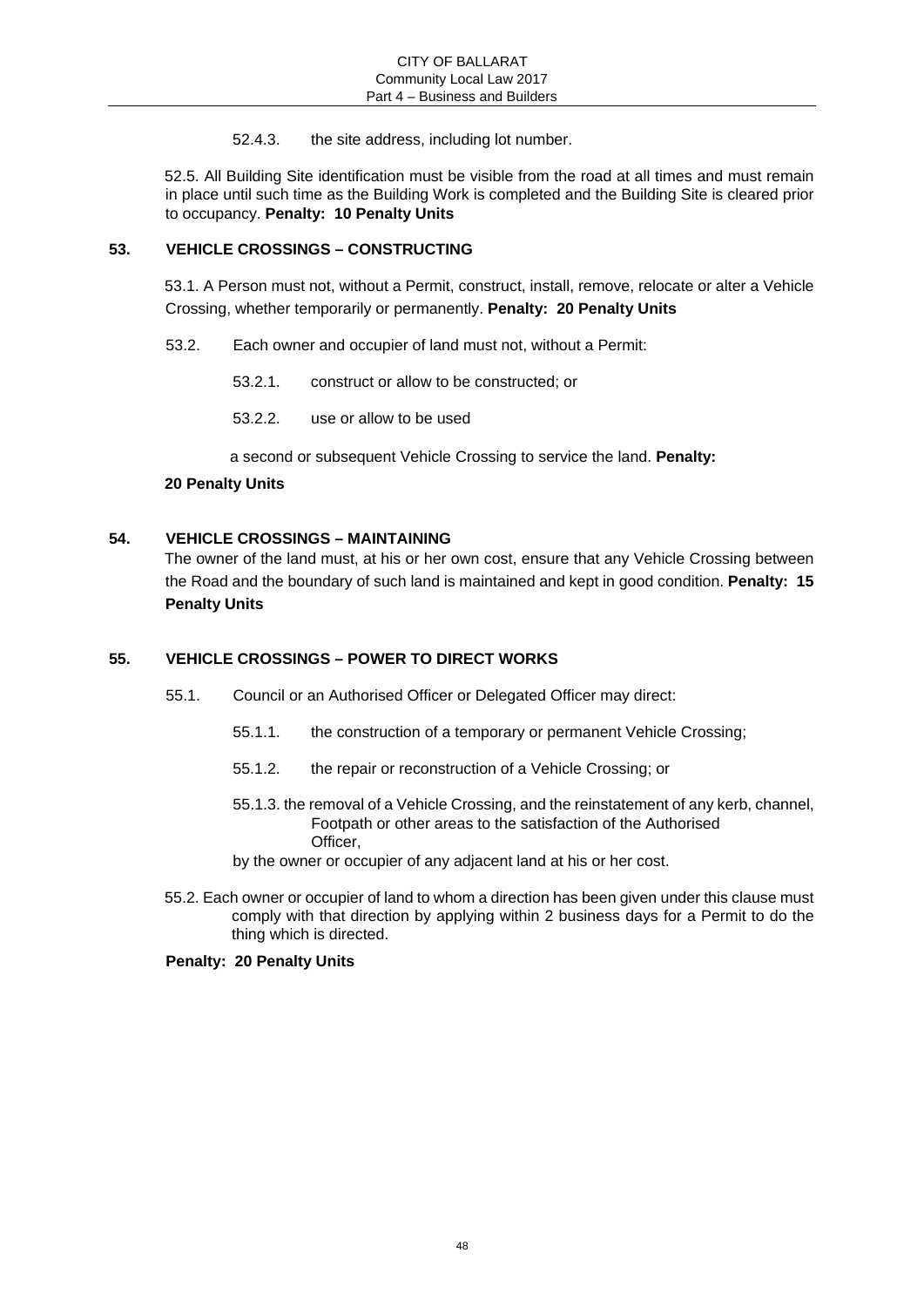52.4.3. the site address, including lot number.

52.5. All Building Site identification must be visible from the road at all times and must remain in place until such time as the Building Work is completed and the Building Site is cleared prior to occupancy. **Penalty: 10 Penalty Units**

## 53. VEHICLE CROSSINGS – CONSTRUCTING

53.1. A Person must not, without a Permit, construct, install, remove, relocate or alter a Vehicle Crossing, whether temporarily or permanently. **Penalty: 20 Penalty Units**

53.2. Each owner and occupier of land must not, without a Permit:

53.2.1. construct or allow to be constructed; or

53.2.2. use or allow to be used

a second or subsequent Vehicle Crossing to service the land. **Penalty: 20 Penalty Units**

## 54. VEHICLE CROSSINGS – MAINTAINING

The owner of the land must, at his or her own cost, ensure that any Vehicle Crossing between the Road and the boundary of such land is maintained and kept in good condition. **Penalty: 15 Penalty Units**

## 55. VEHICLE CROSSINGS – POWER TO DIRECT WORKS

55.1. Council or an Authorised Officer or Delegated Officer may direct:

55.1.1. the construction of a temporary or permanent Vehicle Crossing;

55.1.2. the repair or reconstruction of a Vehicle Crossing; or

55.1.3. the removal of a Vehicle Crossing, and the reinstatement of any kerb, channel, Footpath or other areas to the satisfaction of the Authorised Officer,

by the owner or occupier of any adjacent land at his or her cost.

55.2. Each owner or occupier of land to whom a direction has been given under this clause must comply with that direction by applying within 2 business days for a Permit to do the thing which is directed.

**Penalty: 20 Penalty Units**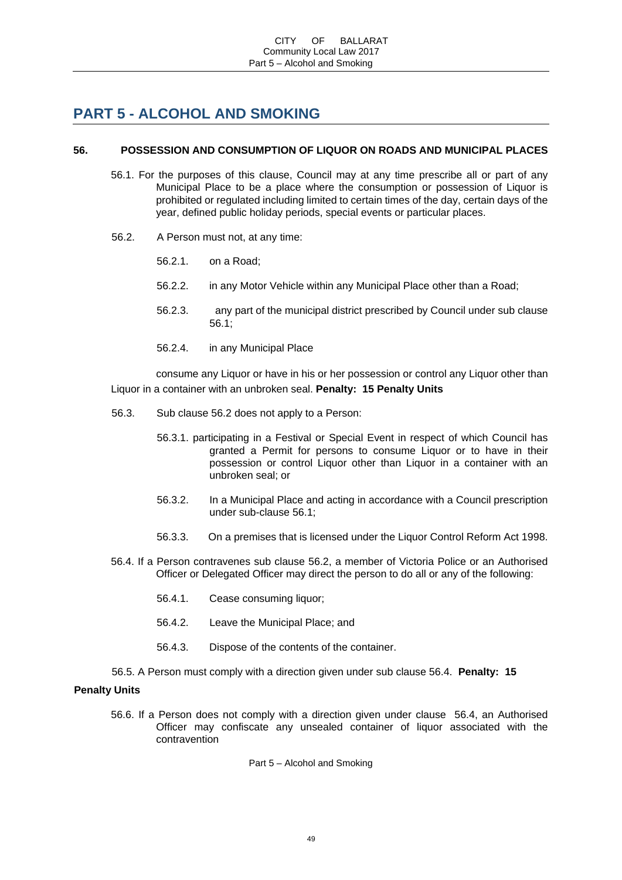# PART 5 - ALCOHOL AND SMOKING

## 56. POSSESSION AND CONSUMPTION OF LIQUOR ON ROADS AND MUNICIPAL PLACES

56.1. For the purposes of this clause, Council may at any time prescribe all or part of any Municipal Place to be a place where the consumption or possession of Liquor is prohibited or regulated including limited to certain times of the day, certain days of the year, defined public holiday periods, special events or particular places.

56.2. A Person must not, at any time:

56.2.1. on a Road;

56.2.2. in any Motor Vehicle within any Municipal Place other than a Road;

56.2.3. any part of the municipal district prescribed by Council under sub clause 56.1;

56.2.4. in any Municipal Place

consume any Liquor or have in his or her possession or control any Liquor other than Liquor in a container with an unbroken seal. **Penalty: 15 Penalty Units**

56.3. Sub clause 56.2 does not apply to a Person:

56.3.1. participating in a Festival or Special Event in respect of which Council has granted a Permit for persons to consume Liquor or to have in their possession or control Liquor other than Liquor in a container with an unbroken seal; or

56.3.2. In a Municipal Place and acting in accordance with a Council prescription under sub-clause 56.1;

56.3.3. On a premises that is licensed under the Liquor Control Reform Act 1998.

56.4. If a Person contravenes sub clause 56.2, a member of Victoria Police or an Authorised Officer or Delegated Officer may direct the person to do all or any of the following:

56.4.1. Cease consuming liquor;

56.4.2. Leave the Municipal Place; and

56.4.3. Dispose of the contents of the container.

56.5. A Person must comply with a direction given under sub clause 56.4. **Penalty: 15 Penalty Units**

56.6. If a Person does not comply with a direction given under clause 56.4, an Authorised Officer may confiscate any unsealed container of liquor associated with the contravention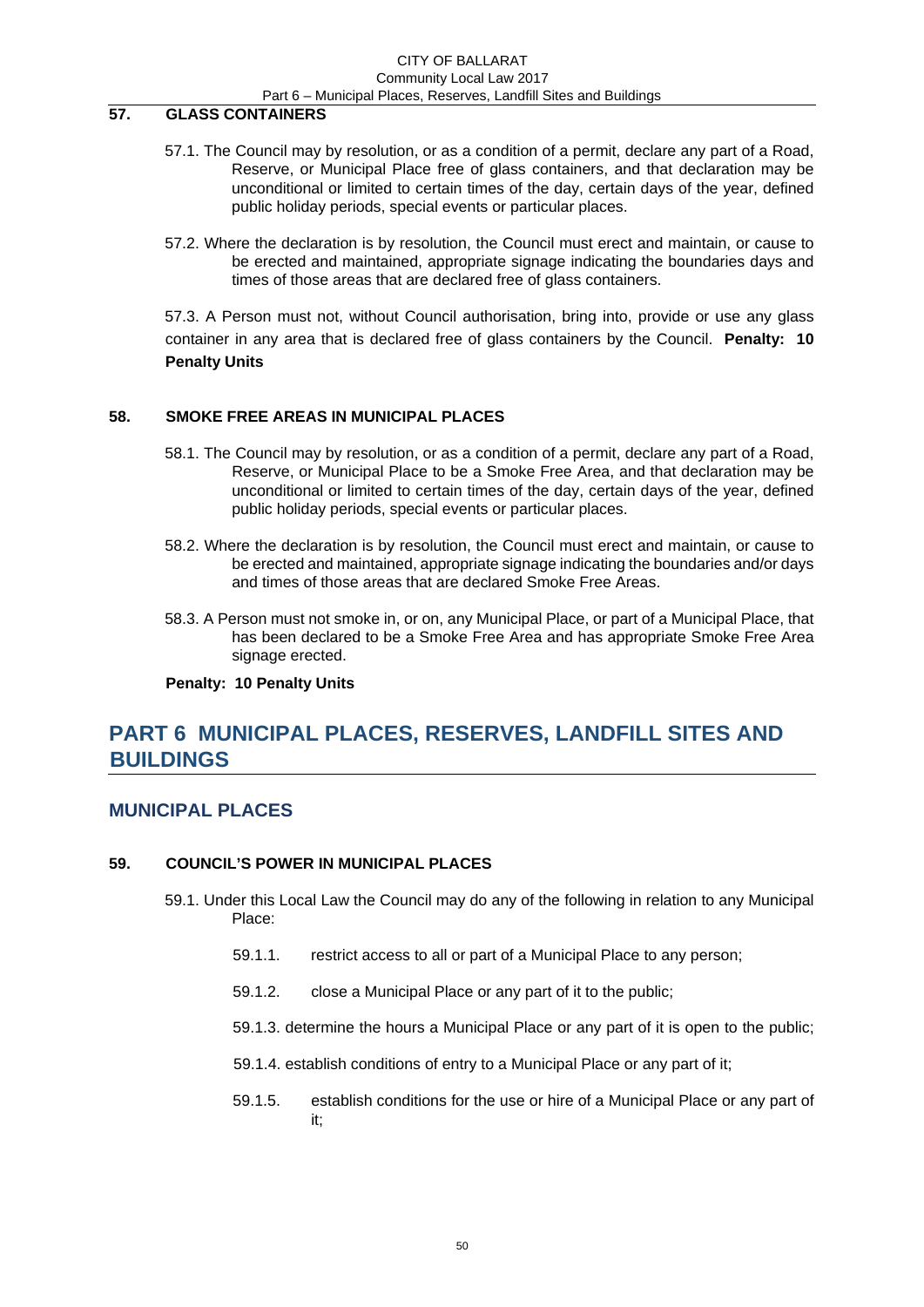## 57. GLASS CONTAINERS

57.1. The Council may by resolution, or as a condition of a permit, declare any part of a Road, Reserve, or Municipal Place free of glass containers, and that declaration may be unconditional or limited to certain times of the day, certain days of the year, defined public holiday periods, special events or particular places.

57.2. Where the declaration is by resolution, the Council must erect and maintain, or cause to be erected and maintained, appropriate signage indicating the boundaries days and times of those areas that are declared free of glass containers.

57.3. A Person must not, without Council authorisation, bring into, provide or use any glass container in any area that is declared free of glass containers by the Council. **Penalty: 10 Penalty Units**

## 58. SMOKE FREE AREAS IN MUNICIPAL PLACES

58.1. The Council may by resolution, or as a condition of a permit, declare any part of a Road, Reserve, or Municipal Place to be a Smoke Free Area, and that declaration may be unconditional or limited to certain times of the day, certain days of the year, defined public holiday periods, special events or particular places.

58.2. Where the declaration is by resolution, the Council must erect and maintain, or cause to be erected and maintained, appropriate signage indicating the boundaries and/or days and times of those areas that are declared Smoke Free Areas.

58.3. A Person must not smoke in, or on, any Municipal Place, or part of a Municipal Place, that has been declared to be a Smoke Free Area and has appropriate Smoke Free Area signage erected.

**Penalty: 10 Penalty Units**

# PART 6 MUNICIPAL PLACES, RESERVES, LANDFILL SITES AND BUILDINGS

## MUNICIPAL PLACES

## 59. COUNCIL'S POWER IN MUNICIPAL PLACES

59.1. Under this Local Law the Council may do any of the following in relation to any Municipal Place:

59.1.1. restrict access to all or part of a Municipal Place to any person;

59.1.2. close a Municipal Place or any part of it to the public;

59.1.3. determine the hours a Municipal Place or any part of it is open to the public;

59.1.4. establish conditions of entry to a Municipal Place or any part of it;

59.1.5. establish conditions for the use or hire of a Municipal Place or any part of it;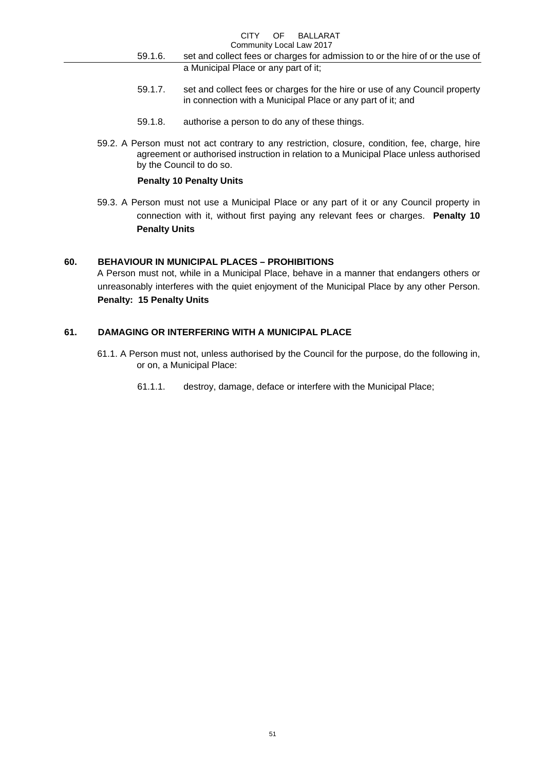59.1.6. set and collect fees or charges for admission to or the hire of or the use of a Municipal Place or any part of it;

59.1.7. set and collect fees or charges for the hire or use of any Council property in connection with a Municipal Place or any part of it; and

59.1.8. authorise a person to do any of these things.

59.2. A Person must not act contrary to any restriction, closure, condition, fee, charge, hire agreement or authorised instruction in relation to a Municipal Place unless authorised by the Council to do so.

**Penalty 10 Penalty Units**

59.3. A Person must not use a Municipal Place or any part of it or any Council property in connection with it, without first paying any relevant fees or charges. **Penalty 10 Penalty Units**

## 60. BEHAVIOUR IN MUNICIPAL PLACES – PROHIBITIONS

A Person must not, while in a Municipal Place, behave in a manner that endangers others or unreasonably interferes with the quiet enjoyment of the Municipal Place by any other Person. **Penalty: 15 Penalty Units**

## 61. DAMAGING OR INTERFERING WITH A MUNICIPAL PLACE

61.1. A Person must not, unless authorised by the Council for the purpose, do the following in, or on, a Municipal Place:

61.1.1. destroy, damage, deface or interfere with the Municipal Place;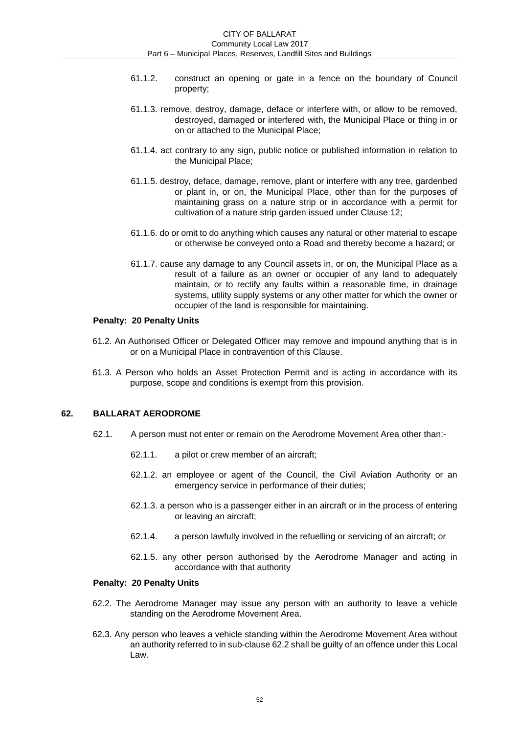61.1.2. construct an opening or gate in a fence on the boundary of Council property;

61.1.3. remove, destroy, damage, deface or interfere with, or allow to be removed, destroyed, damaged or interfered with, the Municipal Place or thing in or on or attached to the Municipal Place;

61.1.4. act contrary to any sign, public notice or published information in relation to the Municipal Place;

61.1.5. destroy, deface, damage, remove, plant or interfere with any tree, gardenbed or plant in, or on, the Municipal Place, other than for the purposes of maintaining grass on a nature strip or in accordance with a permit for cultivation of a nature strip garden issued under Clause 12;

61.1.6. do or omit to do anything which causes any natural or other material to escape or otherwise be conveyed onto a Road and thereby become a hazard; or

61.1.7. cause any damage to any Council assets in, or on, the Municipal Place as a result of a failure as an owner or occupier of any land to adequately maintain, or to rectify any faults within a reasonable time, in drainage systems, utility supply systems or any other matter for which the owner or occupier of the land is responsible for maintaining.

**Penalty: 20 Penalty Units**

61.2. An Authorised Officer or Delegated Officer may remove and impound anything that is in or on a Municipal Place in contravention of this Clause.

61.3. A Person who holds an Asset Protection Permit and is acting in accordance with its purpose, scope and conditions is exempt from this provision.

## 62. BALLARAT AERODROME

62.1. A person must not enter or remain on the Aerodrome Movement Area other than:-

62.1.1. a pilot or crew member of an aircraft;

62.1.2. an employee or agent of the Council, the Civil Aviation Authority or an emergency service in performance of their duties;

62.1.3. a person who is a passenger either in an aircraft or in the process of entering or leaving an aircraft;

62.1.4. a person lawfully involved in the refuelling or servicing of an aircraft; or

62.1.5. any other person authorised by the Aerodrome Manager and acting in accordance with that authority

**Penalty: 20 Penalty Units**

62.2. The Aerodrome Manager may issue any person with an authority to leave a vehicle standing on the Aerodrome Movement Area.

62.3. Any person who leaves a vehicle standing within the Aerodrome Movement Area without an authority referred to in sub-clause 62.2 shall be guilty of an offence under this Local Law.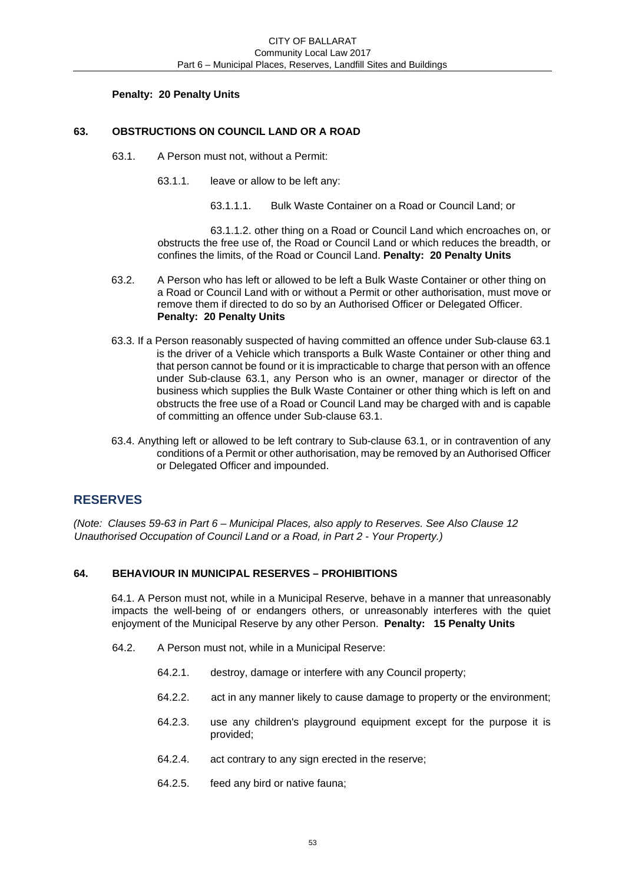**Penalty: 20 Penalty Units**

### 63. OBSTRUCTIONS ON COUNCIL LAND OR A ROAD

63.1. A Person must not, without a Permit:

63.1.1. leave or allow to be left any:

63.1.1.1. Bulk Waste Container on a Road or Council Land; or

63.1.1.2. other thing on a Road or Council Land which encroaches on, or obstructs the free use of, the Road or Council Land or which reduces the breadth, or confines the limits, of the Road or Council Land. **Penalty: 20 Penalty Units**

63.2. A Person who has left or allowed to be left a Bulk Waste Container or other thing on a Road or Council Land with or without a Permit or other authorisation, must move or remove them if directed to do so by an Authorised Officer or Delegated Officer. **Penalty: 20 Penalty Units**

63.3. If a Person reasonably suspected of having committed an offence under Sub-clause 63.1 is the driver of a Vehicle which transports a Bulk Waste Container or other thing and that person cannot be found or it is impracticable to charge that person with an offence under Sub-clause 63.1, any Person who is an owner, manager or director of the business which supplies the Bulk Waste Container or other thing which is left on and obstructs the free use of a Road or Council Land may be charged with and is capable of committing an offence under Sub-clause 63.1.

63.4. Anything left or allowed to be left contrary to Sub-clause 63.1, or in contravention of any conditions of a Permit or other authorisation, may be removed by an Authorised Officer or Delegated Officer and impounded.

## RESERVES

*(Note: Clauses 59-63 in Part 6 – Municipal Places, also apply to Reserves. See Also Clause 12 Unauthorised Occupation of Council Land or a Road, in Part 2 - Your Property.)*

### 64. BEHAVIOUR IN MUNICIPAL RESERVES – PROHIBITIONS

64.1. A Person must not, while in a Municipal Reserve, behave in a manner that unreasonably impacts the well-being of or endangers others, or unreasonably interferes with the quiet enjoyment of the Municipal Reserve by any other Person. **Penalty: 15 Penalty Units**

64.2. A Person must not, while in a Municipal Reserve:

64.2.1. destroy, damage or interfere with any Council property;

64.2.2. act in any manner likely to cause damage to property or the environment;

64.2.3. use any children's playground equipment except for the purpose it is provided;

64.2.4. act contrary to any sign erected in the reserve;

64.2.5. feed any bird or native fauna;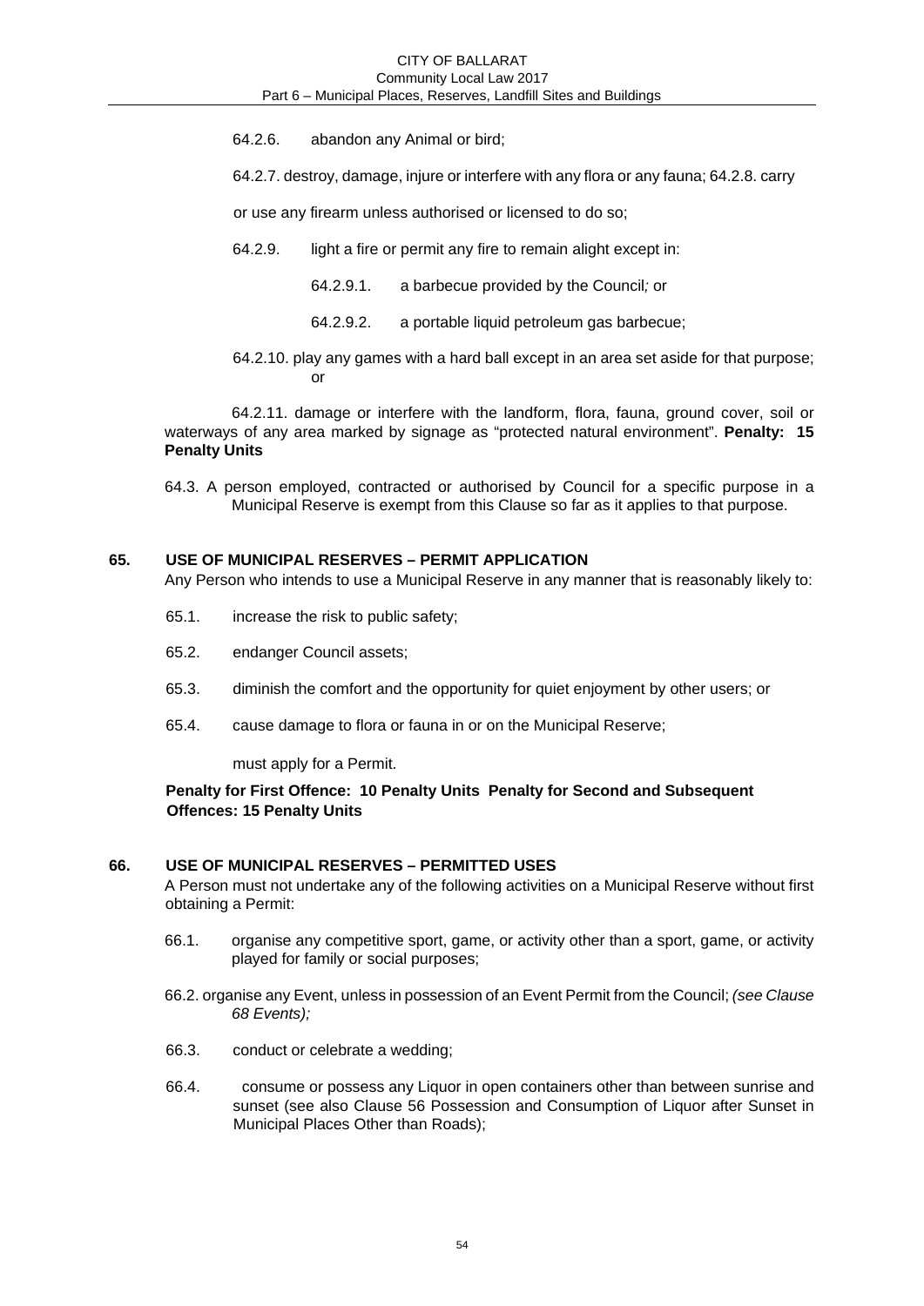64.2.6. abandon any Animal or bird;

64.2.7. destroy, damage, injure or interfere with any flora or any fauna; 64.2.8. carry or use any firearm unless authorised or licensed to do so;

64.2.9. light a fire or permit any fire to remain alight except in:

64.2.9.1. a barbecue provided by the Council*;* or

64.2.9.2. a portable liquid petroleum gas barbecue;

64.2.10. play any games with a hard ball except in an area set aside for that purpose; or

64.2.11. damage or interfere with the landform, flora, fauna, ground cover, soil or waterways of any area marked by signage as "protected natural environment". **Penalty: 15 Penalty Units**

64.3. A person employed, contracted or authorised by Council for a specific purpose in a Municipal Reserve is exempt from this Clause so far as it applies to that purpose.

## 65. USE OF MUNICIPAL RESERVES – PERMIT APPLICATION

Any Person who intends to use a Municipal Reserve in any manner that is reasonably likely to:

65.1. increase the risk to public safety;

65.2. endanger Council assets;

65.3. diminish the comfort and the opportunity for quiet enjoyment by other users; or

65.4. cause damage to flora or fauna in or on the Municipal Reserve;

must apply for a Permit.

**Penalty for First Offence: 10 Penalty Units Penalty for Second and Subsequent Offences: 15 Penalty Units**

## 66. USE OF MUNICIPAL RESERVES – PERMITTED USES

A Person must not undertake any of the following activities on a Municipal Reserve without first obtaining a Permit:

66.1. organise any competitive sport, game, or activity other than a sport, game, or activity played for family or social purposes;

66.2. organise any Event, unless in possession of an Event Permit from the Council; *(see Clause 68 Events);*

66.3. conduct or celebrate a wedding;

66.4. consume or possess any Liquor in open containers other than between sunrise and sunset (see also Clause 56 Possession and Consumption of Liquor after Sunset in Municipal Places Other than Roads);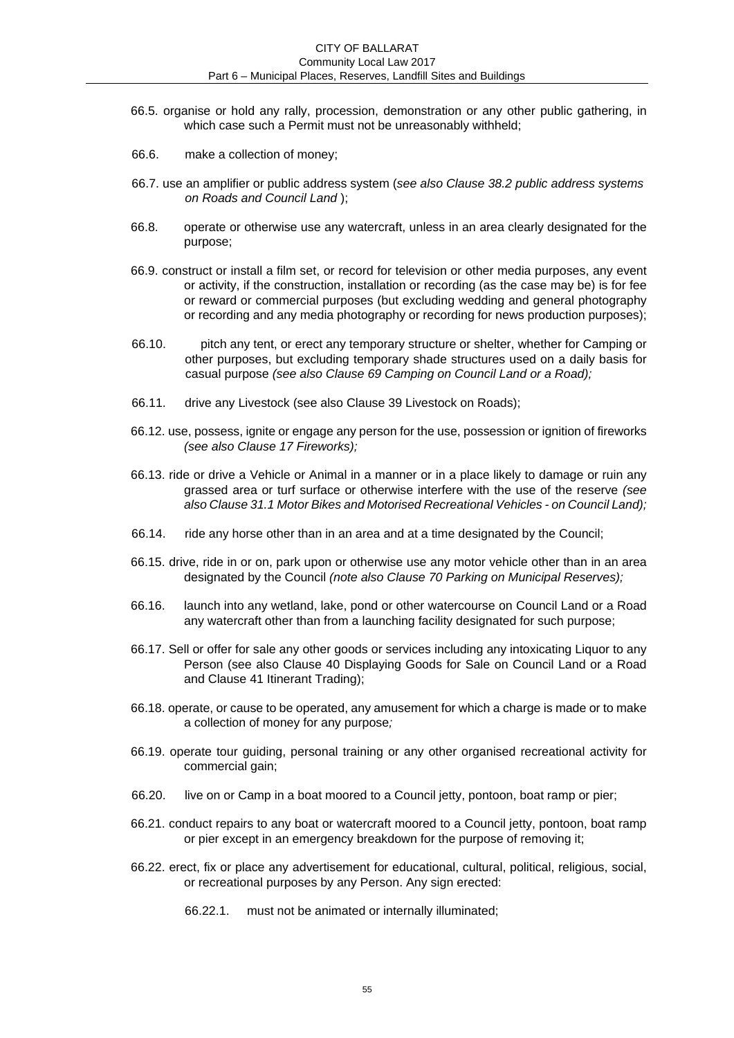66.5. organise or hold any rally, procession, demonstration or any other public gathering, in which case such a Permit must not be unreasonably withheld;

66.6. make a collection of money;

66.7. use an amplifier or public address system (*see also Clause 38.2 public address systems on Roads and Council Land* );

66.8. operate or otherwise use any watercraft, unless in an area clearly designated for the purpose;

66.9. construct or install a film set, or record for television or other media purposes, any event or activity, if the construction, installation or recording (as the case may be) is for fee or reward or commercial purposes (but excluding wedding and general photography or recording and any media photography or recording for news production purposes);

66.10. pitch any tent, or erect any temporary structure or shelter, whether for Camping or other purposes, but excluding temporary shade structures used on a daily basis for casual purpose *(see also Clause 69 Camping on Council Land or a Road);*

66.11. drive any Livestock (see also Clause 39 Livestock on Roads);

66.12. use, possess, ignite or engage any person for the use, possession or ignition of fireworks *(see also Clause 17 Fireworks);*

66.13. ride or drive a Vehicle or Animal in a manner or in a place likely to damage or ruin any grassed area or turf surface or otherwise interfere with the use of the reserve *(see also Clause 31.1 Motor Bikes and Motorised Recreational Vehicles - on Council Land);*

66.14. ride any horse other than in an area and at a time designated by the Council;

66.15. drive, ride in or on, park upon or otherwise use any motor vehicle other than in an area designated by the Council *(note also Clause 70 Parking on Municipal Reserves);*

66.16. launch into any wetland, lake, pond or other watercourse on Council Land or a Road any watercraft other than from a launching facility designated for such purpose;

66.17. Sell or offer for sale any other goods or services including any intoxicating Liquor to any Person (see also Clause 40 Displaying Goods for Sale on Council Land or a Road and Clause 41 Itinerant Trading);

66.18. operate, or cause to be operated, any amusement for which a charge is made or to make a collection of money for any purpose*;*

66.19. operate tour guiding, personal training or any other organised recreational activity for commercial gain;

66.20. live on or Camp in a boat moored to a Council jetty, pontoon, boat ramp or pier;

66.21. conduct repairs to any boat or watercraft moored to a Council jetty, pontoon, boat ramp or pier except in an emergency breakdown for the purpose of removing it;

66.22. erect, fix or place any advertisement for educational, cultural, political, religious, social, or recreational purposes by any Person. Any sign erected:

66.22.1. must not be animated or internally illuminated;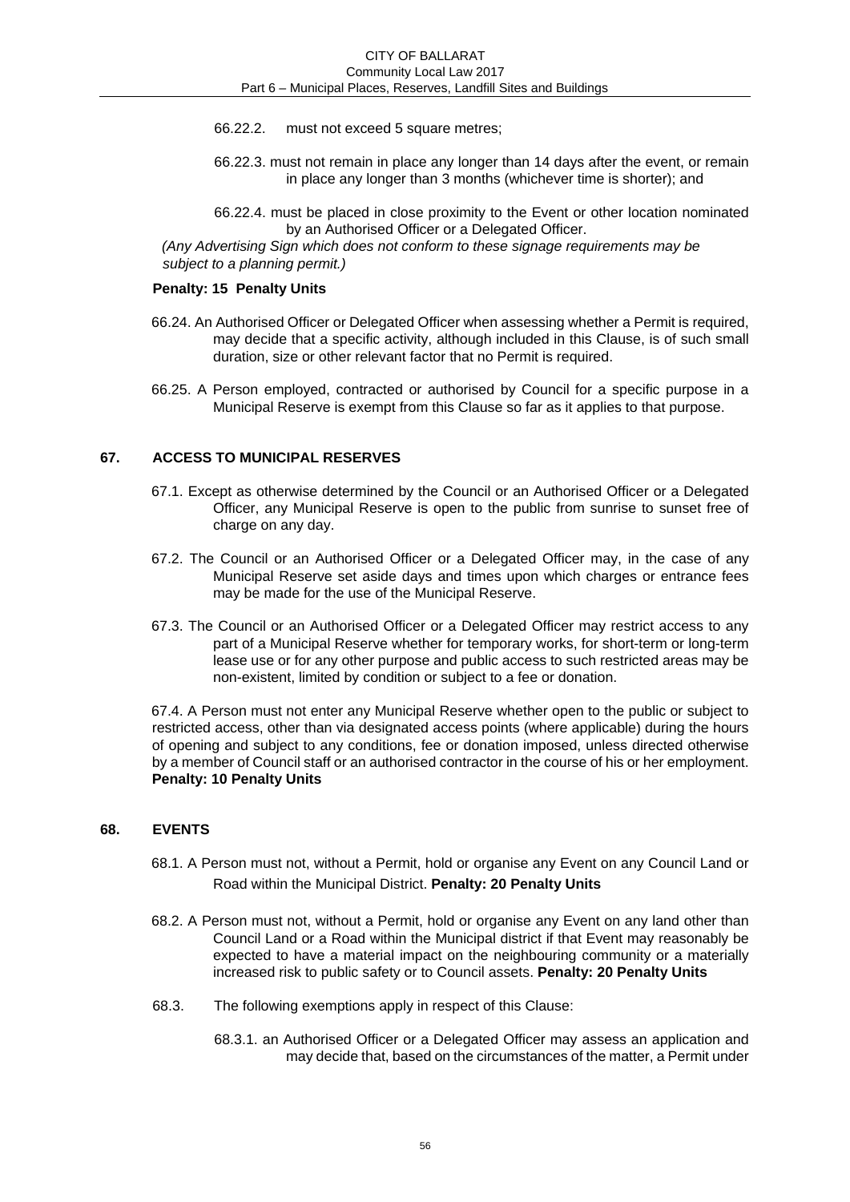66.22.2. must not exceed 5 square metres;

66.22.3. must not remain in place any longer than 14 days after the event, or remain in place any longer than 3 months (whichever time is shorter); and

66.22.4. must be placed in close proximity to the Event or other location nominated by an Authorised Officer or a Delegated Officer.

*(Any Advertising Sign which does not conform to these signage requirements may be subject to a planning permit.)*

**Penalty: 15 Penalty Units**

66.24. An Authorised Officer or Delegated Officer when assessing whether a Permit is required, may decide that a specific activity, although included in this Clause, is of such small duration, size or other relevant factor that no Permit is required.

66.25. A Person employed, contracted or authorised by Council for a specific purpose in a Municipal Reserve is exempt from this Clause so far as it applies to that purpose.

## 67. ACCESS TO MUNICIPAL RESERVES

67.1. Except as otherwise determined by the Council or an Authorised Officer or a Delegated Officer, any Municipal Reserve is open to the public from sunrise to sunset free of charge on any day.

67.2. The Council or an Authorised Officer or a Delegated Officer may, in the case of any Municipal Reserve set aside days and times upon which charges or entrance fees may be made for the use of the Municipal Reserve.

67.3. The Council or an Authorised Officer or a Delegated Officer may restrict access to any part of a Municipal Reserve whether for temporary works, for short-term or long-term lease use or for any other purpose and public access to such restricted areas may be non-existent, limited by condition or subject to a fee or donation.

67.4. A Person must not enter any Municipal Reserve whether open to the public or subject to restricted access, other than via designated access points (where applicable) during the hours of opening and subject to any conditions, fee or donation imposed, unless directed otherwise by a member of Council staff or an authorised contractor in the course of his or her employment. **Penalty: 10 Penalty Units**

## 68. EVENTS

68.1. A Person must not, without a Permit, hold or organise any Event on any Council Land or Road within the Municipal District. **Penalty: 20 Penalty Units**

68.2. A Person must not, without a Permit, hold or organise any Event on any land other than Council Land or a Road within the Municipal district if that Event may reasonably be expected to have a material impact on the neighbouring community or a materially increased risk to public safety or to Council assets. **Penalty: 20 Penalty Units**

68.3. The following exemptions apply in respect of this Clause:

68.3.1. an Authorised Officer or a Delegated Officer may assess an application and may decide that, based on the circumstances of the matter, a Permit under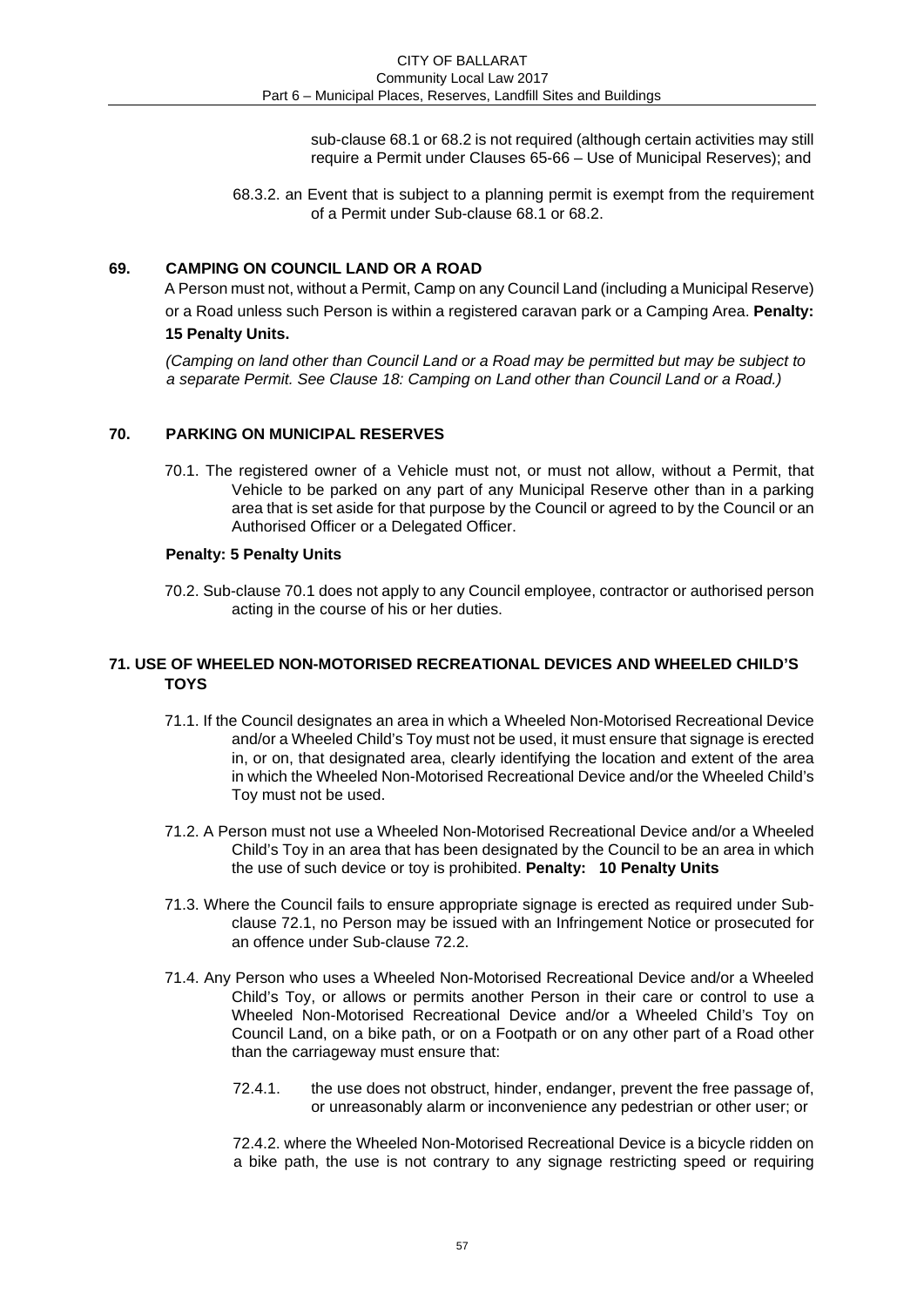sub-clause 68.1 or 68.2 is not required (although certain activities may still require a Permit under Clauses 65-66 – Use of Municipal Reserves); and

68.3.2. an Event that is subject to a planning permit is exempt from the requirement of a Permit under Sub-clause 68.1 or 68.2.

## 69. CAMPING ON COUNCIL LAND OR A ROAD

A Person must not, without a Permit, Camp on any Council Land (including a Municipal Reserve) or a Road unless such Person is within a registered caravan park or a Camping Area. **Penalty: 15 Penalty Units.**

*(Camping on land other than Council Land or a Road may be permitted but may be subject to a separate Permit. See Clause 18: Camping on Land other than Council Land or a Road.)*

## 70. PARKING ON MUNICIPAL RESERVES

70.1. The registered owner of a Vehicle must not, or must not allow, without a Permit, that Vehicle to be parked on any part of any Municipal Reserve other than in a parking area that is set aside for that purpose by the Council or agreed to by the Council or an Authorised Officer or a Delegated Officer.

**Penalty: 5 Penalty Units**

70.2. Sub-clause 70.1 does not apply to any Council employee, contractor or authorised person acting in the course of his or her duties.

## 71. USE OF WHEELED NON-MOTORISED RECREATIONAL DEVICES AND WHEELED CHILD'S TOYS

71.1. If the Council designates an area in which a Wheeled Non-Motorised Recreational Device and/or a Wheeled Child's Toy must not be used, it must ensure that signage is erected in, or on, that designated area, clearly identifying the location and extent of the area in which the Wheeled Non-Motorised Recreational Device and/or the Wheeled Child's Toy must not be used.

71.2. A Person must not use a Wheeled Non-Motorised Recreational Device and/or a Wheeled Child's Toy in an area that has been designated by the Council to be an area in which the use of such device or toy is prohibited. **Penalty: 10 Penalty Units**

71.3. Where the Council fails to ensure appropriate signage is erected as required under Sub-clause 72.1, no Person may be issued with an Infringement Notice or prosecuted for an offence under Sub-clause 72.2.

71.4. Any Person who uses a Wheeled Non-Motorised Recreational Device and/or a Wheeled Child's Toy, or allows or permits another Person in their care or control to use a Wheeled Non-Motorised Recreational Device and/or a Wheeled Child's Toy on Council Land, on a bike path, or on a Footpath or on any other part of a Road other than the carriageway must ensure that:

72.4.1. the use does not obstruct, hinder, endanger, prevent the free passage of, or unreasonably alarm or inconvenience any pedestrian or other user; or

72.4.2. where the Wheeled Non-Motorised Recreational Device is a bicycle ridden on a bike path, the use is not contrary to any signage restricting speed or requiring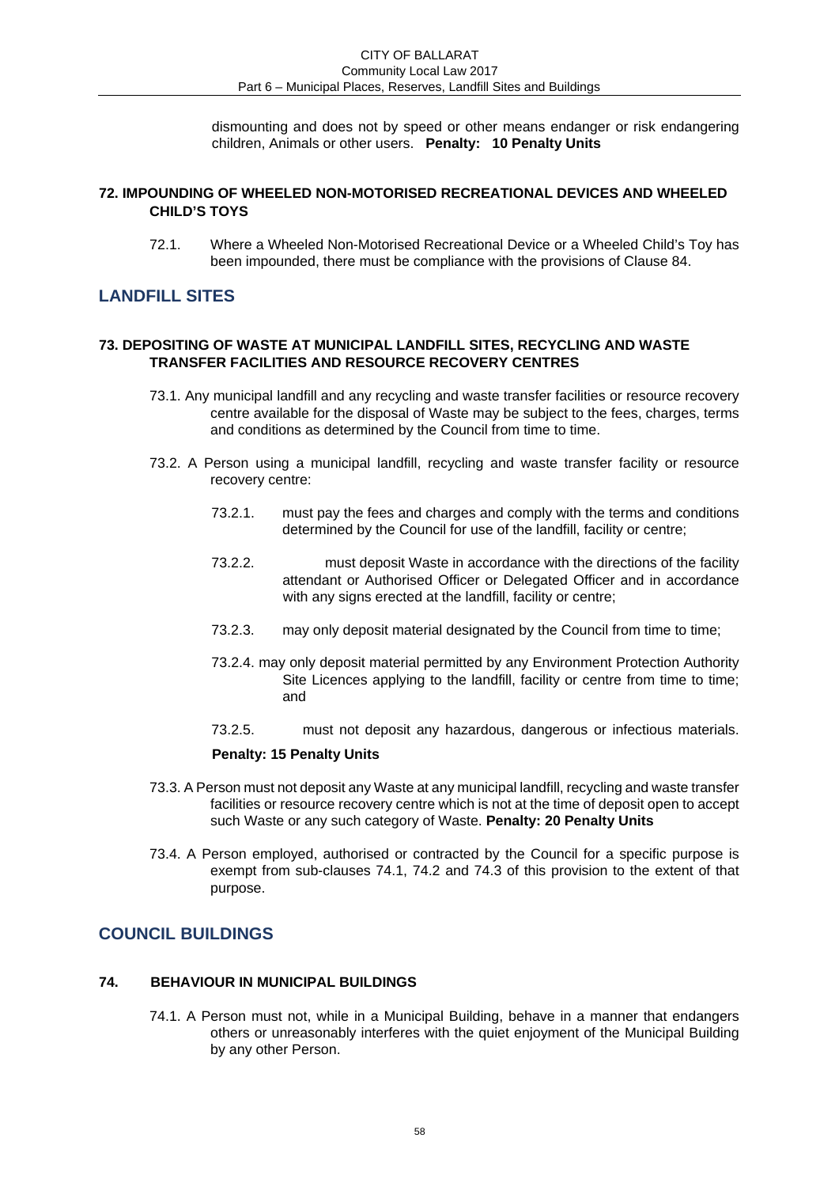dismounting and does not by speed or other means endanger or risk endangering children, Animals or other users. **Penalty: 10 Penalty Units**

### 72. IMPOUNDING OF WHEELED NON-MOTORISED RECREATIONAL DEVICES AND WHEELED CHILD'S TOYS

72.1. Where a Wheeled Non-Motorised Recreational Device or a Wheeled Child's Toy has been impounded, there must be compliance with the provisions of Clause 84.

## LANDFILL SITES

### 73. DEPOSITING OF WASTE AT MUNICIPAL LANDFILL SITES, RECYCLING AND WASTE TRANSFER FACILITIES AND RESOURCE RECOVERY CENTRES

73.1. Any municipal landfill and any recycling and waste transfer facilities or resource recovery centre available for the disposal of Waste may be subject to the fees, charges, terms and conditions as determined by the Council from time to time.

73.2. A Person using a municipal landfill, recycling and waste transfer facility or resource recovery centre:

73.2.1. must pay the fees and charges and comply with the terms and conditions determined by the Council for use of the landfill, facility or centre;

73.2.2. must deposit Waste in accordance with the directions of the facility attendant or Authorised Officer or Delegated Officer and in accordance with any signs erected at the landfill, facility or centre;

73.2.3. may only deposit material designated by the Council from time to time;

73.2.4. may only deposit material permitted by any Environment Protection Authority Site Licences applying to the landfill, facility or centre from time to time; and

73.2.5. must not deposit any hazardous, dangerous or infectious materials.

**Penalty: 15 Penalty Units**

73.3. A Person must not deposit any Waste at any municipal landfill, recycling and waste transfer facilities or resource recovery centre which is not at the time of deposit open to accept such Waste or any such category of Waste. **Penalty: 20 Penalty Units**

73.4. A Person employed, authorised or contracted by the Council for a specific purpose is exempt from sub-clauses 74.1, 74.2 and 74.3 of this provision to the extent of that purpose.

## COUNCIL BUILDINGS

### 74. BEHAVIOUR IN MUNICIPAL BUILDINGS

74.1. A Person must not, while in a Municipal Building, behave in a manner that endangers others or unreasonably interferes with the quiet enjoyment of the Municipal Building by any other Person.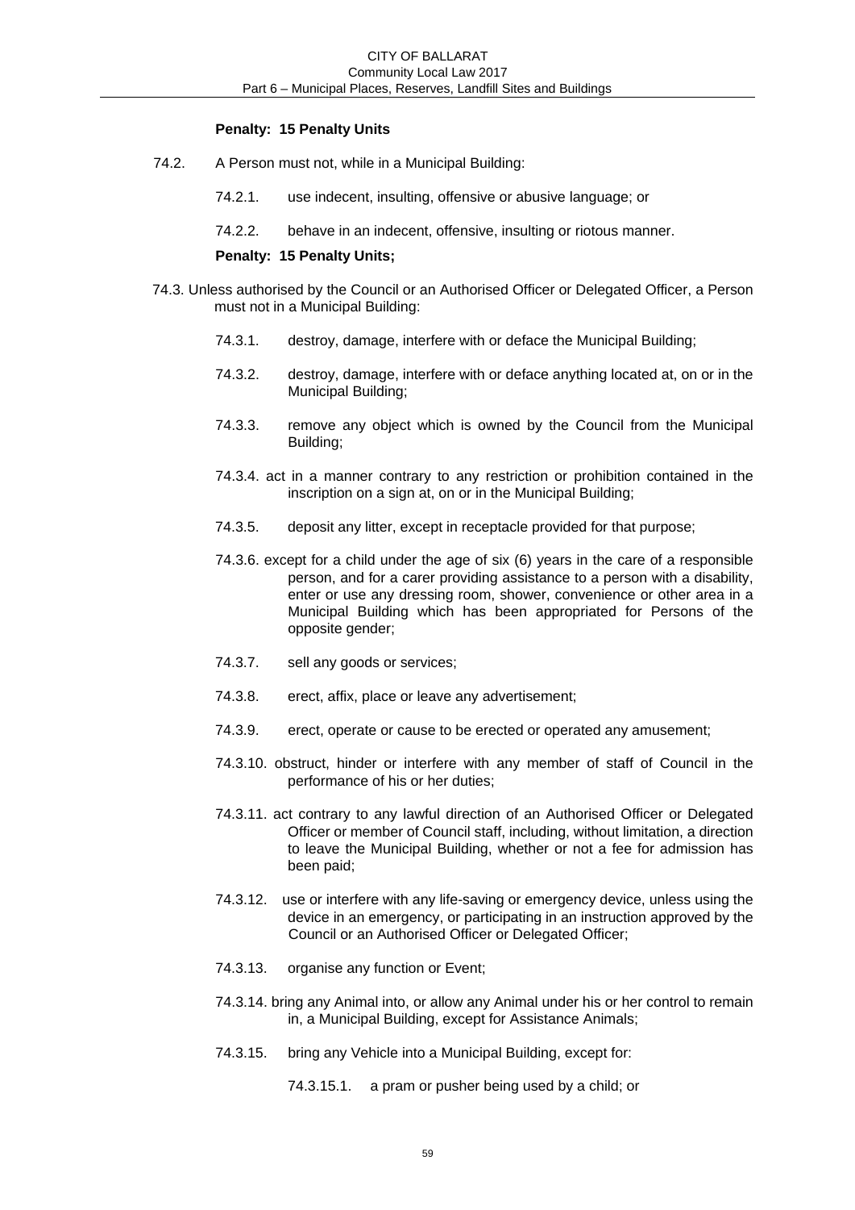**Penalty: 15 Penalty Units**

74.2. A Person must not, while in a Municipal Building:

74.2.1. use indecent, insulting, offensive or abusive language; or

74.2.2. behave in an indecent, offensive, insulting or riotous manner.

**Penalty: 15 Penalty Units;**

74.3. Unless authorised by the Council or an Authorised Officer or Delegated Officer, a Person must not in a Municipal Building:

74.3.1. destroy, damage, interfere with or deface the Municipal Building;

74.3.2. destroy, damage, interfere with or deface anything located at, on or in the Municipal Building;

74.3.3. remove any object which is owned by the Council from the Municipal Building;

74.3.4. act in a manner contrary to any restriction or prohibition contained in the inscription on a sign at, on or in the Municipal Building;

74.3.5. deposit any litter, except in receptacle provided for that purpose;

74.3.6. except for a child under the age of six (6) years in the care of a responsible person, and for a carer providing assistance to a person with a disability, enter or use any dressing room, shower, convenience or other area in a Municipal Building which has been appropriated for Persons of the opposite gender;

74.3.7. sell any goods or services;

74.3.8. erect, affix, place or leave any advertisement;

74.3.9. erect, operate or cause to be erected or operated any amusement;

74.3.10. obstruct, hinder or interfere with any member of staff of Council in the performance of his or her duties;

74.3.11. act contrary to any lawful direction of an Authorised Officer or Delegated Officer or member of Council staff, including, without limitation, a direction to leave the Municipal Building, whether or not a fee for admission has been paid;

74.3.12. use or interfere with any life-saving or emergency device, unless using the device in an emergency, or participating in an instruction approved by the Council or an Authorised Officer or Delegated Officer;

74.3.13. organise any function or Event;

74.3.14. bring any Animal into, or allow any Animal under his or her control to remain in, a Municipal Building, except for Assistance Animals;

74.3.15. bring any Vehicle into a Municipal Building, except for:

74.3.15.1. a pram or pusher being used by a child; or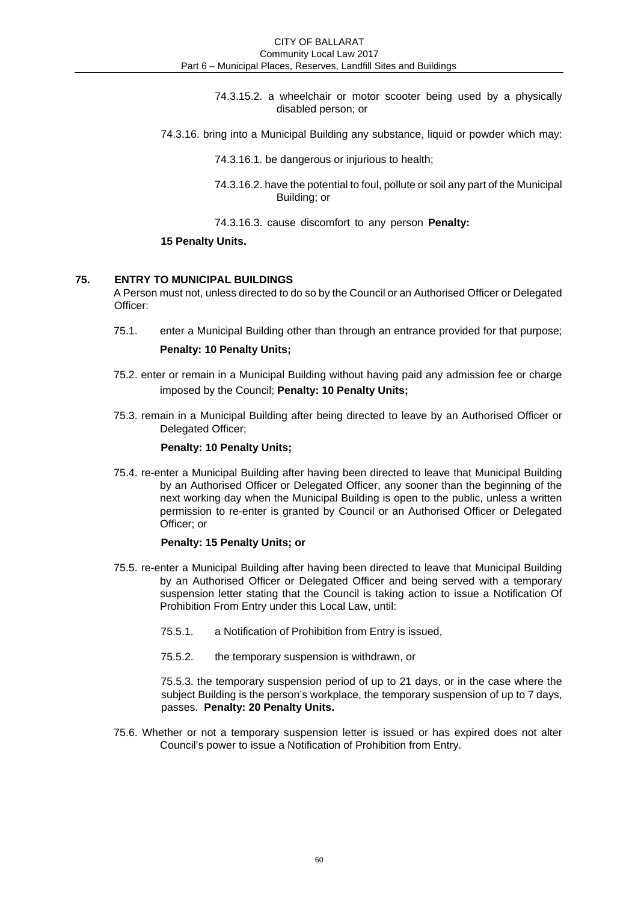74.3.15.2. a wheelchair or motor scooter being used by a physically disabled person; or

74.3.16. bring into a Municipal Building any substance, liquid or powder which may:

74.3.16.1. be dangerous or injurious to health;

74.3.16.2. have the potential to foul, pollute or soil any part of the Municipal Building; or

74.3.16.3. cause discomfort to any person **Penalty:**

**15 Penalty Units.**

## 75. ENTRY TO MUNICIPAL BUILDINGS

A Person must not, unless directed to do so by the Council or an Authorised Officer or Delegated Officer:

75.1. enter a Municipal Building other than through an entrance provided for that purpose;

**Penalty: 10 Penalty Units;**

75.2. enter or remain in a Municipal Building without having paid any admission fee or charge imposed by the Council; **Penalty: 10 Penalty Units;**

75.3. remain in a Municipal Building after being directed to leave by an Authorised Officer or Delegated Officer;

**Penalty: 10 Penalty Units;**

75.4. re-enter a Municipal Building after having been directed to leave that Municipal Building by an Authorised Officer or Delegated Officer, any sooner than the beginning of the next working day when the Municipal Building is open to the public, unless a written permission to re-enter is granted by Council or an Authorised Officer or Delegated Officer; or

**Penalty: 15 Penalty Units; or**

75.5. re-enter a Municipal Building after having been directed to leave that Municipal Building by an Authorised Officer or Delegated Officer and being served with a temporary suspension letter stating that the Council is taking action to issue a Notification Of Prohibition From Entry under this Local Law, until:

75.5.1. a Notification of Prohibition from Entry is issued,

75.5.2. the temporary suspension is withdrawn, or

75.5.3. the temporary suspension period of up to 21 days, or in the case where the subject Building is the person's workplace, the temporary suspension of up to 7 days, passes. **Penalty: 20 Penalty Units.**

75.6. Whether or not a temporary suspension letter is issued or has expired does not alter Council's power to issue a Notification of Prohibition from Entry.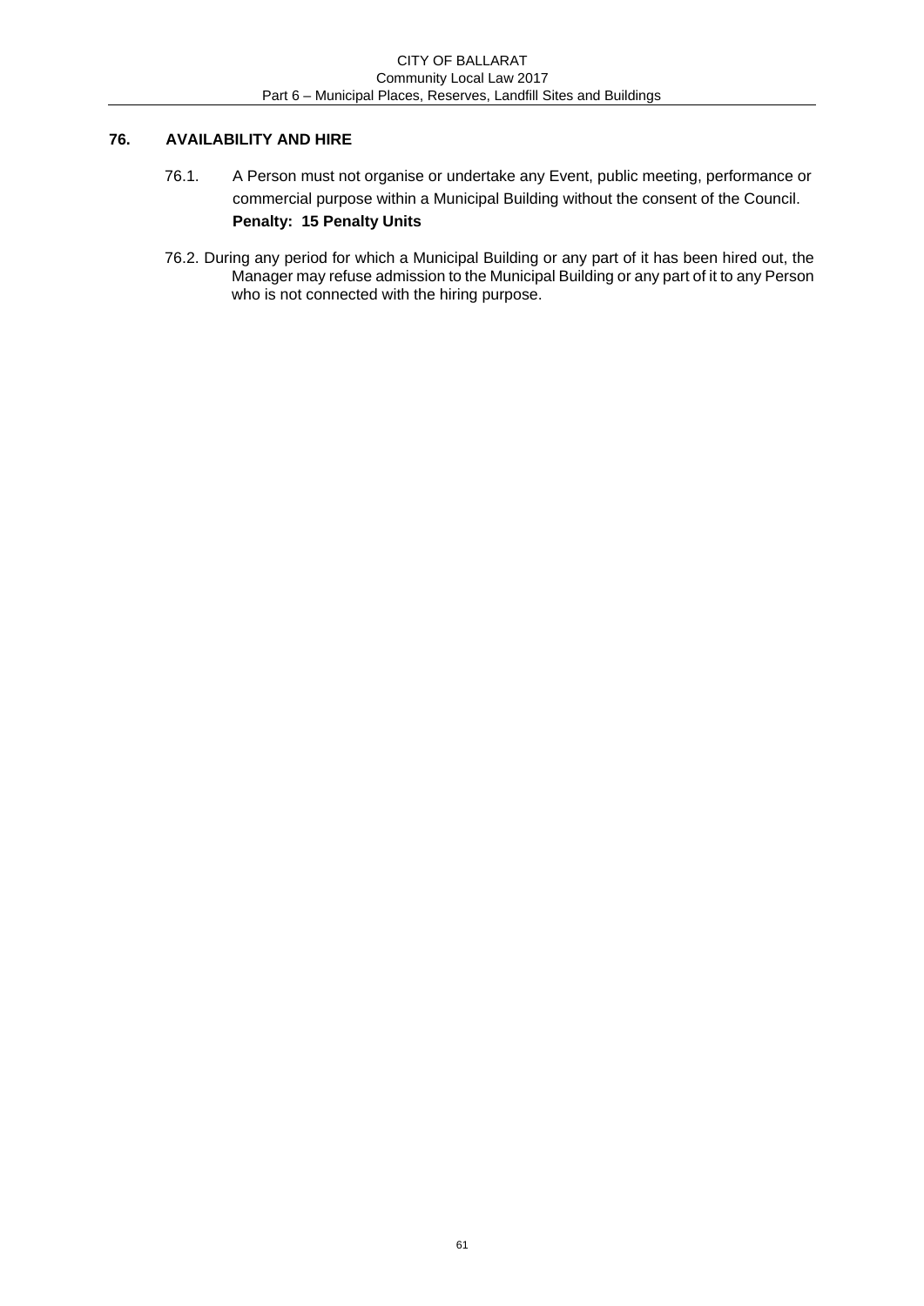## 76. AVAILABILITY AND HIRE

76.1. A Person must not organise or undertake any Event, public meeting, performance or commercial purpose within a Municipal Building without the consent of the Council.
**Penalty: 15 Penalty Units**

76.2. During any period for which a Municipal Building or any part of it has been hired out, the Manager may refuse admission to the Municipal Building or any part of it to any Person who is not connected with the hiring purpose.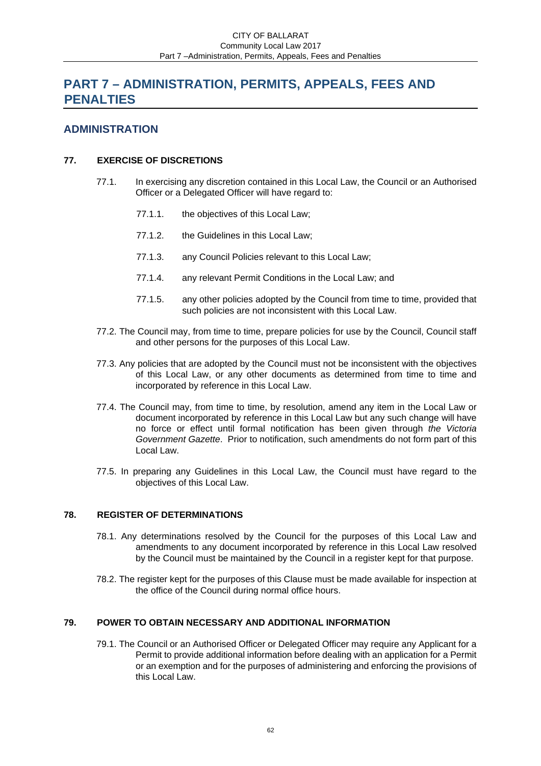# PART 7 – ADMINISTRATION, PERMITS, APPEALS, FEES AND PENALTIES

## ADMINISTRATION

### 77. EXERCISE OF DISCRETIONS

77.1. In exercising any discretion contained in this Local Law, the Council or an Authorised Officer or a Delegated Officer will have regard to:

- 77.1.1. the objectives of this Local Law;
- 77.1.2. the Guidelines in this Local Law;
- 77.1.3. any Council Policies relevant to this Local Law;
- 77.1.4. any relevant Permit Conditions in the Local Law; and
- 77.1.5. any other policies adopted by the Council from time to time, provided that such policies are not inconsistent with this Local Law.

77.2. The Council may, from time to time, prepare policies for use by the Council, Council staff and other persons for the purposes of this Local Law.

77.3. Any policies that are adopted by the Council must not be inconsistent with the objectives of this Local Law, or any other documents as determined from time to time and incorporated by reference in this Local Law.

77.4. The Council may, from time to time, by resolution, amend any item in the Local Law or document incorporated by reference in this Local Law but any such change will have no force or effect until formal notification has been given through *the Victoria Government Gazette*. Prior to notification, such amendments do not form part of this Local Law.

77.5. In preparing any Guidelines in this Local Law, the Council must have regard to the objectives of this Local Law.

### 78. REGISTER OF DETERMINATIONS

78.1. Any determinations resolved by the Council for the purposes of this Local Law and amendments to any document incorporated by reference in this Local Law resolved by the Council must be maintained by the Council in a register kept for that purpose.

78.2. The register kept for the purposes of this Clause must be made available for inspection at the office of the Council during normal office hours.

### 79. POWER TO OBTAIN NECESSARY AND ADDITIONAL INFORMATION

79.1. The Council or an Authorised Officer or Delegated Officer may require any Applicant for a Permit to provide additional information before dealing with an application for a Permit or an exemption and for the purposes of administering and enforcing the provisions of this Local Law.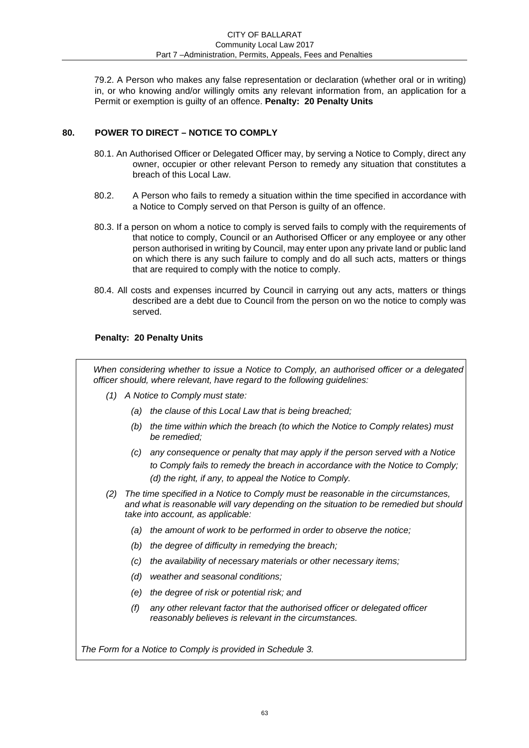79.2. A Person who makes any false representation or declaration (whether oral or in writing) in, or who knowing and/or willingly omits any relevant information from, an application for a Permit or exemption is guilty of an offence. **Penalty: 20 Penalty Units**

## 80. POWER TO DIRECT – NOTICE TO COMPLY

80.1. An Authorised Officer or Delegated Officer may, by serving a Notice to Comply, direct any owner, occupier or other relevant Person to remedy any situation that constitutes a breach of this Local Law.

80.2. A Person who fails to remedy a situation within the time specified in accordance with a Notice to Comply served on that Person is guilty of an offence.

80.3. If a person on whom a notice to comply is served fails to comply with the requirements of that notice to comply, Council or an Authorised Officer or any employee or any other person authorised in writing by Council, may enter upon any private land or public land on which there is any such failure to comply and do all such acts, matters or things that are required to comply with the notice to comply.

80.4. All costs and expenses incurred by Council in carrying out any acts, matters or things described are a debt due to Council from the person on wo the notice to comply was served.

**Penalty: 20 Penalty Units**

*When considering whether to issue a Notice to Comply, an authorised officer or a delegated officer should, where relevant, have regard to the following guidelines:*

*(1) A Notice to Comply must state:*

*(a) the clause of this Local Law that is being breached;*

*(b) the time within which the breach (to which the Notice to Comply relates) must be remedied;*

*(c) any consequence or penalty that may apply if the person served with a Notice to Comply fails to remedy the breach in accordance with the Notice to Comply; (d) the right, if any, to appeal the Notice to Comply.*

*(2) The time specified in a Notice to Comply must be reasonable in the circumstances, and what is reasonable will vary depending on the situation to be remedied but should take into account, as applicable:*

*(a) the amount of work to be performed in order to observe the notice;*

*(b) the degree of difficulty in remedying the breach;*

*(c) the availability of necessary materials or other necessary items;*

*(d) weather and seasonal conditions;*

*(e) the degree of risk or potential risk; and*

*(f) any other relevant factor that the authorised officer or delegated officer reasonably believes is relevant in the circumstances.*

*The Form for a Notice to Comply is provided in Schedule 3.*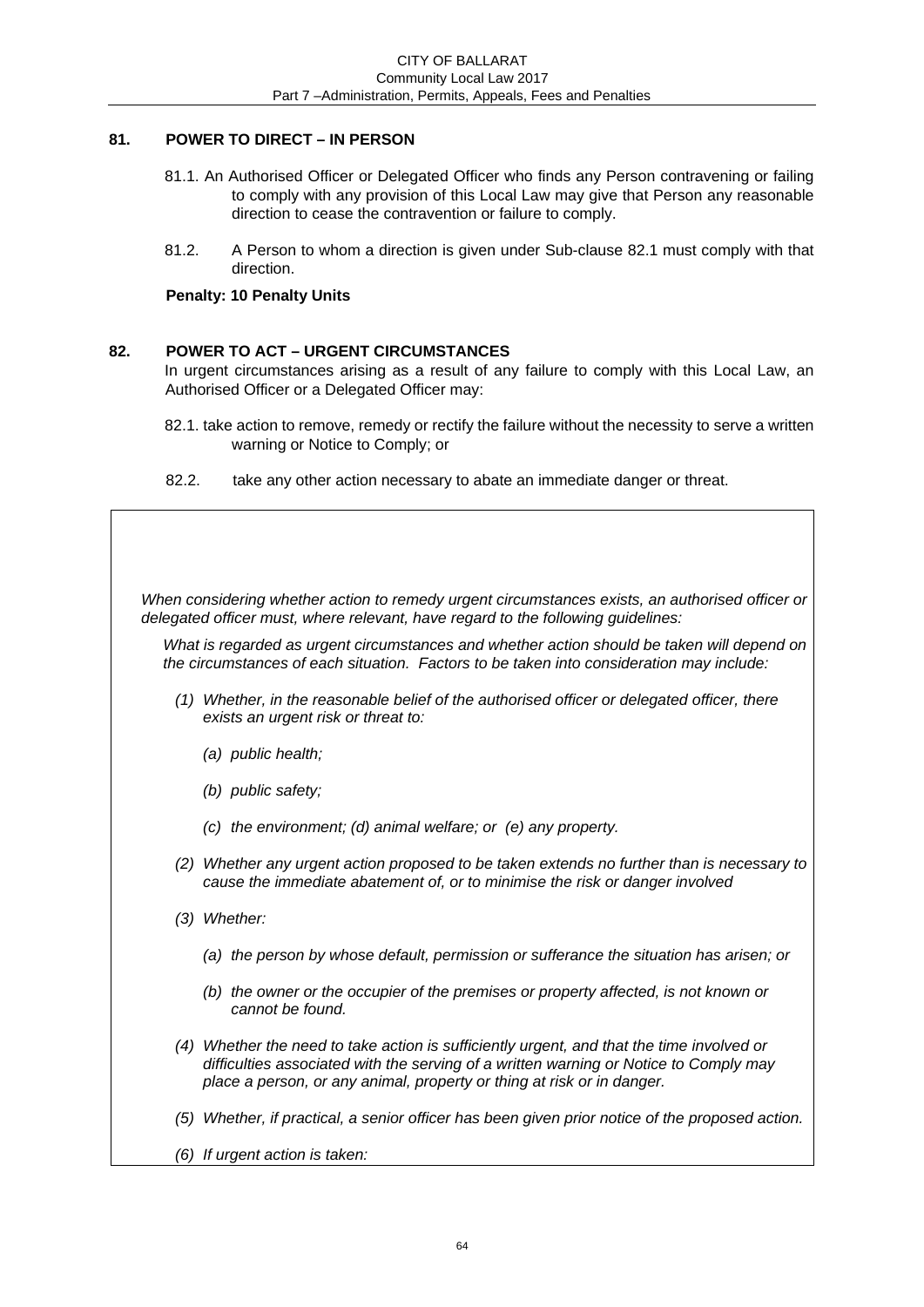## 81. POWER TO DIRECT – IN PERSON

81.1. An Authorised Officer or Delegated Officer who finds any Person contravening or failing to comply with any provision of this Local Law may give that Person any reasonable direction to cease the contravention or failure to comply.

81.2. A Person to whom a direction is given under Sub-clause 82.1 must comply with that direction.

**Penalty: 10 Penalty Units**

## 82. POWER TO ACT – URGENT CIRCUMSTANCES

In urgent circumstances arising as a result of any failure to comply with this Local Law, an Authorised Officer or a Delegated Officer may:

82.1. take action to remove, remedy or rectify the failure without the necessity to serve a written warning or Notice to Comply; or

82.2. take any other action necessary to abate an immediate danger or threat.

*When considering whether action to remedy urgent circumstances exists, an authorised officer or delegated officer must, where relevant, have regard to the following guidelines:*

*What is regarded as urgent circumstances and whether action should be taken will depend on the circumstances of each situation. Factors to be taken into consideration may include:*

*(1) Whether, in the reasonable belief of the authorised officer or delegated officer, there exists an urgent risk or threat to:*

*(a) public health;*

*(b) public safety;*

*(c) the environment; (d) animal welfare; or (e) any property.*

*(2) Whether any urgent action proposed to be taken extends no further than is necessary to cause the immediate abatement of, or to minimise the risk or danger involved*

*(3) Whether:*

*(a) the person by whose default, permission or sufferance the situation has arisen; or*

*(b) the owner or the occupier of the premises or property affected, is not known or cannot be found.*

*(4) Whether the need to take action is sufficiently urgent, and that the time involved or difficulties associated with the serving of a written warning or Notice to Comply may place a person, or any animal, property or thing at risk or in danger.*

*(5) Whether, if practical, a senior officer has been given prior notice of the proposed action.*

*(6) If urgent action is taken:*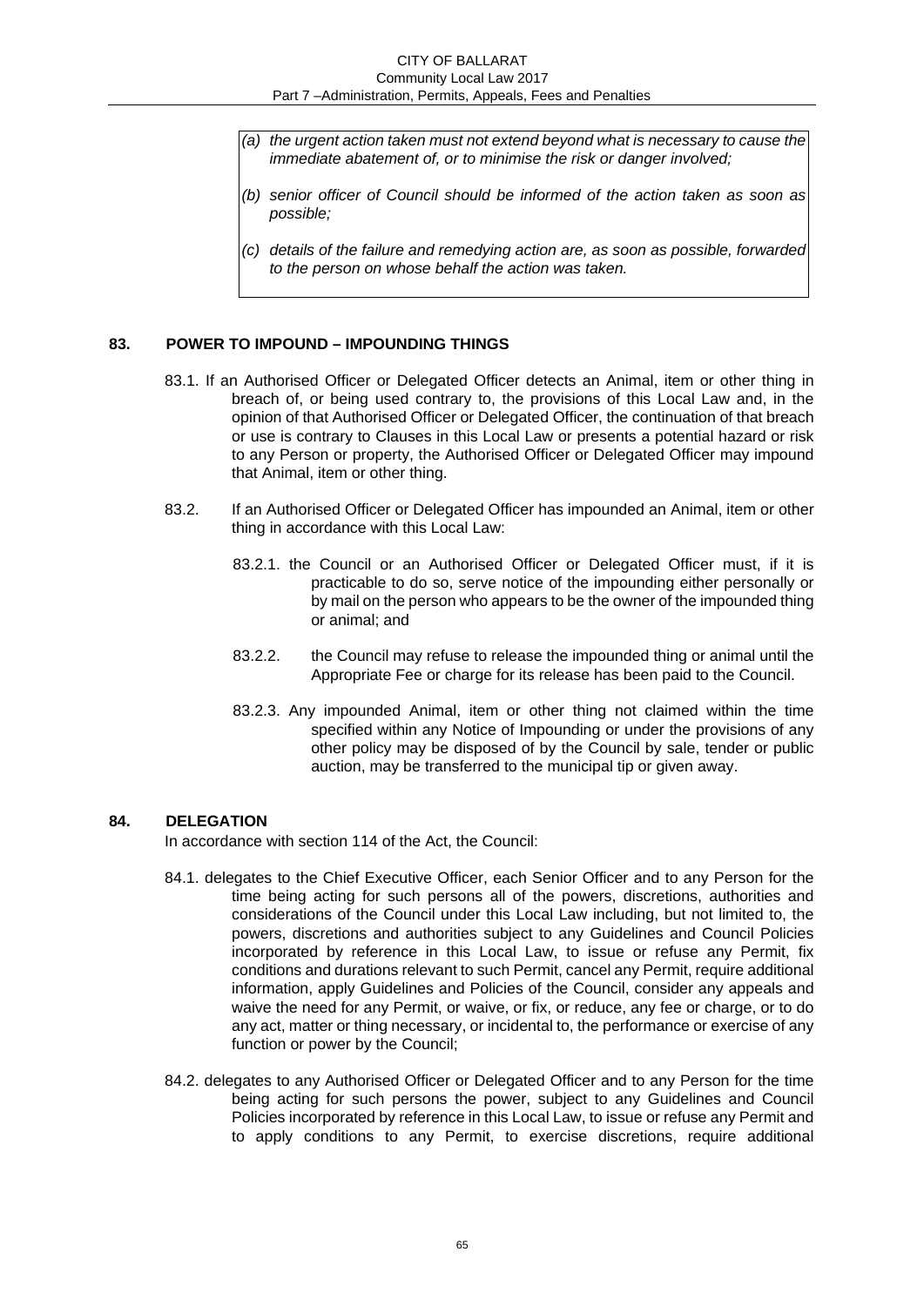*(a) the urgent action taken must not extend beyond what is necessary to cause the immediate abatement of, or to minimise the risk or danger involved;*

*(b) senior officer of Council should be informed of the action taken as soon as possible;*

*(c) details of the failure and remedying action are, as soon as possible, forwarded to the person on whose behalf the action was taken.*

## 83. POWER TO IMPOUND – IMPOUNDING THINGS

83.1. If an Authorised Officer or Delegated Officer detects an Animal, item or other thing in breach of, or being used contrary to, the provisions of this Local Law and, in the opinion of that Authorised Officer or Delegated Officer, the continuation of that breach or use is contrary to Clauses in this Local Law or presents a potential hazard or risk to any Person or property, the Authorised Officer or Delegated Officer may impound that Animal, item or other thing.

83.2. If an Authorised Officer or Delegated Officer has impounded an Animal, item or other thing in accordance with this Local Law:

83.2.1. the Council or an Authorised Officer or Delegated Officer must, if it is practicable to do so, serve notice of the impounding either personally or by mail on the person who appears to be the owner of the impounded thing or animal; and

83.2.2. the Council may refuse to release the impounded thing or animal until the Appropriate Fee or charge for its release has been paid to the Council.

83.2.3. Any impounded Animal, item or other thing not claimed within the time specified within any Notice of Impounding or under the provisions of any other policy may be disposed of by the Council by sale, tender or public auction, may be transferred to the municipal tip or given away.

## 84. DELEGATION

In accordance with section 114 of the Act, the Council:

84.1. delegates to the Chief Executive Officer, each Senior Officer and to any Person for the time being acting for such persons all of the powers, discretions, authorities and considerations of the Council under this Local Law including, but not limited to, the powers, discretions and authorities subject to any Guidelines and Council Policies incorporated by reference in this Local Law, to issue or refuse any Permit, fix conditions and durations relevant to such Permit, cancel any Permit, require additional information, apply Guidelines and Policies of the Council, consider any appeals and waive the need for any Permit, or waive, or fix, or reduce, any fee or charge, or to do any act, matter or thing necessary, or incidental to, the performance or exercise of any function or power by the Council;

84.2. delegates to any Authorised Officer or Delegated Officer and to any Person for the time being acting for such persons the power, subject to any Guidelines and Council Policies incorporated by reference in this Local Law, to issue or refuse any Permit and to apply conditions to any Permit, to exercise discretions, require additional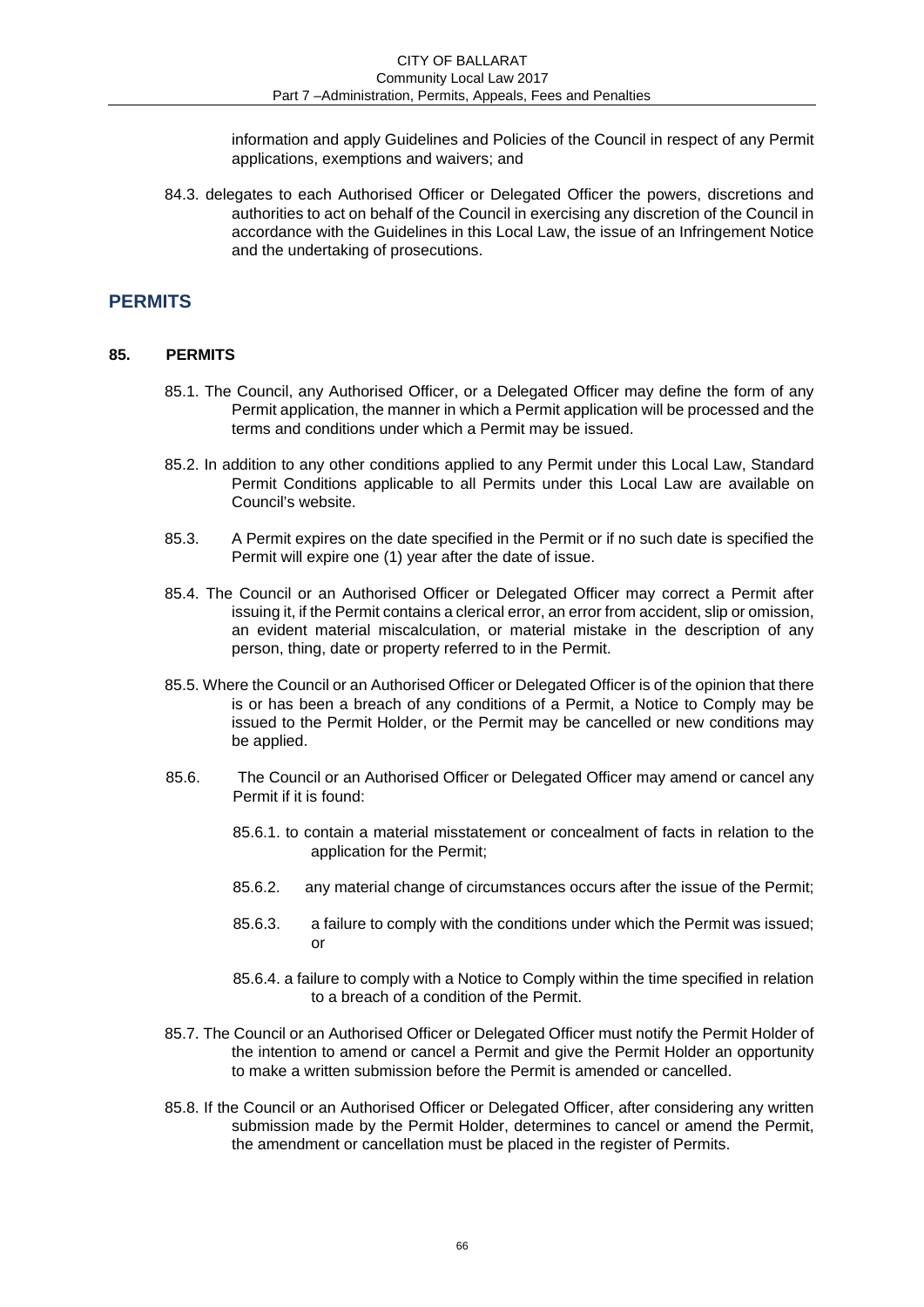information and apply Guidelines and Policies of the Council in respect of any Permit applications, exemptions and waivers; and

84.3. delegates to each Authorised Officer or Delegated Officer the powers, discretions and authorities to act on behalf of the Council in exercising any discretion of the Council in accordance with the Guidelines in this Local Law, the issue of an Infringement Notice and the undertaking of prosecutions.

## PERMITS

### 85. PERMITS

85.1. The Council, any Authorised Officer, or a Delegated Officer may define the form of any Permit application, the manner in which a Permit application will be processed and the terms and conditions under which a Permit may be issued.

85.2. In addition to any other conditions applied to any Permit under this Local Law, Standard Permit Conditions applicable to all Permits under this Local Law are available on Council's website.

85.3. A Permit expires on the date specified in the Permit or if no such date is specified the Permit will expire one (1) year after the date of issue.

85.4. The Council or an Authorised Officer or Delegated Officer may correct a Permit after issuing it, if the Permit contains a clerical error, an error from accident, slip or omission, an evident material miscalculation, or material mistake in the description of any person, thing, date or property referred to in the Permit.

85.5. Where the Council or an Authorised Officer or Delegated Officer is of the opinion that there is or has been a breach of any conditions of a Permit, a Notice to Comply may be issued to the Permit Holder, or the Permit may be cancelled or new conditions may be applied.

85.6. The Council or an Authorised Officer or Delegated Officer may amend or cancel any Permit if it is found:

85.6.1. to contain a material misstatement or concealment of facts in relation to the application for the Permit;

85.6.2. any material change of circumstances occurs after the issue of the Permit;

85.6.3. a failure to comply with the conditions under which the Permit was issued; or

85.6.4. a failure to comply with a Notice to Comply within the time specified in relation to a breach of a condition of the Permit.

85.7. The Council or an Authorised Officer or Delegated Officer must notify the Permit Holder of the intention to amend or cancel a Permit and give the Permit Holder an opportunity to make a written submission before the Permit is amended or cancelled.

85.8. If the Council or an Authorised Officer or Delegated Officer, after considering any written submission made by the Permit Holder, determines to cancel or amend the Permit, the amendment or cancellation must be placed in the register of Permits.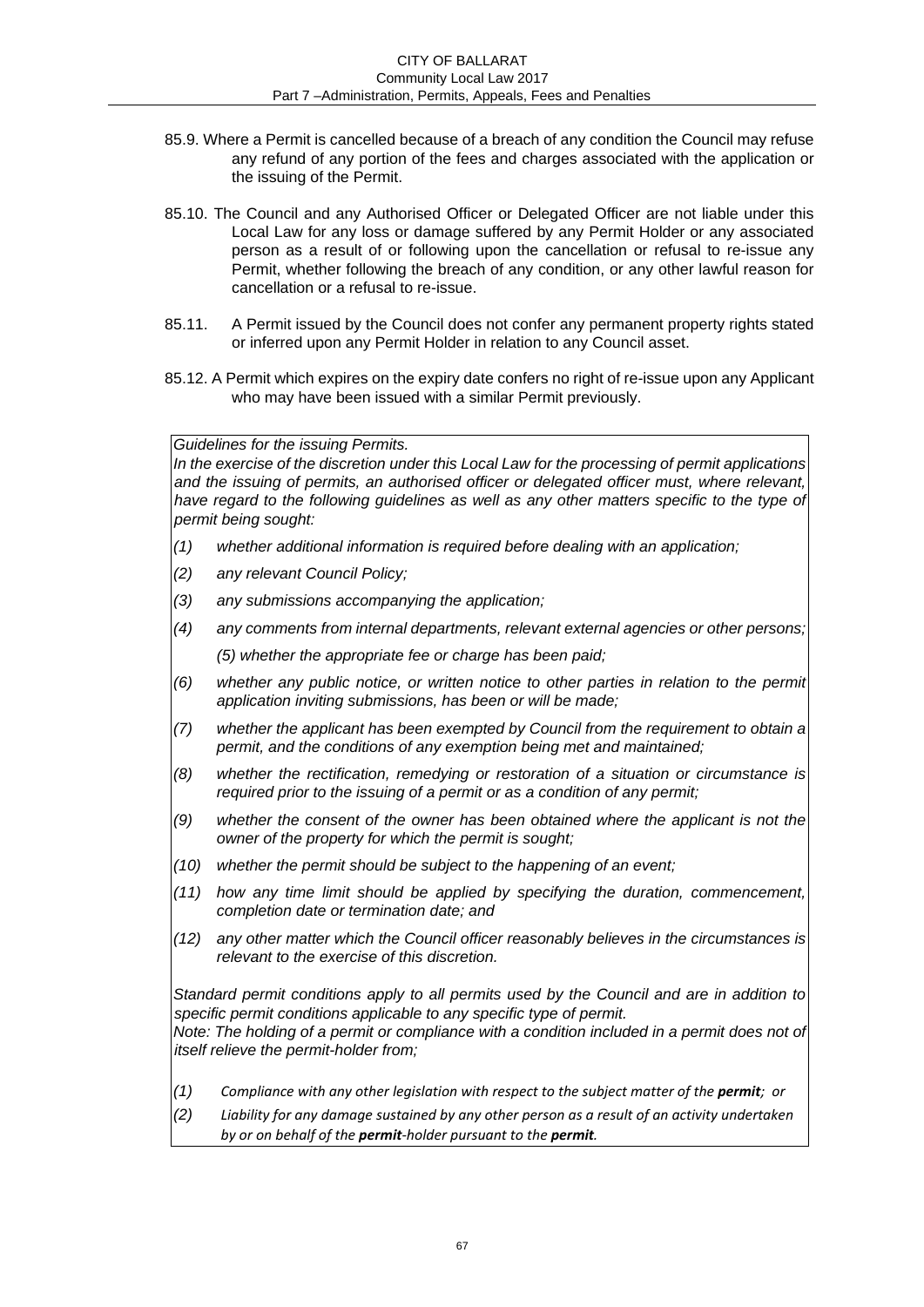85.9. Where a Permit is cancelled because of a breach of any condition the Council may refuse any refund of any portion of the fees and charges associated with the application or the issuing of the Permit.

85.10. The Council and any Authorised Officer or Delegated Officer are not liable under this Local Law for any loss or damage suffered by any Permit Holder or any associated person as a result of or following upon the cancellation or refusal to re-issue any Permit, whether following the breach of any condition, or any other lawful reason for cancellation or a refusal to re-issue.

85.11. A Permit issued by the Council does not confer any permanent property rights stated or inferred upon any Permit Holder in relation to any Council asset.

85.12. A Permit which expires on the expiry date confers no right of re-issue upon any Applicant who may have been issued with a similar Permit previously.

*Guidelines for the issuing Permits.*
*In the exercise of the discretion under this Local Law for the processing of permit applications and the issuing of permits, an authorised officer or delegated officer must, where relevant, have regard to the following guidelines as well as any other matters specific to the type of permit being sought:*

*(1) whether additional information is required before dealing with an application;*

*(2) any relevant Council Policy;*

*(3) any submissions accompanying the application;*

*(4) any comments from internal departments, relevant external agencies or other persons;*

*(5) whether the appropriate fee or charge has been paid;*

*(6) whether any public notice, or written notice to other parties in relation to the permit application inviting submissions, has been or will be made;*

*(7) whether the applicant has been exempted by Council from the requirement to obtain a permit, and the conditions of any exemption being met and maintained;*

*(8) whether the rectification, remedying or restoration of a situation or circumstance is required prior to the issuing of a permit or as a condition of any permit;*

*(9) whether the consent of the owner has been obtained where the applicant is not the owner of the property for which the permit is sought;*

*(10) whether the permit should be subject to the happening of an event;*

*(11) how any time limit should be applied by specifying the duration, commencement, completion date or termination date; and*

*(12) any other matter which the Council officer reasonably believes in the circumstances is relevant to the exercise of this discretion.*

*Standard permit conditions apply to all permits used by the Council and are in addition to specific permit conditions applicable to any specific type of permit.*
*Note: The holding of a permit or compliance with a condition included in a permit does not of itself relieve the permit-holder from;*

*(1) Compliance with any other legislation with respect to the subject matter of the **permit**; or*

*(2) Liability for any damage sustained by any other person as a result of an activity undertaken by or on behalf of the **permit**-holder pursuant to the **permit**.*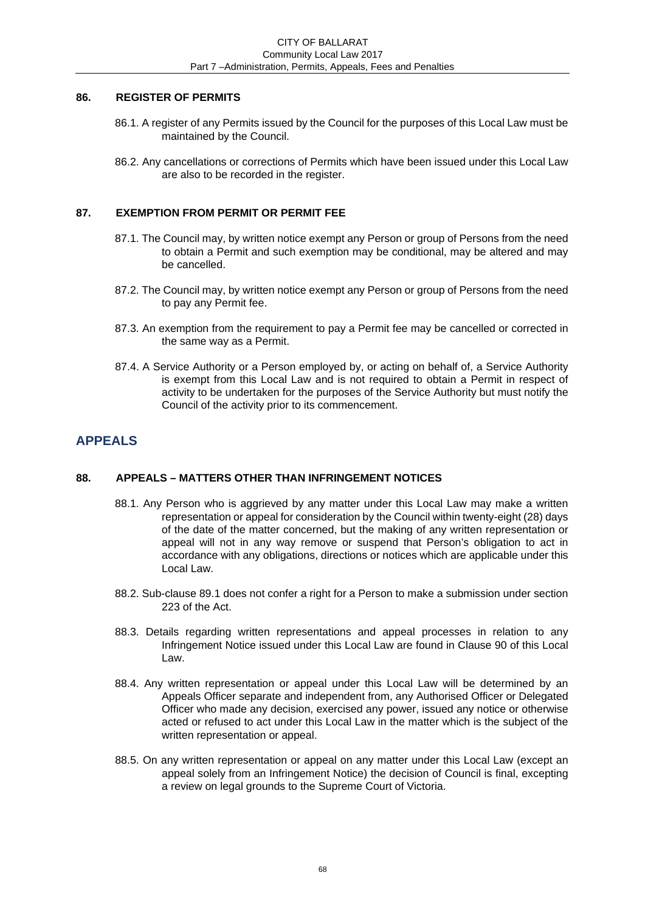### 86. REGISTER OF PERMITS

86.1. A register of any Permits issued by the Council for the purposes of this Local Law must be maintained by the Council.

86.2. Any cancellations or corrections of Permits which have been issued under this Local Law are also to be recorded in the register.

### 87. EXEMPTION FROM PERMIT OR PERMIT FEE

87.1. The Council may, by written notice exempt any Person or group of Persons from the need to obtain a Permit and such exemption may be conditional, may be altered and may be cancelled.

87.2. The Council may, by written notice exempt any Person or group of Persons from the need to pay any Permit fee.

87.3. An exemption from the requirement to pay a Permit fee may be cancelled or corrected in the same way as a Permit.

87.4. A Service Authority or a Person employed by, or acting on behalf of, a Service Authority is exempt from this Local Law and is not required to obtain a Permit in respect of activity to be undertaken for the purposes of the Service Authority but must notify the Council of the activity prior to its commencement.

## APPEALS

### 88. APPEALS – MATTERS OTHER THAN INFRINGEMENT NOTICES

88.1. Any Person who is aggrieved by any matter under this Local Law may make a written representation or appeal for consideration by the Council within twenty-eight (28) days of the date of the matter concerned, but the making of any written representation or appeal will not in any way remove or suspend that Person's obligation to act in accordance with any obligations, directions or notices which are applicable under this Local Law.

88.2. Sub-clause 89.1 does not confer a right for a Person to make a submission under section 223 of the Act.

88.3. Details regarding written representations and appeal processes in relation to any Infringement Notice issued under this Local Law are found in Clause 90 of this Local Law.

88.4. Any written representation or appeal under this Local Law will be determined by an Appeals Officer separate and independent from, any Authorised Officer or Delegated Officer who made any decision, exercised any power, issued any notice or otherwise acted or refused to act under this Local Law in the matter which is the subject of the written representation or appeal.

88.5. On any written representation or appeal on any matter under this Local Law (except an appeal solely from an Infringement Notice) the decision of Council is final, excepting a review on legal grounds to the Supreme Court of Victoria.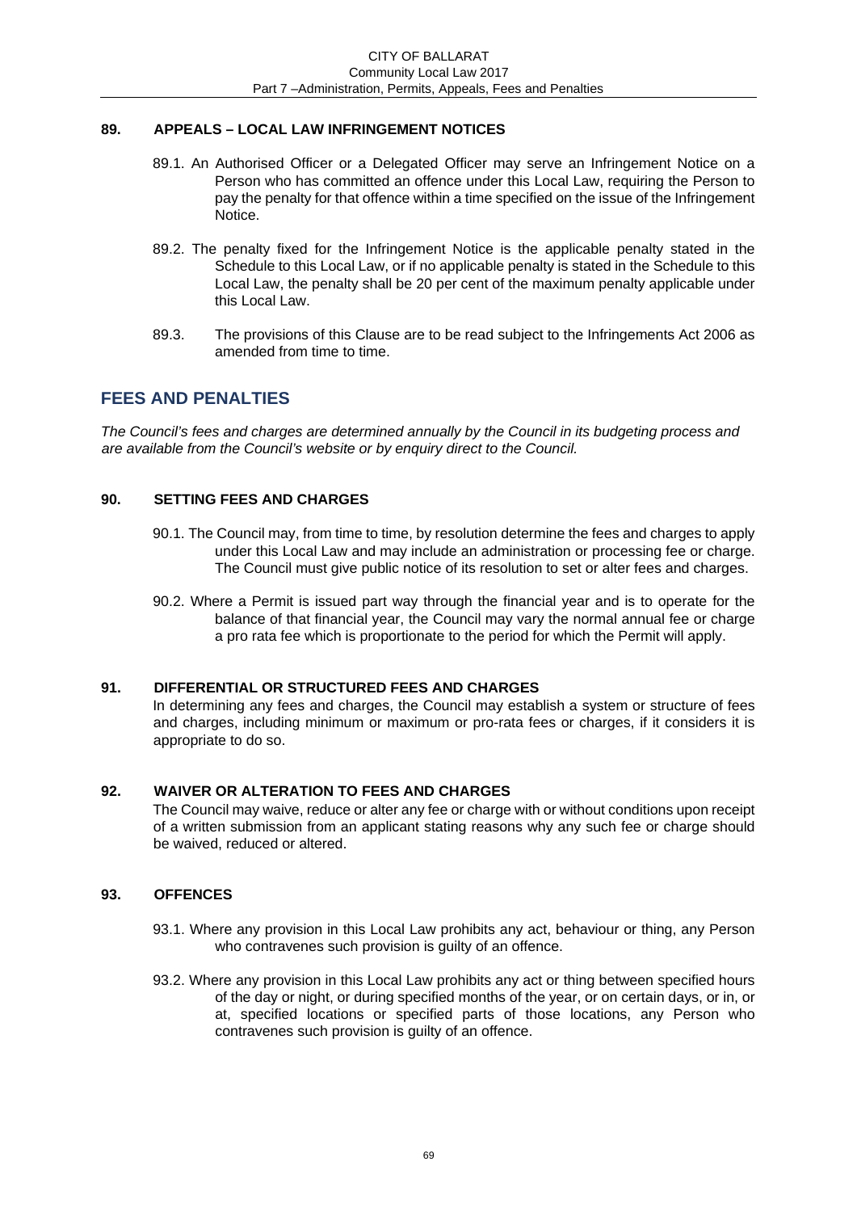### 89. APPEALS – LOCAL LAW INFRINGEMENT NOTICES

89.1. An Authorised Officer or a Delegated Officer may serve an Infringement Notice on a Person who has committed an offence under this Local Law, requiring the Person to pay the penalty for that offence within a time specified on the issue of the Infringement Notice.

89.2. The penalty fixed for the Infringement Notice is the applicable penalty stated in the Schedule to this Local Law, or if no applicable penalty is stated in the Schedule to this Local Law, the penalty shall be 20 per cent of the maximum penalty applicable under this Local Law.

89.3. The provisions of this Clause are to be read subject to the Infringements Act 2006 as amended from time to time.

## FEES AND PENALTIES

*The Council's fees and charges are determined annually by the Council in its budgeting process and are available from the Council's website or by enquiry direct to the Council.*

### 90. SETTING FEES AND CHARGES

90.1. The Council may, from time to time, by resolution determine the fees and charges to apply under this Local Law and may include an administration or processing fee or charge. The Council must give public notice of its resolution to set or alter fees and charges.

90.2. Where a Permit is issued part way through the financial year and is to operate for the balance of that financial year, the Council may vary the normal annual fee or charge a pro rata fee which is proportionate to the period for which the Permit will apply.

### 91. DIFFERENTIAL OR STRUCTURED FEES AND CHARGES

In determining any fees and charges, the Council may establish a system or structure of fees and charges, including minimum or maximum or pro-rata fees or charges, if it considers it is appropriate to do so.

### 92. WAIVER OR ALTERATION TO FEES AND CHARGES

The Council may waive, reduce or alter any fee or charge with or without conditions upon receipt of a written submission from an applicant stating reasons why any such fee or charge should be waived, reduced or altered.

### 93. OFFENCES

93.1. Where any provision in this Local Law prohibits any act, behaviour or thing, any Person who contravenes such provision is guilty of an offence.

93.2. Where any provision in this Local Law prohibits any act or thing between specified hours of the day or night, or during specified months of the year, or on certain days, or in, or at, specified locations or specified parts of those locations, any Person who contravenes such provision is guilty of an offence.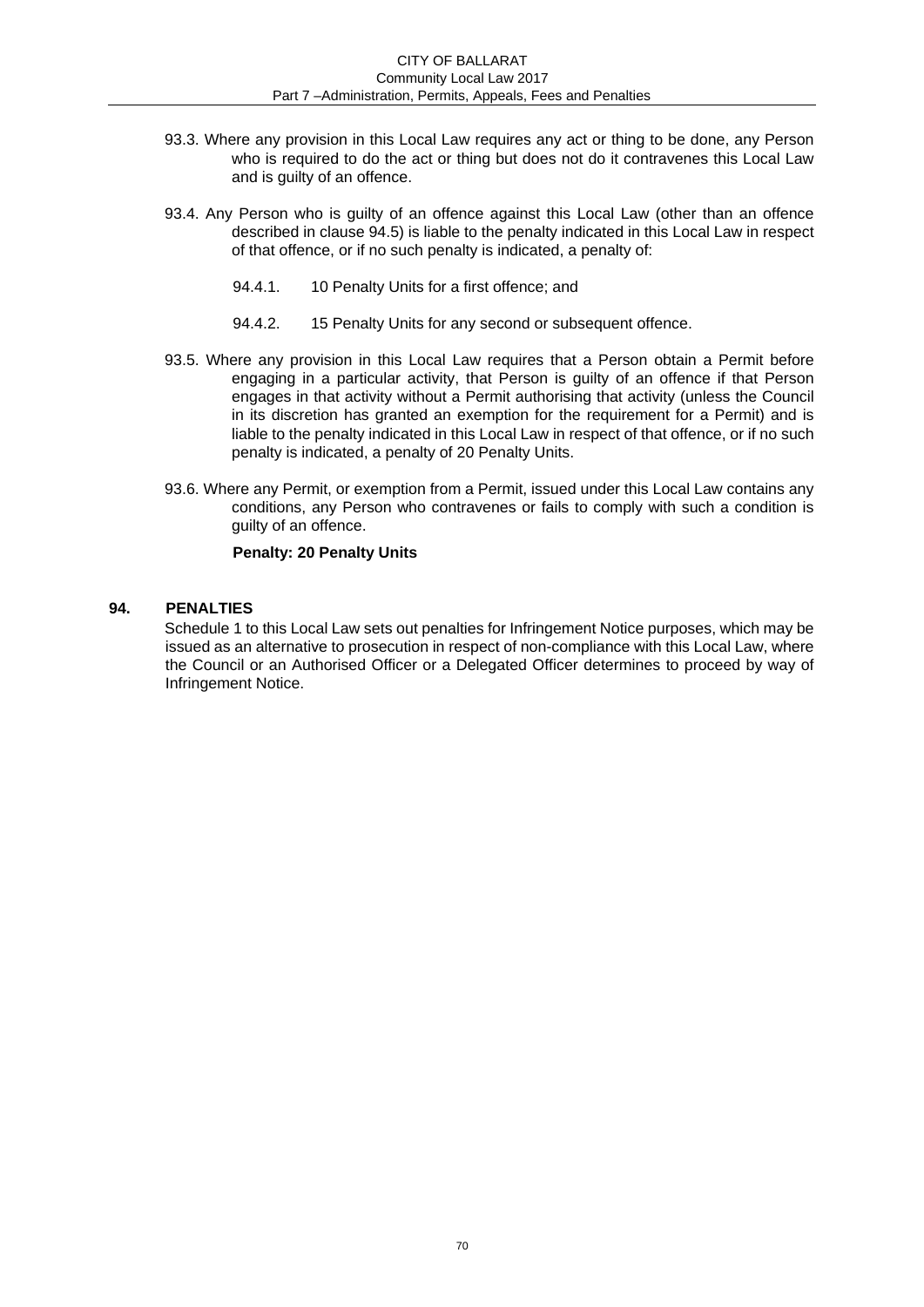93.3. Where any provision in this Local Law requires any act or thing to be done, any Person who is required to do the act or thing but does not do it contravenes this Local Law and is guilty of an offence.

93.4. Any Person who is guilty of an offence against this Local Law (other than an offence described in clause 94.5) is liable to the penalty indicated in this Local Law in respect of that offence, or if no such penalty is indicated, a penalty of:

94.4.1. 10 Penalty Units for a first offence; and

94.4.2. 15 Penalty Units for any second or subsequent offence.

93.5. Where any provision in this Local Law requires that a Person obtain a Permit before engaging in a particular activity, that Person is guilty of an offence if that Person engages in that activity without a Permit authorising that activity (unless the Council in its discretion has granted an exemption for the requirement for a Permit) and is liable to the penalty indicated in this Local Law in respect of that offence, or if no such penalty is indicated, a penalty of 20 Penalty Units.

93.6. Where any Permit, or exemption from a Permit, issued under this Local Law contains any conditions, any Person who contravenes or fails to comply with such a condition is guilty of an offence.

**Penalty: 20 Penalty Units**

## 94. PENALTIES

Schedule 1 to this Local Law sets out penalties for Infringement Notice purposes, which may be issued as an alternative to prosecution in respect of non-compliance with this Local Law, where the Council or an Authorised Officer or a Delegated Officer determines to proceed by way of Infringement Notice.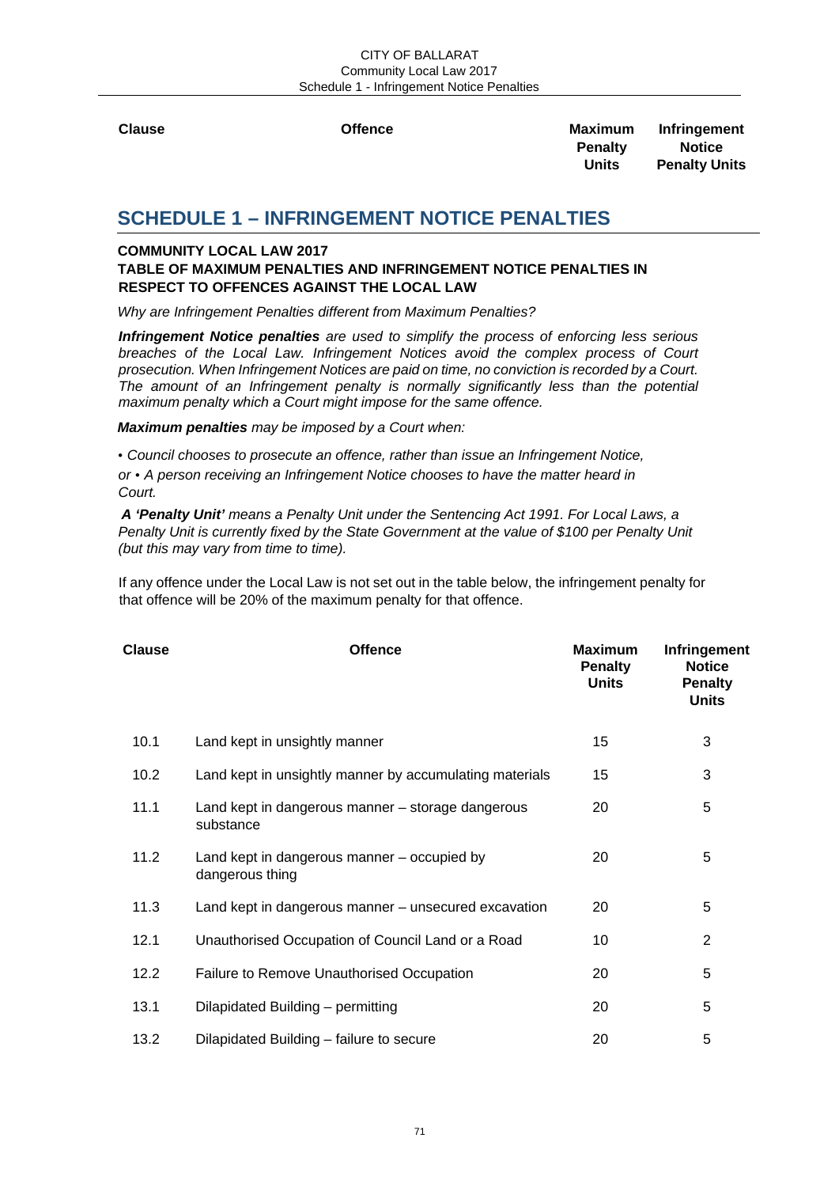## SCHEDULE 1 – INFRINGEMENT NOTICE PENALTIES

**COMMUNITY LOCAL LAW 2017**
**TABLE OF MAXIMUM PENALTIES AND INFRINGEMENT NOTICE PENALTIES IN RESPECT TO OFFENCES AGAINST THE LOCAL LAW**

*Why are Infringement Penalties different from Maximum Penalties?*

***Infringement Notice penalties** are used to simplify the process of enforcing less serious breaches of the Local Law. Infringement Notices avoid the complex process of Court prosecution. When Infringement Notices are paid on time, no conviction is recorded by a Court. The amount of an Infringement penalty is normally significantly less than the potential maximum penalty which a Court might impose for the same offence.*

***Maximum penalties** may be imposed by a Court when:*

- *Council chooses to prosecute an offence, rather than issue an Infringement Notice,*

*or • A person receiving an Infringement Notice chooses to have the matter heard in Court.*

***A 'Penalty Unit'** means a Penalty Unit under the Sentencing Act 1991. For Local Laws, a Penalty Unit is currently fixed by the State Government at the value of $100 per Penalty Unit (but this may vary from time to time).*

If any offence under the Local Law is not set out in the table below, the infringement penalty for that offence will be 20% of the maximum penalty for that offence.

| Clause | Offence | Maximum Penalty Units | Infringement Notice Penalty Units |
|---|---|---|---|
| 10.1 | Land kept in unsightly manner | 15 | 3 |
| 10.2 | Land kept in unsightly manner by accumulating materials | 15 | 3 |
| 11.1 | Land kept in dangerous manner – storage dangerous substance | 20 | 5 |
| 11.2 | Land kept in dangerous manner – occupied by dangerous thing | 20 | 5 |
| 11.3 | Land kept in dangerous manner – unsecured excavation | 20 | 5 |
| 12.1 | Unauthorised Occupation of Council Land or a Road | 10 | 2 |
| 12.2 | Failure to Remove Unauthorised Occupation | 20 | 5 |
| 13.1 | Dilapidated Building – permitting | 20 | 5 |
| 13.2 | Dilapidated Building – failure to secure | 20 | 5 |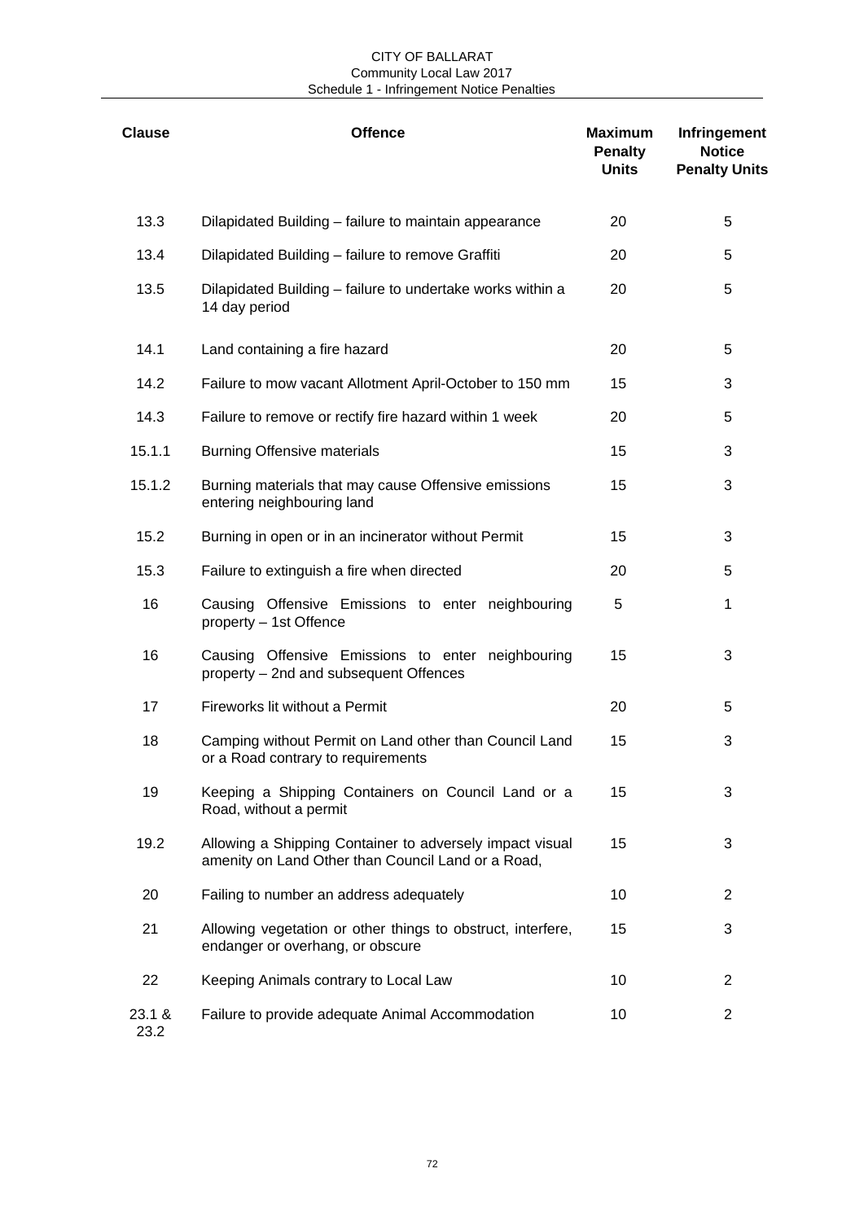| Clause | Offence | Maximum Penalty Units | Infringement Notice Penalty Units |
|---|---|---|---|
| 13.3 | Dilapidated Building – failure to maintain appearance | 20 | 5 |
| 13.4 | Dilapidated Building – failure to remove Graffiti | 20 | 5 |
| 13.5 | Dilapidated Building – failure to undertake works within a 14 day period | 20 | 5 |
| 14.1 | Land containing a fire hazard | 20 | 5 |
| 14.2 | Failure to mow vacant Allotment April-October to 150 mm | 15 | 3 |
| 14.3 | Failure to remove or rectify fire hazard within 1 week | 20 | 5 |
| 15.1.1 | Burning Offensive materials | 15 | 3 |
| 15.1.2 | Burning materials that may cause Offensive emissions entering neighbouring land | 15 | 3 |
| 15.2 | Burning in open or in an incinerator without Permit | 15 | 3 |
| 15.3 | Failure to extinguish a fire when directed | 20 | 5 |
| 16 | Causing Offensive Emissions to enter neighbouring property – 1st Offence | 5 | 1 |
| 16 | Causing Offensive Emissions to enter neighbouring property – 2nd and subsequent Offences | 15 | 3 |
| 17 | Fireworks lit without a Permit | 20 | 5 |
| 18 | Camping without Permit on Land other than Council Land or a Road contrary to requirements | 15 | 3 |
| 19 | Keeping a Shipping Containers on Council Land or a Road, without a permit | 15 | 3 |
| 19.2 | Allowing a Shipping Container to adversely impact visual amenity on Land Other than Council Land or a Road, | 15 | 3 |
| 20 | Failing to number an address adequately | 10 | 2 |
| 21 | Allowing vegetation or other things to obstruct, interfere, endanger or overhang, or obscure | 15 | 3 |
| 22 | Keeping Animals contrary to Local Law | 10 | 2 |
| 23.1 & 23.2 | Failure to provide adequate Animal Accommodation | 10 | 2 |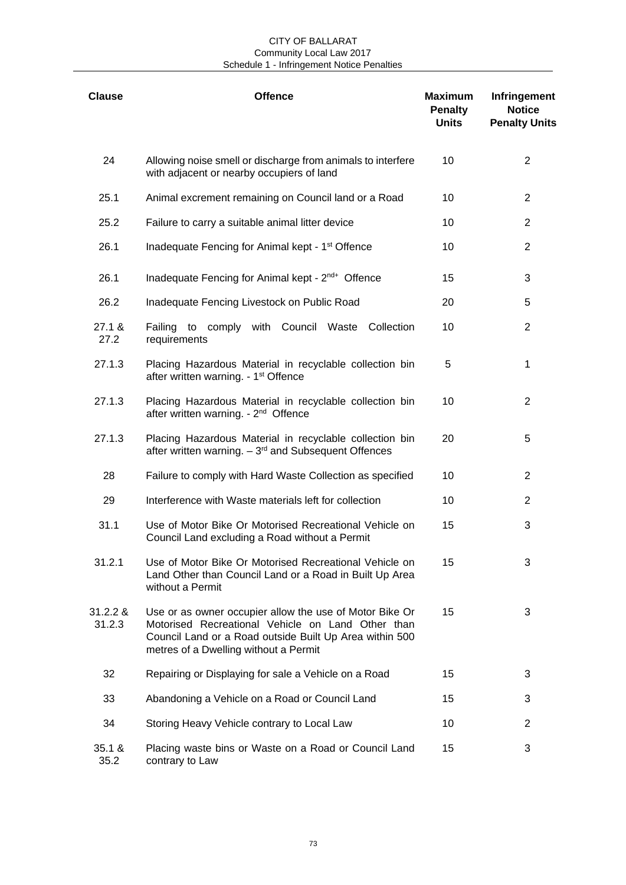| Clause | Offence | Maximum Penalty Units | Infringement Notice Penalty Units |
|---|---|---|---|
| 24 | Allowing noise smell or discharge from animals to interfere with adjacent or nearby occupiers of land | 10 | 2 |
| 25.1 | Animal excrement remaining on Council land or a Road | 10 | 2 |
| 25.2 | Failure to carry a suitable animal litter device | 10 | 2 |
| 26.1 | Inadequate Fencing for Animal kept - 1st Offence | 10 | 2 |
| 26.1 | Inadequate Fencing for Animal kept - 2nd+ Offence | 15 | 3 |
| 26.2 | Inadequate Fencing Livestock on Public Road | 20 | 5 |
| 27.1 & 27.2 | Failing to comply with Council Waste Collection requirements | 10 | 2 |
| 27.1.3 | Placing Hazardous Material in recyclable collection bin after written warning. - 1st Offence | 5 | 1 |
| 27.1.3 | Placing Hazardous Material in recyclable collection bin after written warning. - 2nd Offence | 10 | 2 |
| 27.1.3 | Placing Hazardous Material in recyclable collection bin after written warning. – 3rd and Subsequent Offences | 20 | 5 |
| 28 | Failure to comply with Hard Waste Collection as specified | 10 | 2 |
| 29 | Interference with Waste materials left for collection | 10 | 2 |
| 31.1 | Use of Motor Bike Or Motorised Recreational Vehicle on Council Land excluding a Road without a Permit | 15 | 3 |
| 31.2.1 | Use of Motor Bike Or Motorised Recreational Vehicle on Land Other than Council Land or a Road in Built Up Area without a Permit | 15 | 3 |
| 31.2.2 & 31.2.3 | Use or as owner occupier allow the use of Motor Bike Or Motorised Recreational Vehicle on Land Other than Council Land or a Road outside Built Up Area within 500 metres of a Dwelling without a Permit | 15 | 3 |
| 32 | Repairing or Displaying for sale a Vehicle on a Road | 15 | 3 |
| 33 | Abandoning a Vehicle on a Road or Council Land | 15 | 3 |
| 34 | Storing Heavy Vehicle contrary to Local Law | 10 | 2 |
| 35.1 & 35.2 | Placing waste bins or Waste on a Road or Council Land contrary to Law | 15 | 3 |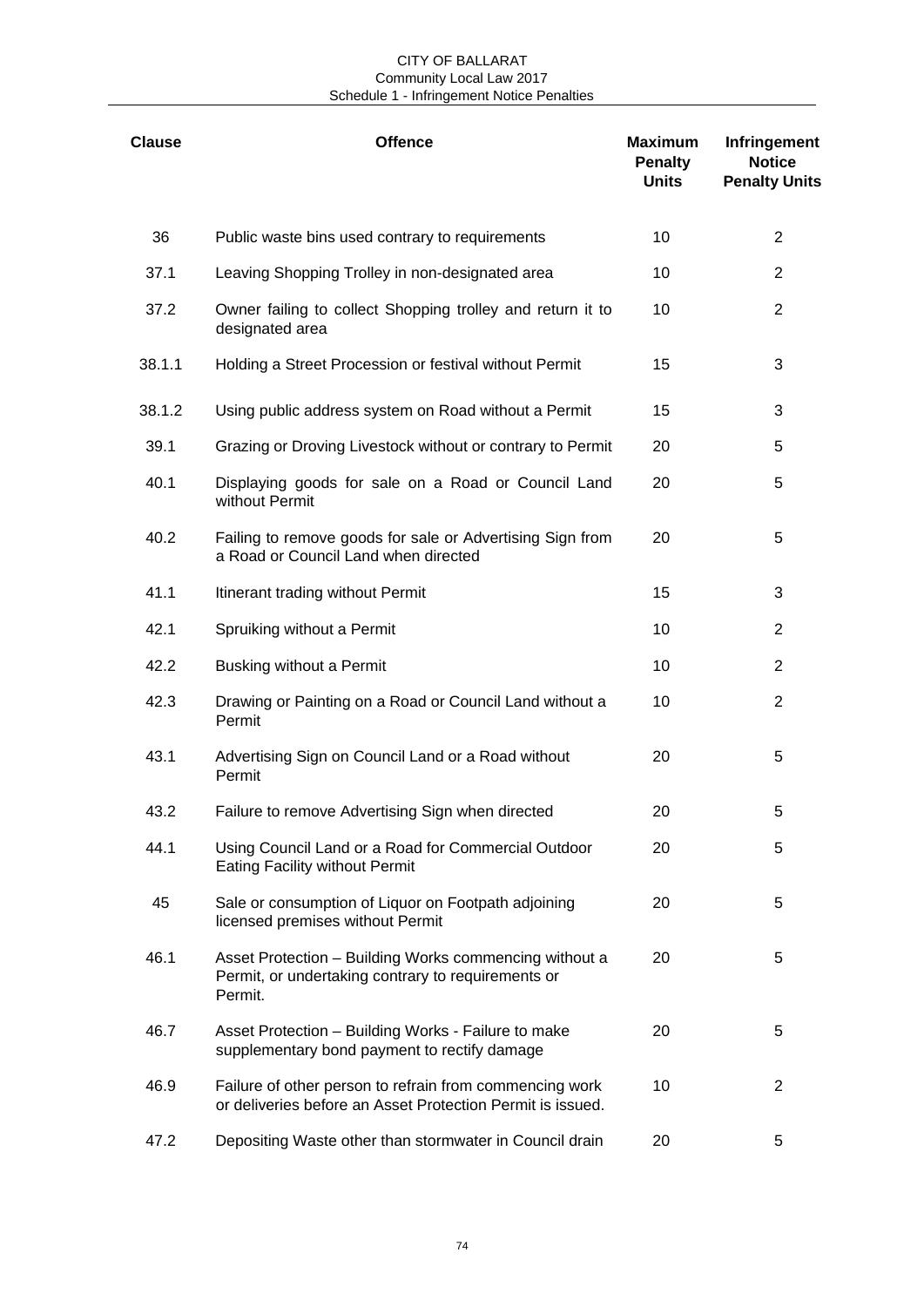| Clause | Offence | Maximum Penalty Units | Infringement Notice Penalty Units |
|---|---|---|---|
| 36 | Public waste bins used contrary to requirements | 10 | 2 |
| 37.1 | Leaving Shopping Trolley in non-designated area | 10 | 2 |
| 37.2 | Owner failing to collect Shopping trolley and return it to designated area | 10 | 2 |
| 38.1.1 | Holding a Street Procession or festival without Permit | 15 | 3 |
| 38.1.2 | Using public address system on Road without a Permit | 15 | 3 |
| 39.1 | Grazing or Droving Livestock without or contrary to Permit | 20 | 5 |
| 40.1 | Displaying goods for sale on a Road or Council Land without Permit | 20 | 5 |
| 40.2 | Failing to remove goods for sale or Advertising Sign from a Road or Council Land when directed | 20 | 5 |
| 41.1 | Itinerant trading without Permit | 15 | 3 |
| 42.1 | Spruiking without a Permit | 10 | 2 |
| 42.2 | Busking without a Permit | 10 | 2 |
| 42.3 | Drawing or Painting on a Road or Council Land without a Permit | 10 | 2 |
| 43.1 | Advertising Sign on Council Land or a Road without Permit | 20 | 5 |
| 43.2 | Failure to remove Advertising Sign when directed | 20 | 5 |
| 44.1 | Using Council Land or a Road for Commercial Outdoor Eating Facility without Permit | 20 | 5 |
| 45 | Sale or consumption of Liquor on Footpath adjoining licensed premises without Permit | 20 | 5 |
| 46.1 | Asset Protection – Building Works commencing without a Permit, or undertaking contrary to requirements or Permit. | 20 | 5 |
| 46.7 | Asset Protection – Building Works - Failure to make supplementary bond payment to rectify damage | 20 | 5 |
| 46.9 | Failure of other person to refrain from commencing work or deliveries before an Asset Protection Permit is issued. | 10 | 2 |
| 47.2 | Depositing Waste other than stormwater in Council drain | 20 | 5 |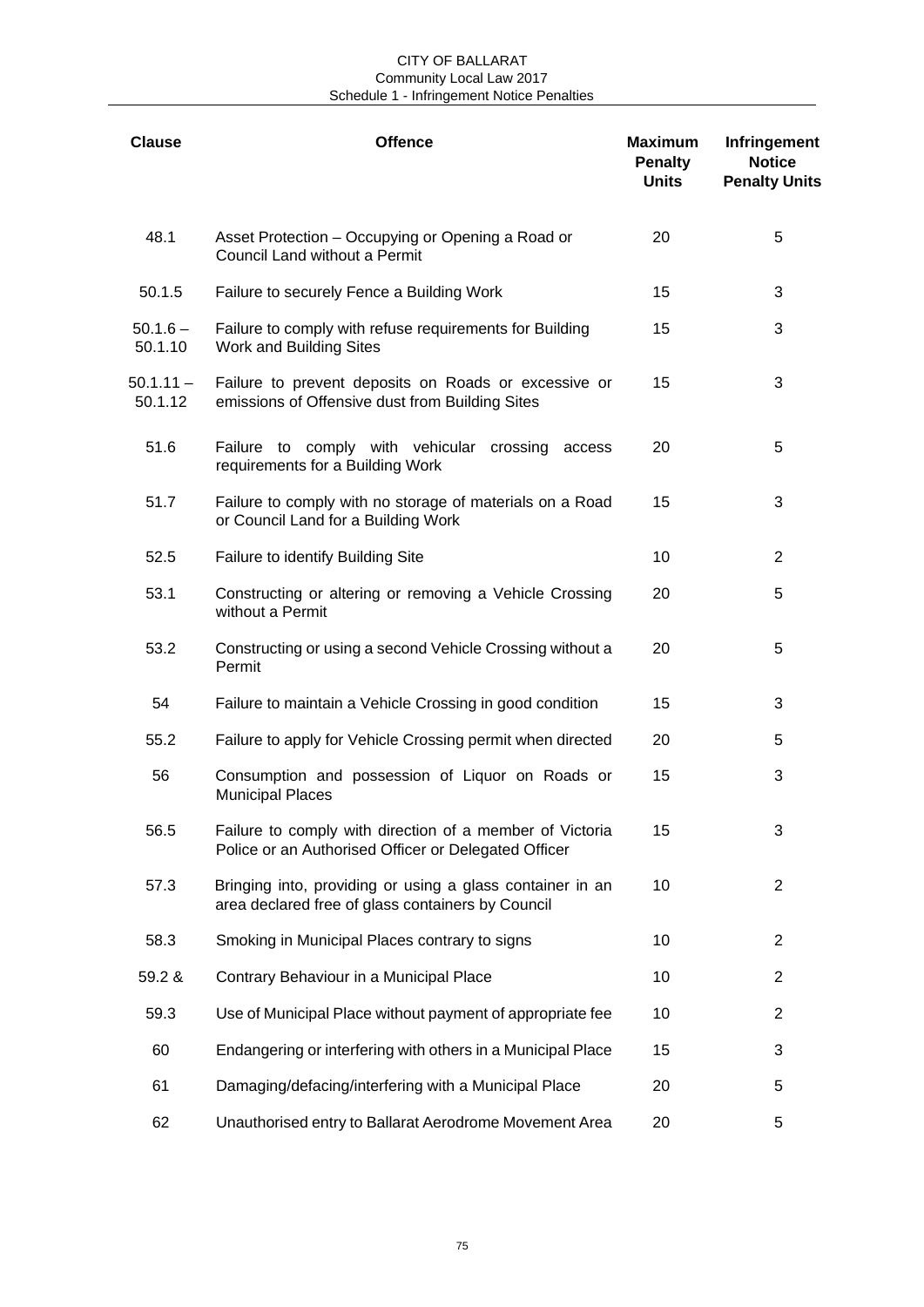| Clause | Offence | Maximum Penalty Units | Infringement Notice Penalty Units |
|---|---|---|---|
| 48.1 | Asset Protection – Occupying or Opening a Road or Council Land without a Permit | 20 | 5 |
| 50.1.5 | Failure to securely Fence a Building Work | 15 | 3 |
| 50.1.6 – 50.1.10 | Failure to comply with refuse requirements for Building Work and Building Sites | 15 | 3 |
| 50.1.11 – 50.1.12 | Failure to prevent deposits on Roads or excessive or emissions of Offensive dust from Building Sites | 15 | 3 |
| 51.6 | Failure to comply with vehicular crossing access requirements for a Building Work | 20 | 5 |
| 51.7 | Failure to comply with no storage of materials on a Road or Council Land for a Building Work | 15 | 3 |
| 52.5 | Failure to identify Building Site | 10 | 2 |
| 53.1 | Constructing or altering or removing a Vehicle Crossing without a Permit | 20 | 5 |
| 53.2 | Constructing or using a second Vehicle Crossing without a Permit | 20 | 5 |
| 54 | Failure to maintain a Vehicle Crossing in good condition | 15 | 3 |
| 55.2 | Failure to apply for Vehicle Crossing permit when directed | 20 | 5 |
| 56 | Consumption and possession of Liquor on Roads or Municipal Places | 15 | 3 |
| 56.5 | Failure to comply with direction of a member of Victoria Police or an Authorised Officer or Delegated Officer | 15 | 3 |
| 57.3 | Bringing into, providing or using a glass container in an area declared free of glass containers by Council | 10 | 2 |
| 58.3 | Smoking in Municipal Places contrary to signs | 10 | 2 |
| 59.2 & | Contrary Behaviour in a Municipal Place | 10 | 2 |
| 59.3 | Use of Municipal Place without payment of appropriate fee | 10 | 2 |
| 60 | Endangering or interfering with others in a Municipal Place | 15 | 3 |
| 61 | Damaging/defacing/interfering with a Municipal Place | 20 | 5 |
| 62 | Unauthorised entry to Ballarat Aerodrome Movement Area | 20 | 5 |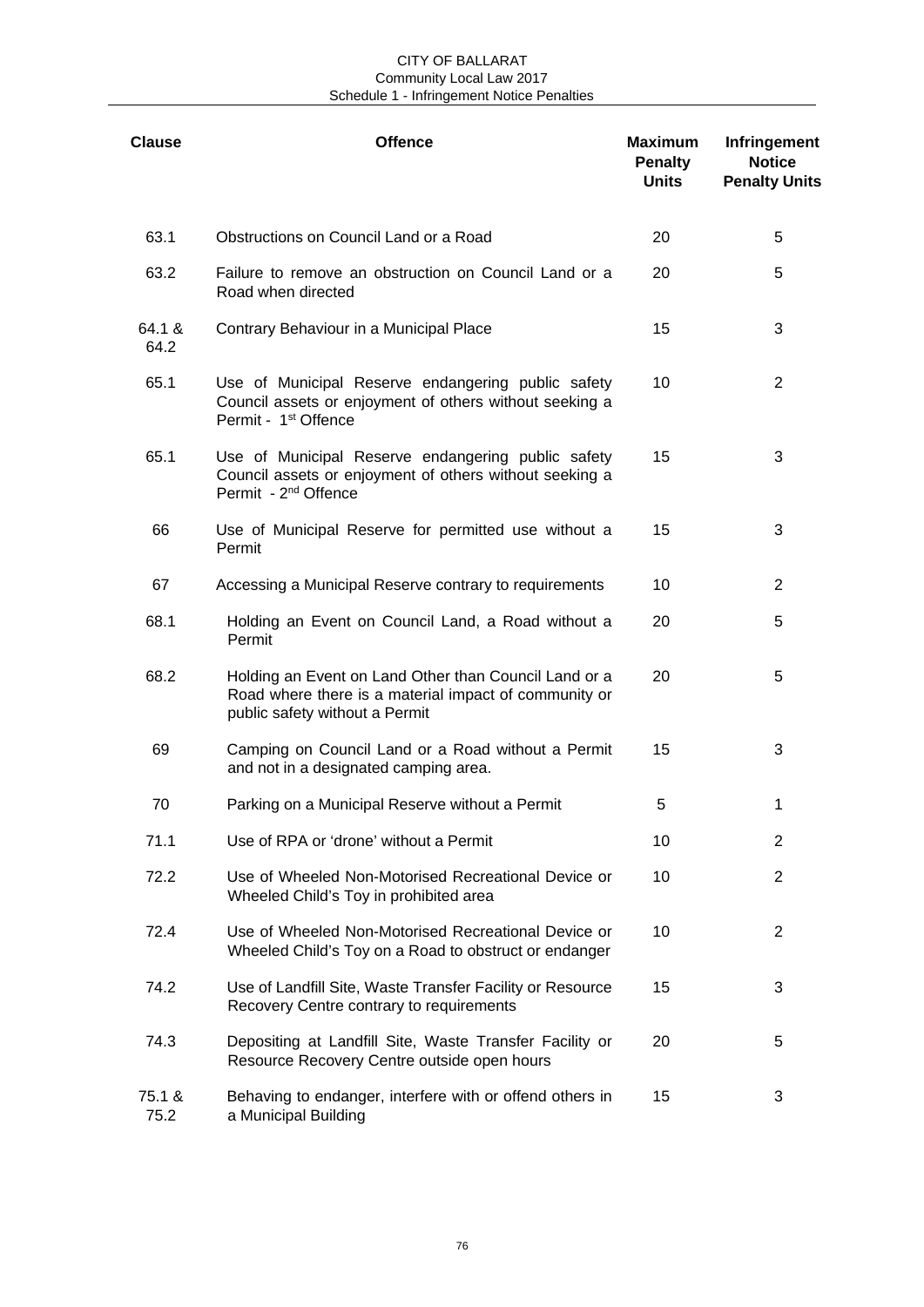| Clause | Offence | Maximum Penalty Units | Infringement Notice Penalty Units |
|---|---|---|---|
| 63.1 | Obstructions on Council Land or a Road | 20 | 5 |
| 63.2 | Failure to remove an obstruction on Council Land or a Road when directed | 20 | 5 |
| 64.1 & 64.2 | Contrary Behaviour in a Municipal Place | 15 | 3 |
| 65.1 | Use of Municipal Reserve endangering public safety Council assets or enjoyment of others without seeking a Permit - 1st Offence | 10 | 2 |
| 65.1 | Use of Municipal Reserve endangering public safety Council assets or enjoyment of others without seeking a Permit - 2nd Offence | 15 | 3 |
| 66 | Use of Municipal Reserve for permitted use without a Permit | 15 | 3 |
| 67 | Accessing a Municipal Reserve contrary to requirements | 10 | 2 |
| 68.1 | Holding an Event on Council Land, a Road without a Permit | 20 | 5 |
| 68.2 | Holding an Event on Land Other than Council Land or a Road where there is a material impact of community or public safety without a Permit | 20 | 5 |
| 69 | Camping on Council Land or a Road without a Permit and not in a designated camping area. | 15 | 3 |
| 70 | Parking on a Municipal Reserve without a Permit | 5 | 1 |
| 71.1 | Use of RPA or 'drone' without a Permit | 10 | 2 |
| 72.2 | Use of Wheeled Non-Motorised Recreational Device or Wheeled Child's Toy in prohibited area | 10 | 2 |
| 72.4 | Use of Wheeled Non-Motorised Recreational Device or Wheeled Child's Toy on a Road to obstruct or endanger | 10 | 2 |
| 74.2 | Use of Landfill Site, Waste Transfer Facility or Resource Recovery Centre contrary to requirements | 15 | 3 |
| 74.3 | Depositing at Landfill Site, Waste Transfer Facility or Resource Recovery Centre outside open hours | 20 | 5 |
| 75.1 & 75.2 | Behaving to endanger, interfere with or offend others in a Municipal Building | 15 | 3 |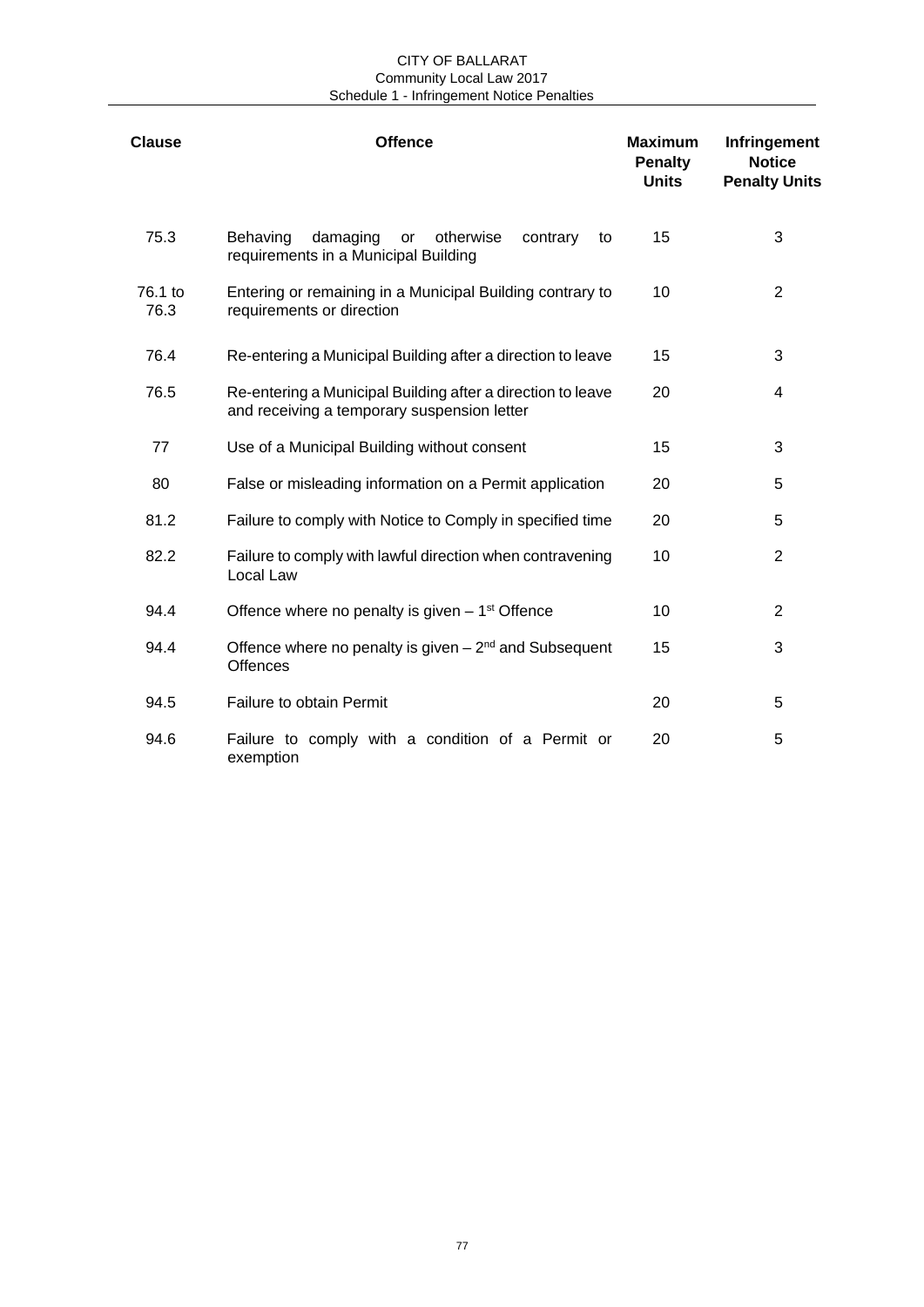| Clause | Offence | Maximum Penalty Units | Infringement Notice Penalty Units |
|---|---|---|---|
| 75.3 | Behaving damaging or otherwise contrary to requirements in a Municipal Building | 15 | 3 |
| 76.1 to 76.3 | Entering or remaining in a Municipal Building contrary to requirements or direction | 10 | 2 |
| 76.4 | Re-entering a Municipal Building after a direction to leave | 15 | 3 |
| 76.5 | Re-entering a Municipal Building after a direction to leave and receiving a temporary suspension letter | 20 | 4 |
| 77 | Use of a Municipal Building without consent | 15 | 3 |
| 80 | False or misleading information on a Permit application | 20 | 5 |
| 81.2 | Failure to comply with Notice to Comply in specified time | 20 | 5 |
| 82.2 | Failure to comply with lawful direction when contravening Local Law | 10 | 2 |
| 94.4 | Offence where no penalty is given – 1st Offence | 10 | 2 |
| 94.4 | Offence where no penalty is given – 2nd and Subsequent Offences | 15 | 3 |
| 94.5 | Failure to obtain Permit | 20 | 5 |
| 94.6 | Failure to comply with a condition of a Permit or exemption | 20 | 5 |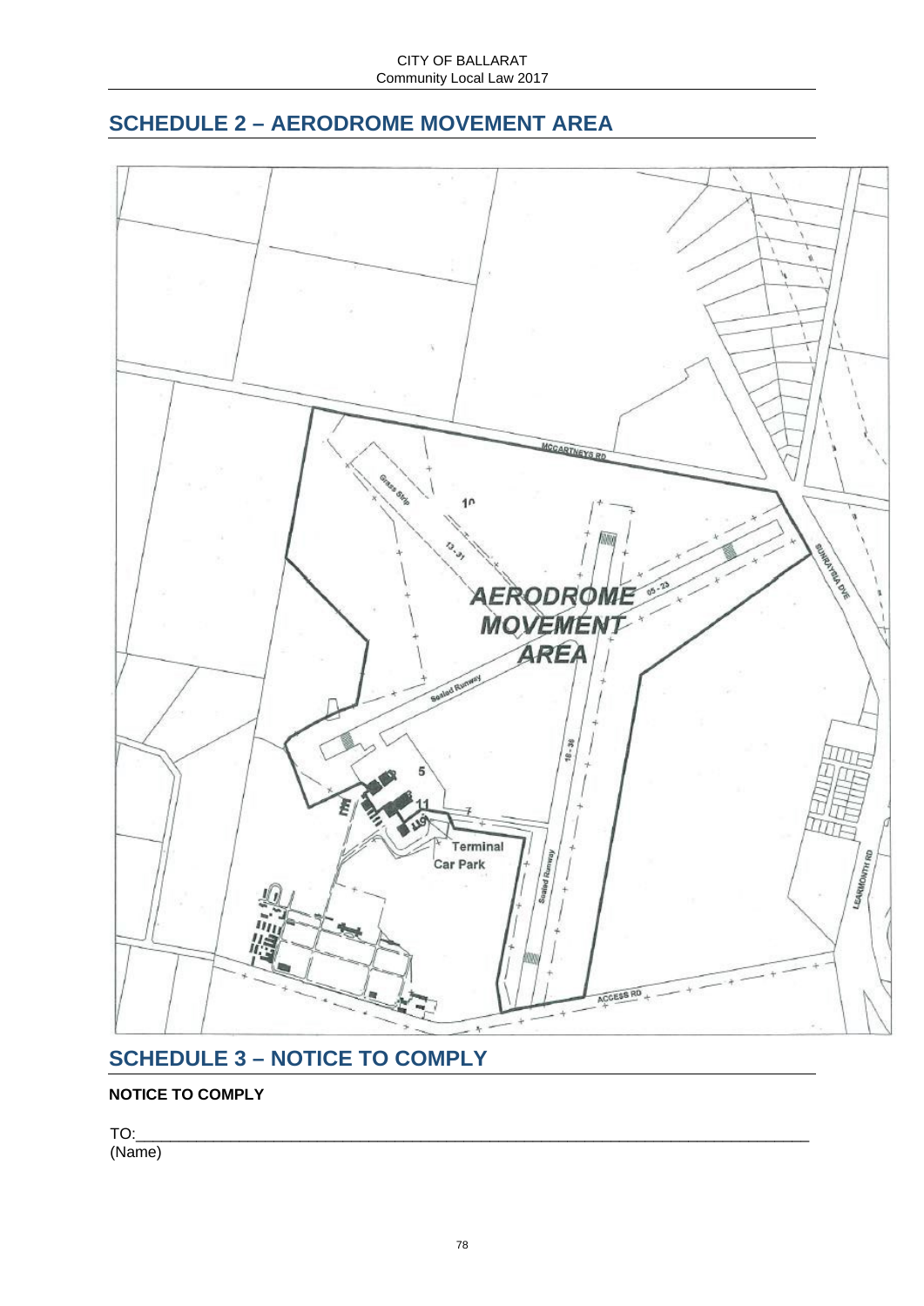## SCHEDULE 2 – AERODROME MOVEMENT AREA

## SCHEDULE 3 – NOTICE TO COMPLY

**NOTICE TO COMPLY**

TO:\_\_\_\_\_\_\_\_\_\_\_\_\_\_\_\_\_\_\_\_\_\_\_\_\_\_\_\_\_\_\_\_\_\_\_\_\_\_\_\_\_\_\_\_\_\_\_\_\_\_\_\_\_\_\_\_\_\_\_\_\_\_\_\_\_\_\_\_\_\_
(Name)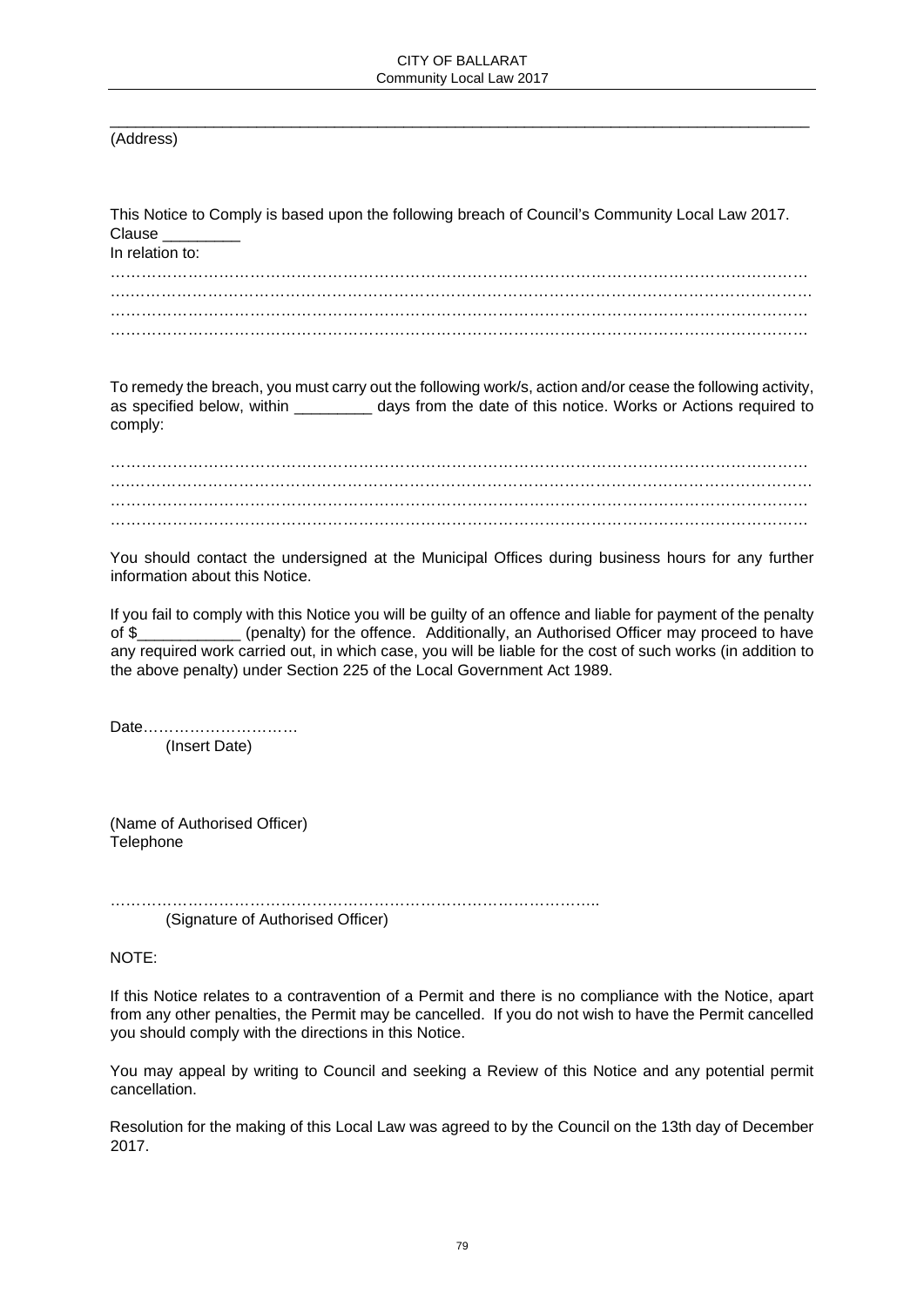\_\_\_\_\_\_\_\_\_\_\_\_\_\_\_\_\_\_\_\_\_\_\_\_\_\_\_\_\_\_\_\_\_\_\_\_\_\_\_\_\_\_\_\_\_\_\_\_\_\_\_\_\_\_\_\_\_\_\_\_\_\_\_\_\_\_\_\_\_\_\_\_\_\_\_\_\_\_

(Address)

This Notice to Comply is based upon the following breach of Council's Community Local Law 2017.
Clause _________
In relation to:

……………………………………………………………………………………………………………………
……………………………………………………………………………………………………………………
……………………………………………………………………………………………………………………
……………………………………………………………………………………………………………………

To remedy the breach, you must carry out the following work/s, action and/or cease the following activity, as specified below, within _________ days from the date of this notice. Works or Actions required to comply:

……………………………………………………………………………………………………………………
……………………………………………………………………………………………………………………
……………………………………………………………………………………………………………………
……………………………………………………………………………………………………………………

You should contact the undersigned at the Municipal Offices during business hours for any further information about this Notice.

If you fail to comply with this Notice you will be guilty of an offence and liable for payment of the penalty of $____________ (penalty) for the offence. Additionally, an Authorised Officer may proceed to have any required work carried out, in which case, you will be liable for the cost of such works (in addition to the above penalty) under Section 225 of the Local Government Act 1989.

Date…………………………
(Insert Date)

(Name of Authorised Officer)
Telephone

……………………………………………………………………………………..
(Signature of Authorised Officer)

NOTE:

If this Notice relates to a contravention of a Permit and there is no compliance with the Notice, apart from any other penalties, the Permit may be cancelled. If you do not wish to have the Permit cancelled you should comply with the directions in this Notice.

You may appeal by writing to Council and seeking a Review of this Notice and any potential permit cancellation.

Resolution for the making of this Local Law was agreed to by the Council on the 13th day of December 2017.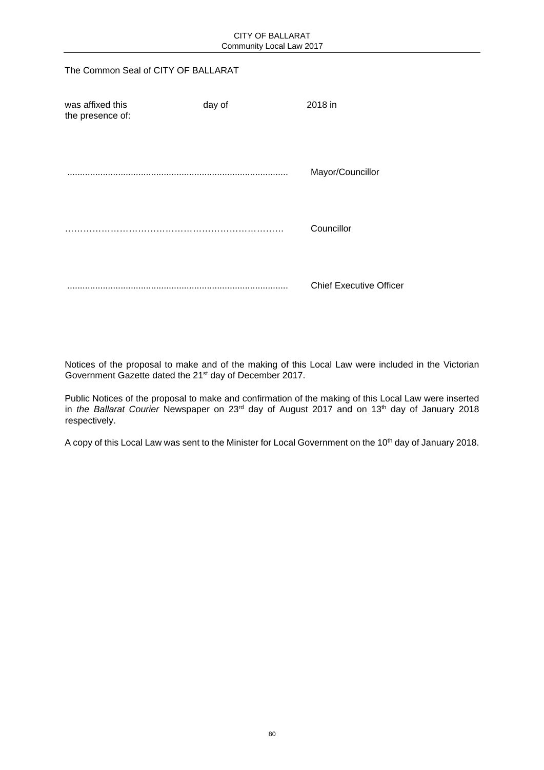The Common Seal of CITY OF BALLARAT

was affixed this day of 2018 in the presence of:

..................................................................................... Mayor/Councillor

……………………………………………………………… Councillor

..................................................................................... Chief Executive Officer

Notices of the proposal to make and of the making of this Local Law were included in the Victorian Government Gazette dated the 21st day of December 2017.

Public Notices of the proposal to make and confirmation of the making of this Local Law were inserted in *the Ballarat Courier* Newspaper on 23rd day of August 2017 and on 13th day of January 2018 respectively.

A copy of this Local Law was sent to the Minister for Local Government on the 10th day of January 2018.